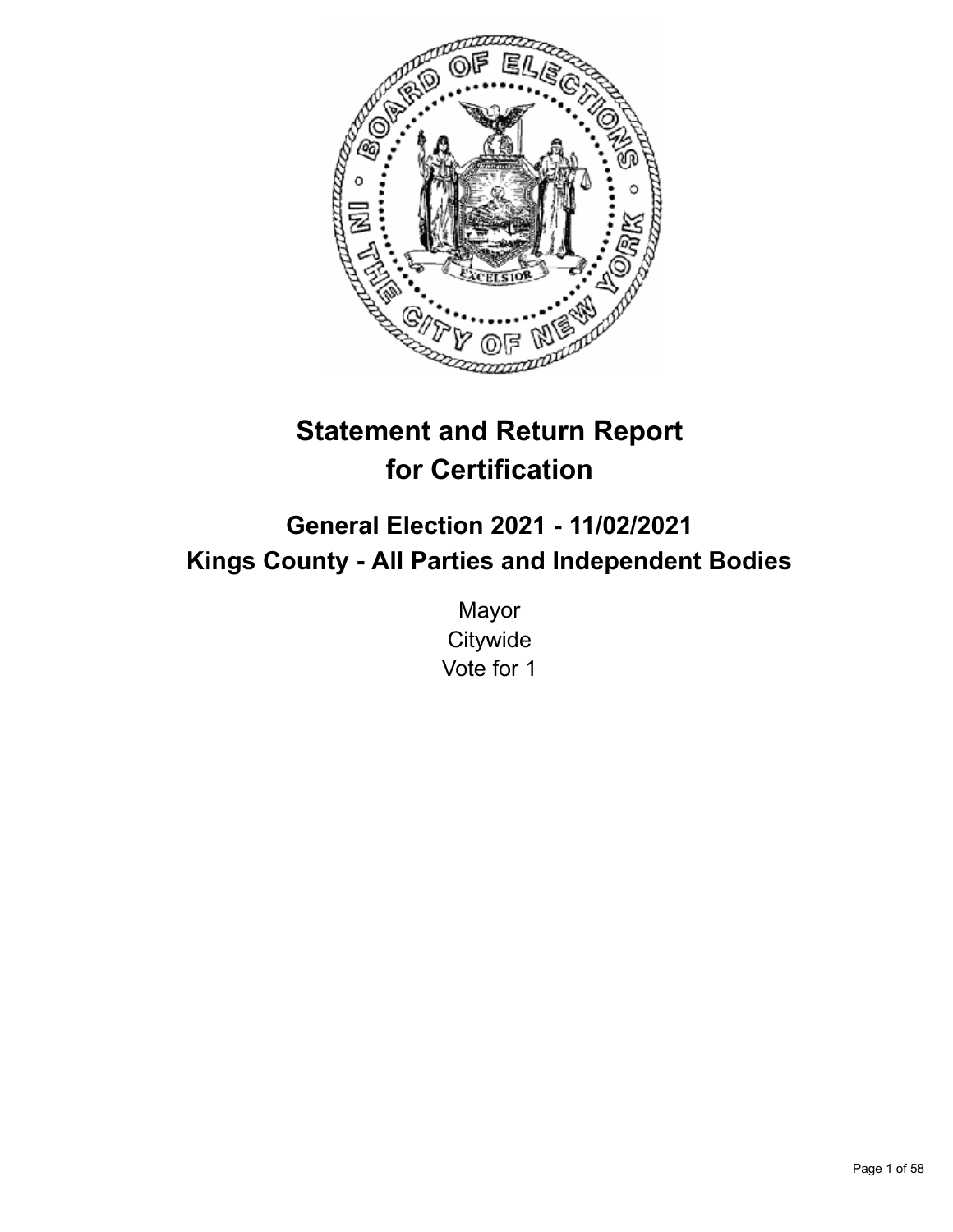# Statement and Return Report for Certification

## General Election 2021 - 11/02/2021
## Kings County - All Parties and Independent Bodies

Mayor
Citywide
Vote for 1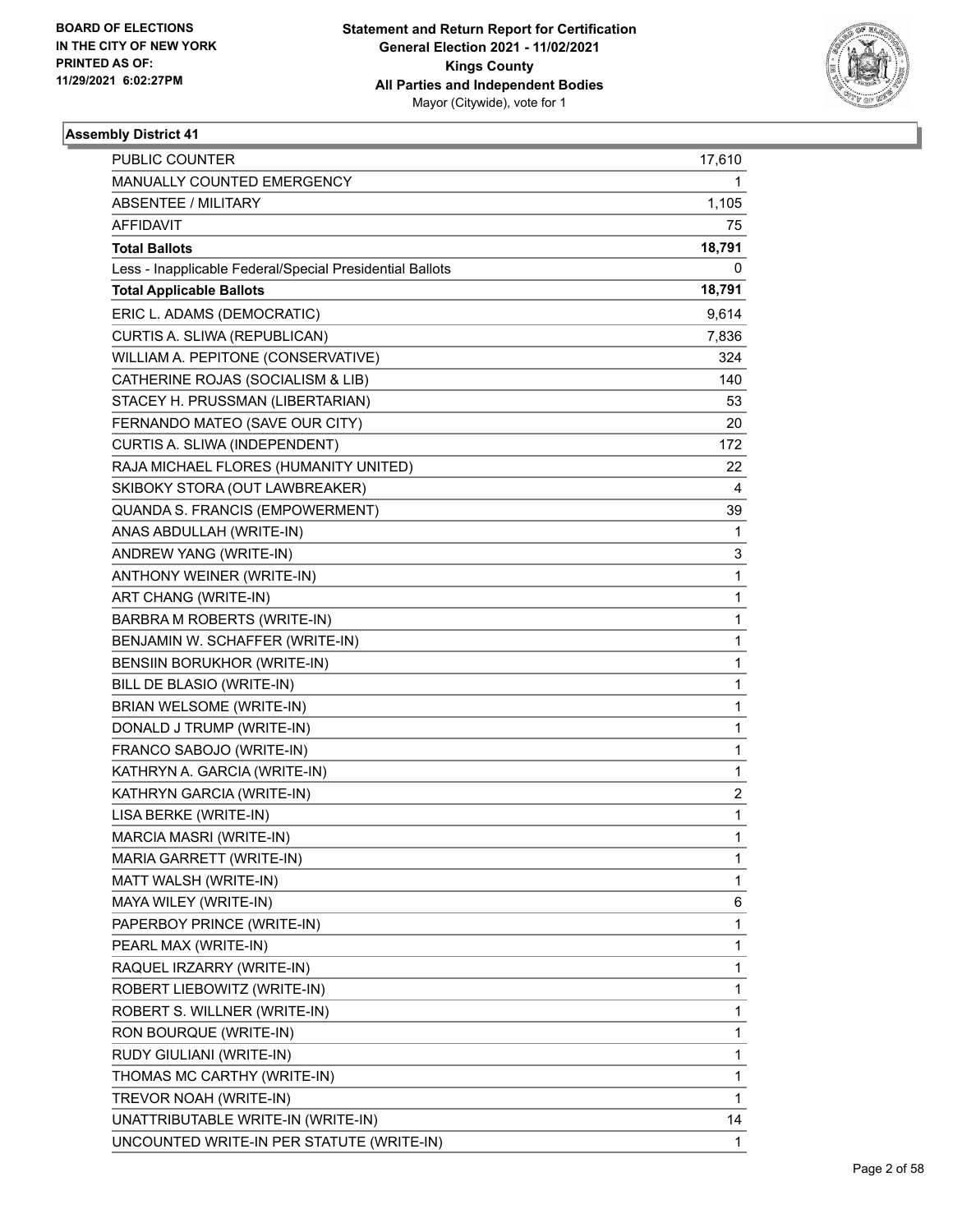BOARD OF ELECTIONS
IN THE CITY OF NEW YORK
PRINTED AS OF:
11/29/2021 6:02:27PM

**Statement and Return Report for Certification**
**General Election 2021 - 11/02/2021**
**Kings County**
**All Parties and Independent Bodies**
Mayor (Citywide), vote for 1

### Assembly District 41

| | |
|---|---|
| PUBLIC COUNTER | 17,610 |
| MANUALLY COUNTED EMERGENCY | 1 |
| ABSENTEE / MILITARY | 1,105 |
| AFFIDAVIT | 75 |
| **Total Ballots** | **18,791** |
| Less - Inapplicable Federal/Special Presidential Ballots | 0 |
| **Total Applicable Ballots** | **18,791** |
| ERIC L. ADAMS (DEMOCRATIC) | 9,614 |
| CURTIS A. SLIWA (REPUBLICAN) | 7,836 |
| WILLIAM A. PEPITONE (CONSERVATIVE) | 324 |
| CATHERINE ROJAS (SOCIALISM & LIB) | 140 |
| STACEY H. PRUSSMAN (LIBERTARIAN) | 53 |
| FERNANDO MATEO (SAVE OUR CITY) | 20 |
| CURTIS A. SLIWA (INDEPENDENT) | 172 |
| RAJA MICHAEL FLORES (HUMANITY UNITED) | 22 |
| SKIBOKY STORA (OUT LAWBREAKER) | 4 |
| QUANDA S. FRANCIS (EMPOWERMENT) | 39 |
| ANAS ABDULLAH (WRITE-IN) | 1 |
| ANDREW YANG (WRITE-IN) | 3 |
| ANTHONY WEINER (WRITE-IN) | 1 |
| ART CHANG (WRITE-IN) | 1 |
| BARBRA M ROBERTS (WRITE-IN) | 1 |
| BENJAMIN W. SCHAFFER (WRITE-IN) | 1 |
| BENSIIN BORUKHOR (WRITE-IN) | 1 |
| BILL DE BLASIO (WRITE-IN) | 1 |
| BRIAN WELSOME (WRITE-IN) | 1 |
| DONALD J TRUMP (WRITE-IN) | 1 |
| FRANCO SABOJO (WRITE-IN) | 1 |
| KATHRYN A. GARCIA (WRITE-IN) | 1 |
| KATHRYN GARCIA (WRITE-IN) | 2 |
| LISA BERKE (WRITE-IN) | 1 |
| MARCIA MASRI (WRITE-IN) | 1 |
| MARIA GARRETT (WRITE-IN) | 1 |
| MATT WALSH (WRITE-IN) | 1 |
| MAYA WILEY (WRITE-IN) | 6 |
| PAPERBOY PRINCE (WRITE-IN) | 1 |
| PEARL MAX (WRITE-IN) | 1 |
| RAQUEL IRZARRY (WRITE-IN) | 1 |
| ROBERT LIEBOWITZ (WRITE-IN) | 1 |
| ROBERT S. WILLNER (WRITE-IN) | 1 |
| RON BOURQUE (WRITE-IN) | 1 |
| RUDY GIULIANI (WRITE-IN) | 1 |
| THOMAS MC CARTHY (WRITE-IN) | 1 |
| TREVOR NOAH (WRITE-IN) | 1 |
| UNATTRIBUTABLE WRITE-IN (WRITE-IN) | 14 |
| UNCOUNTED WRITE-IN PER STATUTE (WRITE-IN) | 1 |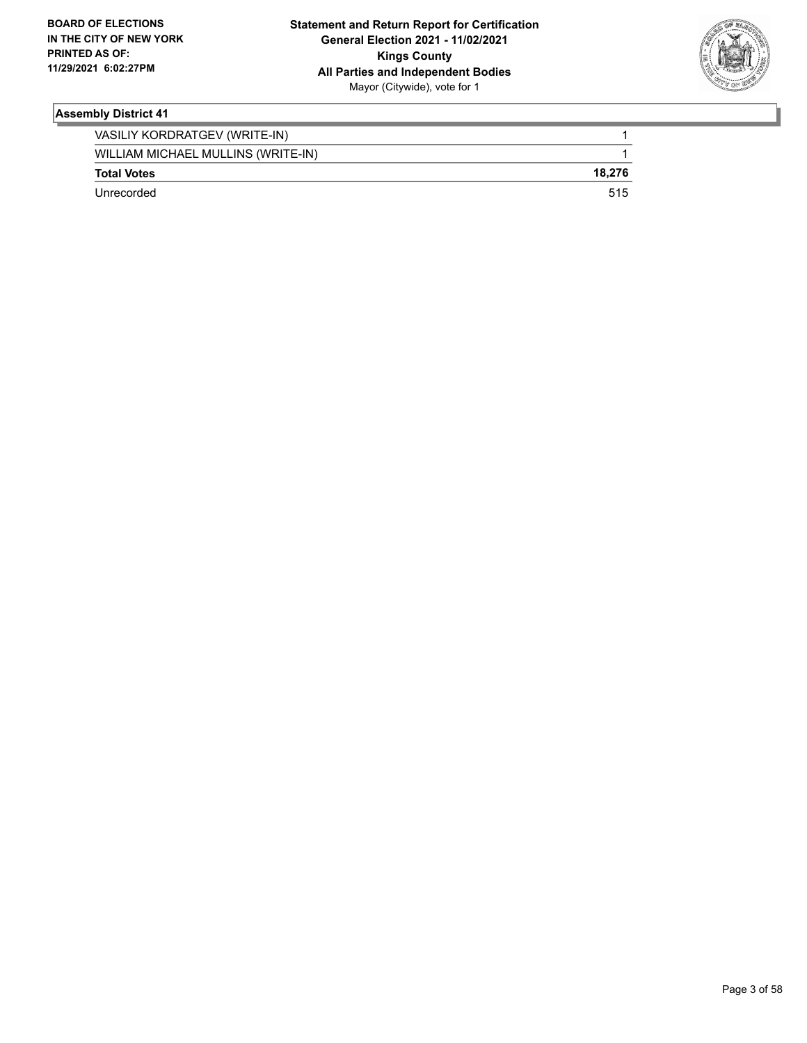## Assembly District 41

| | |
|---|---|
| VASILIY KORDRATGEV (WRITE-IN) | 1 |
| WILLIAM MICHAEL MULLINS (WRITE-IN) | 1 |
| **Total Votes** | **18,276** |
| Unrecorded | 515 |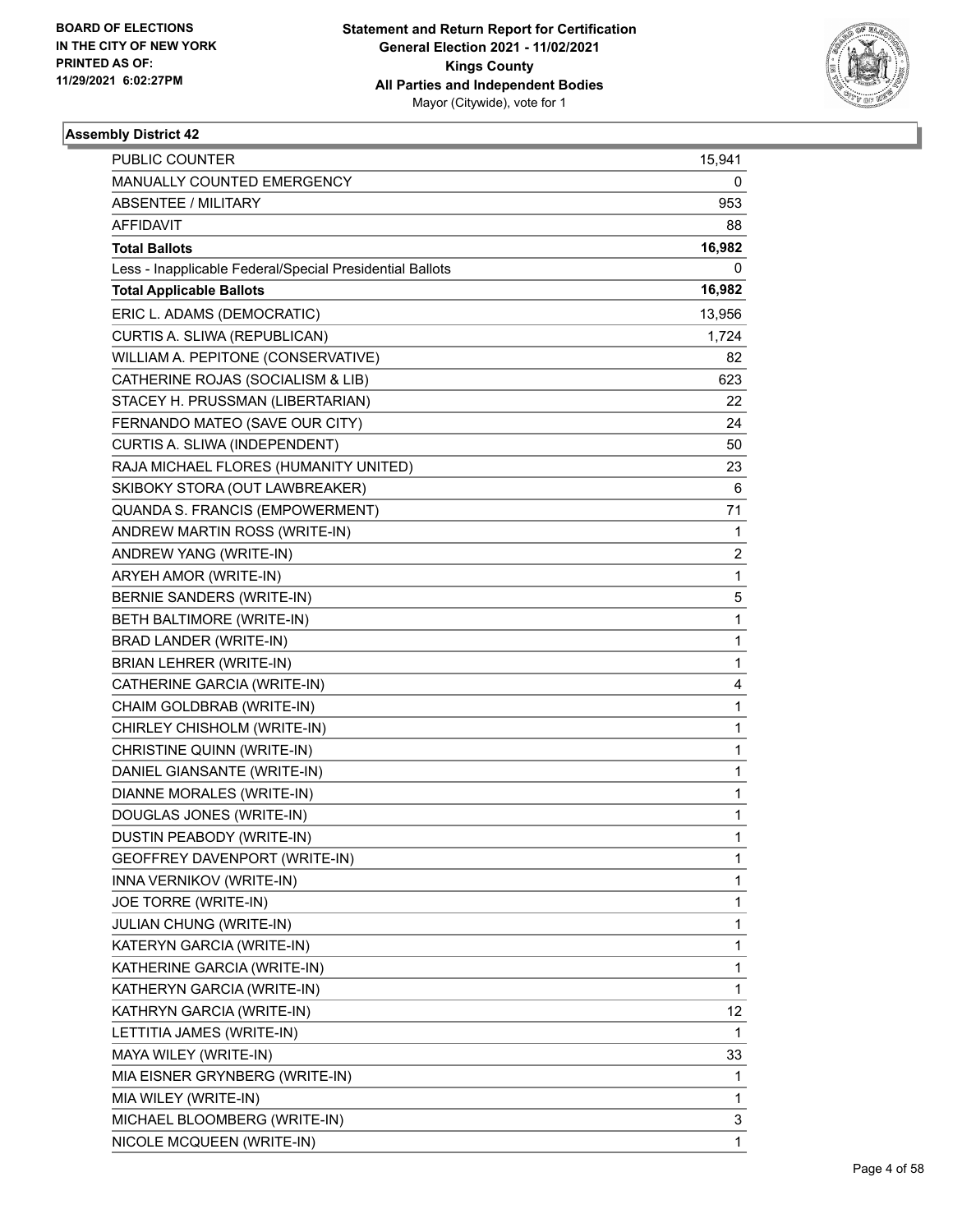**BOARD OF ELECTIONS IN THE CITY OF NEW YORK PRINTED AS OF: 11/29/2021 6:02:27PM**

**Statement and Return Report for Certification General Election 2021 - 11/02/2021 Kings County All Parties and Independent Bodies**
Mayor (Citywide), vote for 1

## Assembly District 42

| | |
|---|---|
| PUBLIC COUNTER | 15,941 |
| MANUALLY COUNTED EMERGENCY | 0 |
| ABSENTEE / MILITARY | 953 |
| AFFIDAVIT | 88 |
| **Total Ballots** | **16,982** |
| Less - Inapplicable Federal/Special Presidential Ballots | 0 |
| **Total Applicable Ballots** | **16,982** |
| ERIC L. ADAMS (DEMOCRATIC) | 13,956 |
| CURTIS A. SLIWA (REPUBLICAN) | 1,724 |
| WILLIAM A. PEPITONE (CONSERVATIVE) | 82 |
| CATHERINE ROJAS (SOCIALISM & LIB) | 623 |
| STACEY H. PRUSSMAN (LIBERTARIAN) | 22 |
| FERNANDO MATEO (SAVE OUR CITY) | 24 |
| CURTIS A. SLIWA (INDEPENDENT) | 50 |
| RAJA MICHAEL FLORES (HUMANITY UNITED) | 23 |
| SKIBOKY STORA (OUT LAWBREAKER) | 6 |
| QUANDA S. FRANCIS (EMPOWERMENT) | 71 |
| ANDREW MARTIN ROSS (WRITE-IN) | 1 |
| ANDREW YANG (WRITE-IN) | 2 |
| ARYEH AMOR (WRITE-IN) | 1 |
| BERNIE SANDERS (WRITE-IN) | 5 |
| BETH BALTIMORE (WRITE-IN) | 1 |
| BRAD LANDER (WRITE-IN) | 1 |
| BRIAN LEHRER (WRITE-IN) | 1 |
| CATHERINE GARCIA (WRITE-IN) | 4 |
| CHAIM GOLDBRAB (WRITE-IN) | 1 |
| CHIRLEY CHISHOLM (WRITE-IN) | 1 |
| CHRISTINE QUINN (WRITE-IN) | 1 |
| DANIEL GIANSANTE (WRITE-IN) | 1 |
| DIANNE MORALES (WRITE-IN) | 1 |
| DOUGLAS JONES (WRITE-IN) | 1 |
| DUSTIN PEABODY (WRITE-IN) | 1 |
| GEOFFREY DAVENPORT (WRITE-IN) | 1 |
| INNA VERNIKOV (WRITE-IN) | 1 |
| JOE TORRE (WRITE-IN) | 1 |
| JULIAN CHUNG (WRITE-IN) | 1 |
| KATERYN GARCIA (WRITE-IN) | 1 |
| KATHERINE GARCIA (WRITE-IN) | 1 |
| KATHERYN GARCIA (WRITE-IN) | 1 |
| KATHRYN GARCIA (WRITE-IN) | 12 |
| LETTITIA JAMES (WRITE-IN) | 1 |
| MAYA WILEY (WRITE-IN) | 33 |
| MIA EISNER GRYNBERG (WRITE-IN) | 1 |
| MIA WILEY (WRITE-IN) | 1 |
| MICHAEL BLOOMBERG (WRITE-IN) | 3 |
| NICOLE MCQUEEN (WRITE-IN) | 1 |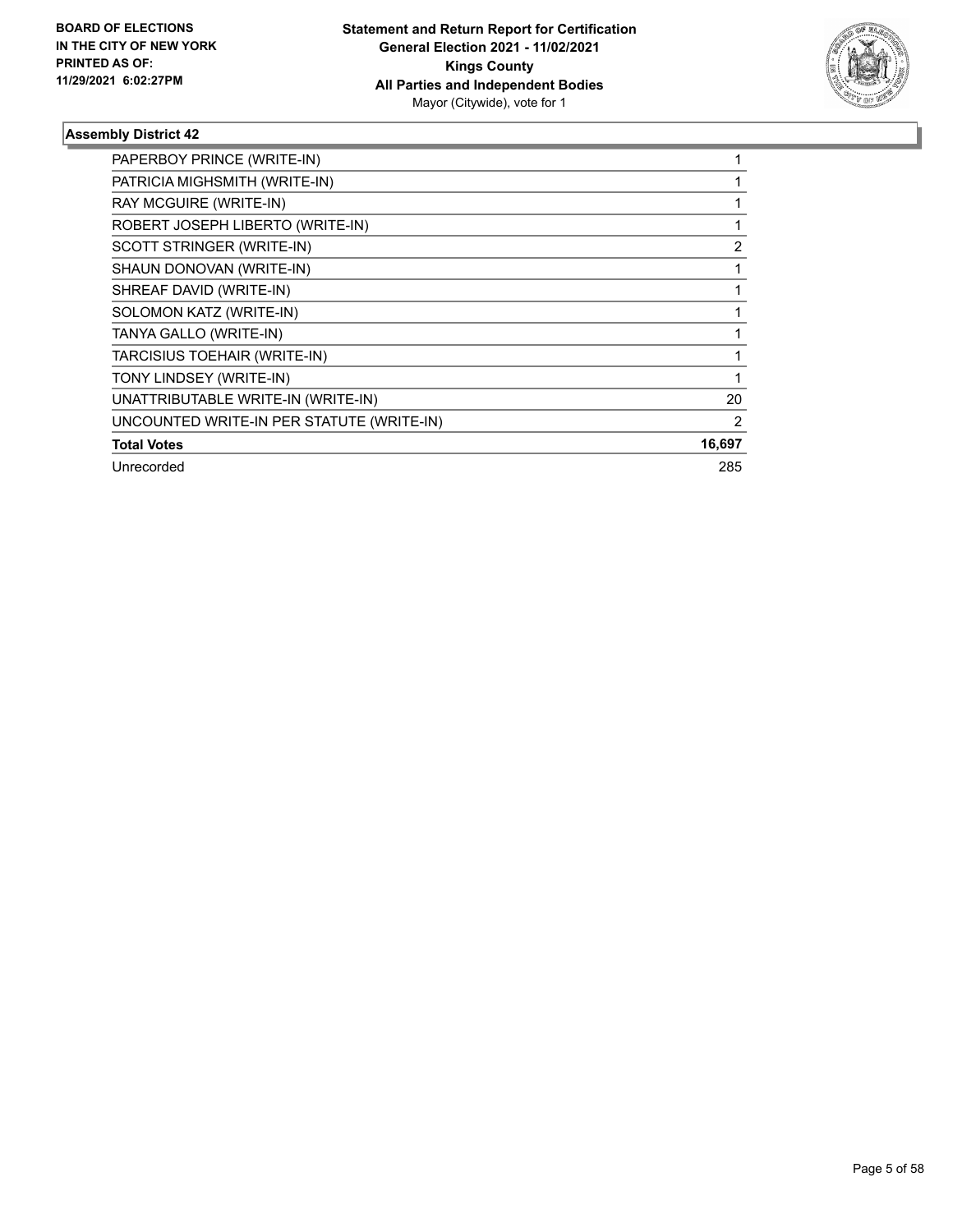BOARD OF ELECTIONS
IN THE CITY OF NEW YORK
PRINTED AS OF:
11/29/2021 6:02:27PM

**Statement and Return Report for Certification**
**General Election 2021 - 11/02/2021**
**Kings County**
**All Parties and Independent Bodies**
Mayor (Citywide), vote for 1

### Assembly District 42

| | |
|---|---|
| PAPERBOY PRINCE (WRITE-IN) | 1 |
| PATRICIA MIGHSMITH (WRITE-IN) | 1 |
| RAY MCGUIRE (WRITE-IN) | 1 |
| ROBERT JOSEPH LIBERTO (WRITE-IN) | 1 |
| SCOTT STRINGER (WRITE-IN) | 2 |
| SHAUN DONOVAN (WRITE-IN) | 1 |
| SHREAF DAVID (WRITE-IN) | 1 |
| SOLOMON KATZ (WRITE-IN) | 1 |
| TANYA GALLO (WRITE-IN) | 1 |
| TARCISIUS TOEHAIR (WRITE-IN) | 1 |
| TONY LINDSEY (WRITE-IN) | 1 |
| UNATTRIBUTABLE WRITE-IN (WRITE-IN) | 20 |
| UNCOUNTED WRITE-IN PER STATUTE (WRITE-IN) | 2 |
| **Total Votes** | **16,697** |
| Unrecorded | 285 |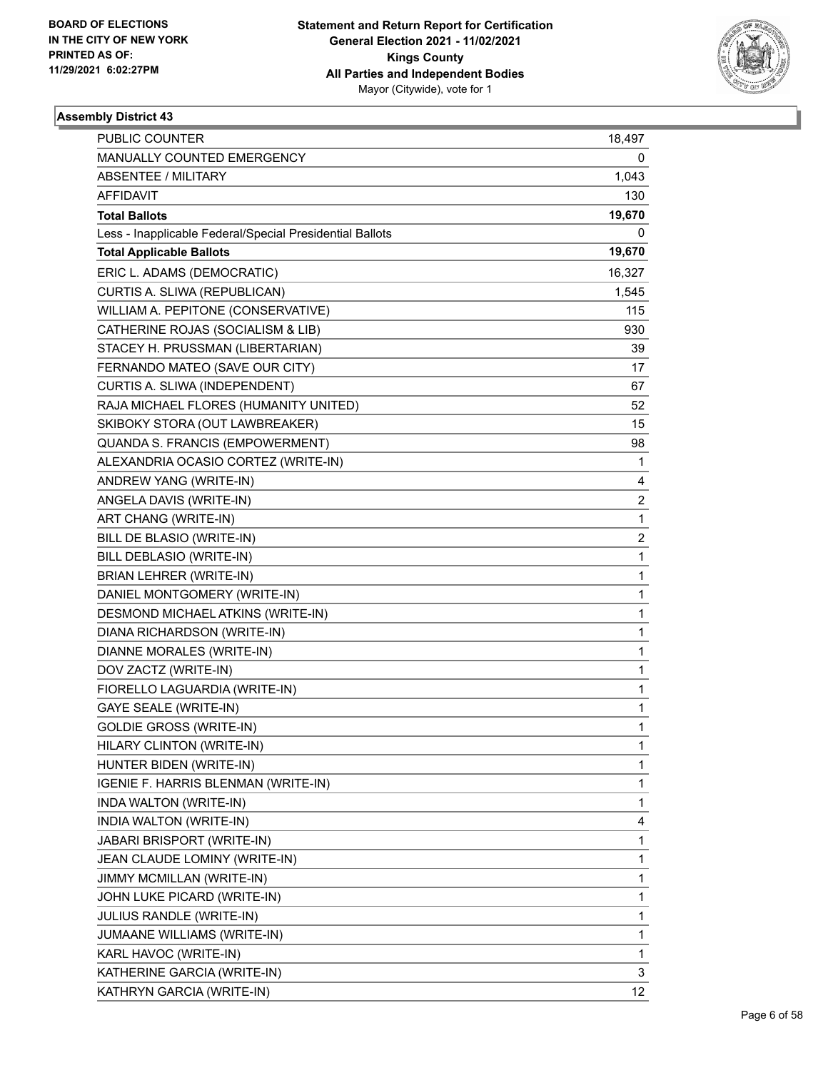BOARD OF ELECTIONS
IN THE CITY OF NEW YORK
PRINTED AS OF:
11/29/2021 6:02:27PM

**Statement and Return Report for Certification**
**General Election 2021 - 11/02/2021**
**Kings County**
**All Parties and Independent Bodies**
Mayor (Citywide), vote for 1

### Assembly District 43

| | |
|---|---|
| PUBLIC COUNTER | 18,497 |
| MANUALLY COUNTED EMERGENCY | 0 |
| ABSENTEE / MILITARY | 1,043 |
| AFFIDAVIT | 130 |
| **Total Ballots** | **19,670** |
| Less - Inapplicable Federal/Special Presidential Ballots | 0 |
| **Total Applicable Ballots** | **19,670** |
| ERIC L. ADAMS (DEMOCRATIC) | 16,327 |
| CURTIS A. SLIWA (REPUBLICAN) | 1,545 |
| WILLIAM A. PEPITONE (CONSERVATIVE) | 115 |
| CATHERINE ROJAS (SOCIALISM & LIB) | 930 |
| STACEY H. PRUSSMAN (LIBERTARIAN) | 39 |
| FERNANDO MATEO (SAVE OUR CITY) | 17 |
| CURTIS A. SLIWA (INDEPENDENT) | 67 |
| RAJA MICHAEL FLORES (HUMANITY UNITED) | 52 |
| SKIBOKY STORA (OUT LAWBREAKER) | 15 |
| QUANDA S. FRANCIS (EMPOWERMENT) | 98 |
| ALEXANDRIA OCASIO CORTEZ (WRITE-IN) | 1 |
| ANDREW YANG (WRITE-IN) | 4 |
| ANGELA DAVIS (WRITE-IN) | 2 |
| ART CHANG (WRITE-IN) | 1 |
| BILL DE BLASIO (WRITE-IN) | 2 |
| BILL DEBLASIO (WRITE-IN) | 1 |
| BRIAN LEHRER (WRITE-IN) | 1 |
| DANIEL MONTGOMERY (WRITE-IN) | 1 |
| DESMOND MICHAEL ATKINS (WRITE-IN) | 1 |
| DIANA RICHARDSON (WRITE-IN) | 1 |
| DIANNE MORALES (WRITE-IN) | 1 |
| DOV ZACTZ (WRITE-IN) | 1 |
| FIORELLO LAGUARDIA (WRITE-IN) | 1 |
| GAYE SEALE (WRITE-IN) | 1 |
| GOLDIE GROSS (WRITE-IN) | 1 |
| HILARY CLINTON (WRITE-IN) | 1 |
| HUNTER BIDEN (WRITE-IN) | 1 |
| IGENIE F. HARRIS BLENMAN (WRITE-IN) | 1 |
| INDA WALTON (WRITE-IN) | 1 |
| INDIA WALTON (WRITE-IN) | 4 |
| JABARI BRISPORT (WRITE-IN) | 1 |
| JEAN CLAUDE LOMINY (WRITE-IN) | 1 |
| JIMMY MCMILLAN (WRITE-IN) | 1 |
| JOHN LUKE PICARD (WRITE-IN) | 1 |
| JULIUS RANDLE (WRITE-IN) | 1 |
| JUMAANE WILLIAMS (WRITE-IN) | 1 |
| KARL HAVOC (WRITE-IN) | 1 |
| KATHERINE GARCIA (WRITE-IN) | 3 |
| KATHRYN GARCIA (WRITE-IN) | 12 |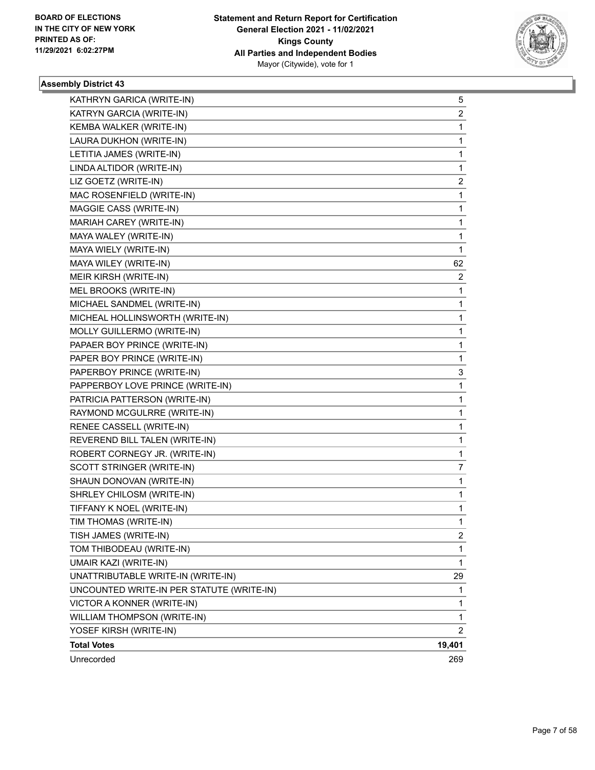**Statement and Return Report for Certification**
**General Election 2021 - 11/02/2021**
**Kings County**
**All Parties and Independent Bodies**
Mayor (Citywide), vote for 1

BOARD OF ELECTIONS
IN THE CITY OF NEW YORK
PRINTED AS OF:
11/29/2021 6:02:27PM

### Assembly District 43

| Candidate | Votes |
|---|---|
| KATHRYN GARICA (WRITE-IN) | 5 |
| KATRYN GARCIA (WRITE-IN) | 2 |
| KEMBA WALKER (WRITE-IN) | 1 |
| LAURA DUKHON (WRITE-IN) | 1 |
| LETITIA JAMES (WRITE-IN) | 1 |
| LINDA ALTIDOR (WRITE-IN) | 1 |
| LIZ GOETZ (WRITE-IN) | 2 |
| MAC ROSENFIELD (WRITE-IN) | 1 |
| MAGGIE CASS (WRITE-IN) | 1 |
| MARIAH CAREY (WRITE-IN) | 1 |
| MAYA WALEY (WRITE-IN) | 1 |
| MAYA WIELY (WRITE-IN) | 1 |
| MAYA WILEY (WRITE-IN) | 62 |
| MEIR KIRSH (WRITE-IN) | 2 |
| MEL BROOKS (WRITE-IN) | 1 |
| MICHAEL SANDMEL (WRITE-IN) | 1 |
| MICHEAL HOLLINSWORTH (WRITE-IN) | 1 |
| MOLLY GUILLERMO (WRITE-IN) | 1 |
| PAPAER BOY PRINCE (WRITE-IN) | 1 |
| PAPER BOY PRINCE (WRITE-IN) | 1 |
| PAPERBOY PRINCE (WRITE-IN) | 3 |
| PAPPERBOY LOVE PRINCE (WRITE-IN) | 1 |
| PATRICIA PATTERSON (WRITE-IN) | 1 |
| RAYMOND MCGULRRE (WRITE-IN) | 1 |
| RENEE CASSELL (WRITE-IN) | 1 |
| REVEREND BILL TALEN (WRITE-IN) | 1 |
| ROBERT CORNEGY JR. (WRITE-IN) | 1 |
| SCOTT STRINGER (WRITE-IN) | 7 |
| SHAUN DONOVAN (WRITE-IN) | 1 |
| SHRLEY CHILOSM (WRITE-IN) | 1 |
| TIFFANY K NOEL (WRITE-IN) | 1 |
| TIM THOMAS (WRITE-IN) | 1 |
| TISH JAMES (WRITE-IN) | 2 |
| TOM THIBODEAU (WRITE-IN) | 1 |
| UMAIR KAZI (WRITE-IN) | 1 |
| UNATTRIBUTABLE WRITE-IN (WRITE-IN) | 29 |
| UNCOUNTED WRITE-IN PER STATUTE (WRITE-IN) | 1 |
| VICTOR A KONNER (WRITE-IN) | 1 |
| WILLIAM THOMPSON (WRITE-IN) | 1 |
| YOSEF KIRSH (WRITE-IN) | 2 |
| **Total Votes** | **19,401** |
| Unrecorded | 269 |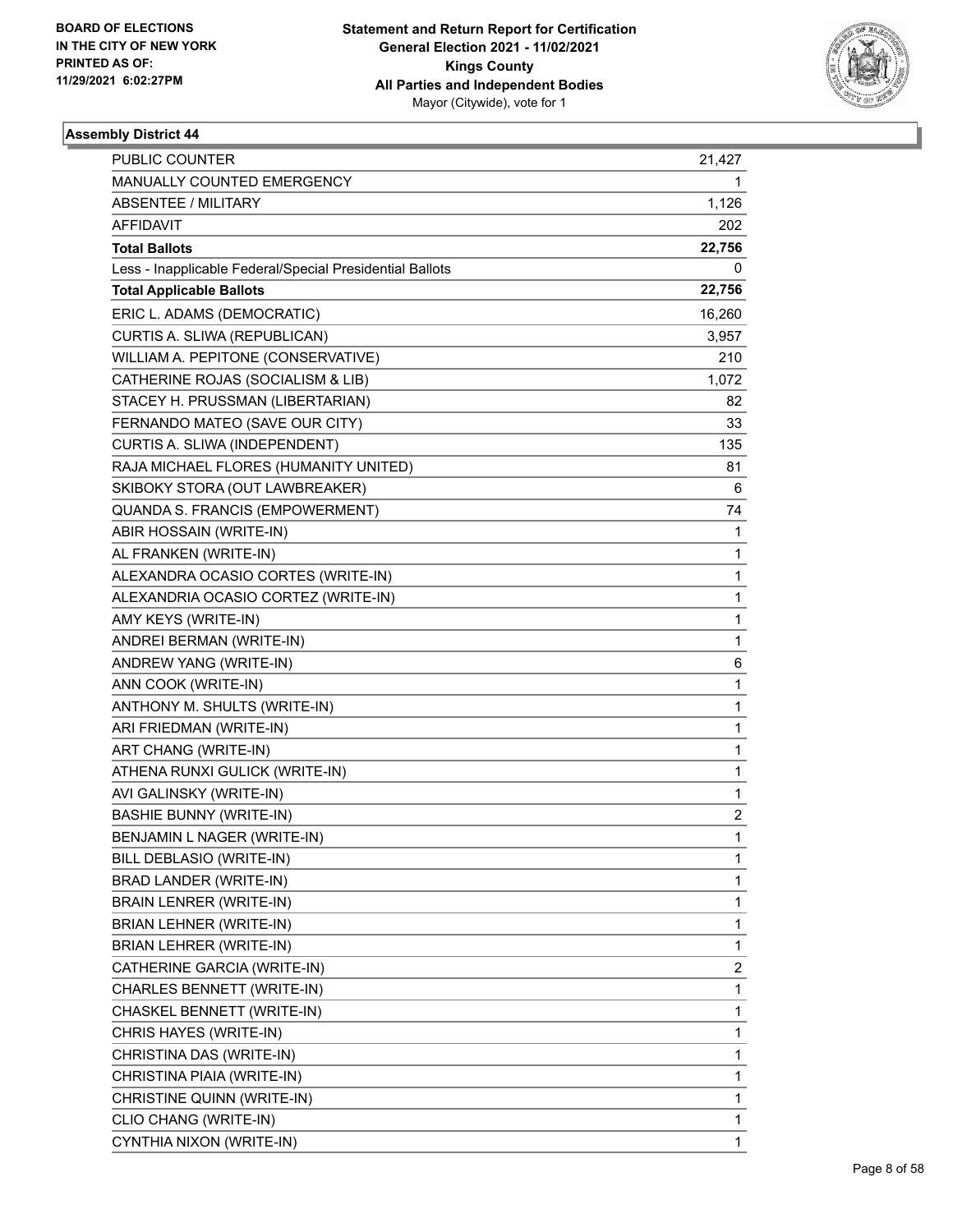**Statement and Return Report for Certification**
**General Election 2021 - 11/02/2021**
**Kings County**
**All Parties and Independent Bodies**
Mayor (Citywide), vote for 1

BOARD OF ELECTIONS
IN THE CITY OF NEW YORK
PRINTED AS OF:
11/29/2021 6:02:27PM

### Assembly District 44

| | |
|---|---|
| PUBLIC COUNTER | 21,427 |
| MANUALLY COUNTED EMERGENCY | 1 |
| ABSENTEE / MILITARY | 1,126 |
| AFFIDAVIT | 202 |
| **Total Ballots** | **22,756** |
| Less - Inapplicable Federal/Special Presidential Ballots | 0 |
| **Total Applicable Ballots** | **22,756** |
| ERIC L. ADAMS (DEMOCRATIC) | 16,260 |
| CURTIS A. SLIWA (REPUBLICAN) | 3,957 |
| WILLIAM A. PEPITONE (CONSERVATIVE) | 210 |
| CATHERINE ROJAS (SOCIALISM & LIB) | 1,072 |
| STACEY H. PRUSSMAN (LIBERTARIAN) | 82 |
| FERNANDO MATEO (SAVE OUR CITY) | 33 |
| CURTIS A. SLIWA (INDEPENDENT) | 135 |
| RAJA MICHAEL FLORES (HUMANITY UNITED) | 81 |
| SKIBOKY STORA (OUT LAWBREAKER) | 6 |
| QUANDA S. FRANCIS (EMPOWERMENT) | 74 |
| ABIR HOSSAIN (WRITE-IN) | 1 |
| AL FRANKEN (WRITE-IN) | 1 |
| ALEXANDRA OCASIO CORTES (WRITE-IN) | 1 |
| ALEXANDRIA OCASIO CORTEZ (WRITE-IN) | 1 |
| AMY KEYS (WRITE-IN) | 1 |
| ANDREI BERMAN (WRITE-IN) | 1 |
| ANDREW YANG (WRITE-IN) | 6 |
| ANN COOK (WRITE-IN) | 1 |
| ANTHONY M. SHULTS (WRITE-IN) | 1 |
| ARI FRIEDMAN (WRITE-IN) | 1 |
| ART CHANG (WRITE-IN) | 1 |
| ATHENA RUNXI GULICK (WRITE-IN) | 1 |
| AVI GALINSKY (WRITE-IN) | 1 |
| BASHIE BUNNY (WRITE-IN) | 2 |
| BENJAMIN L NAGER (WRITE-IN) | 1 |
| BILL DEBLASIO (WRITE-IN) | 1 |
| BRAD LANDER (WRITE-IN) | 1 |
| BRAIN LENRER (WRITE-IN) | 1 |
| BRIAN LEHNER (WRITE-IN) | 1 |
| BRIAN LEHRER (WRITE-IN) | 1 |
| CATHERINE GARCIA (WRITE-IN) | 2 |
| CHARLES BENNETT (WRITE-IN) | 1 |
| CHASKEL BENNETT (WRITE-IN) | 1 |
| CHRIS HAYES (WRITE-IN) | 1 |
| CHRISTINA DAS (WRITE-IN) | 1 |
| CHRISTINA PIAIA (WRITE-IN) | 1 |
| CHRISTINE QUINN (WRITE-IN) | 1 |
| CLIO CHANG (WRITE-IN) | 1 |
| CYNTHIA NIXON (WRITE-IN) | 1 |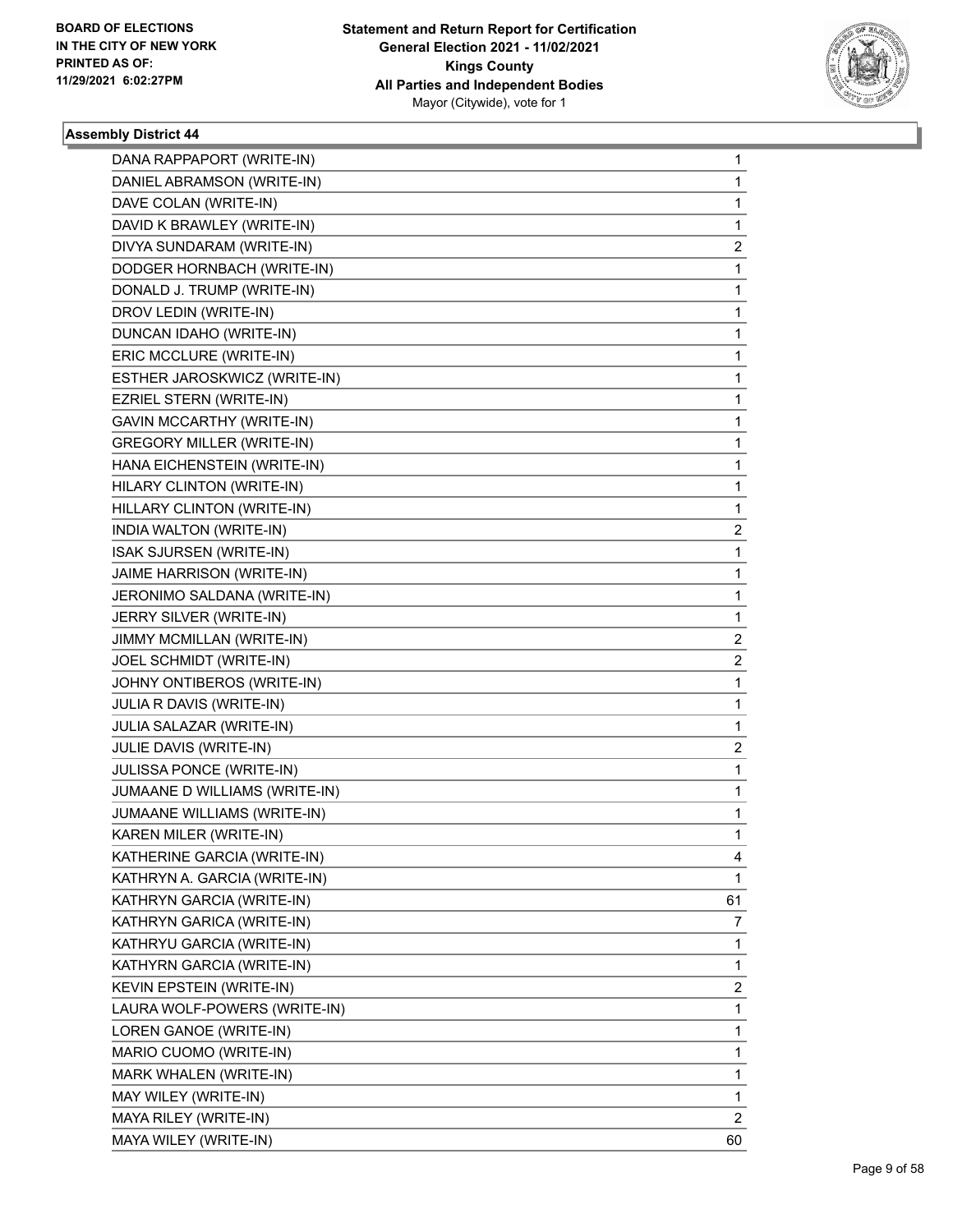**BOARD OF ELECTIONS IN THE CITY OF NEW YORK PRINTED AS OF: 11/29/2021 6:02:27PM**

**Statement and Return Report for Certification General Election 2021 - 11/02/2021 Kings County All Parties and Independent Bodies** Mayor (Citywide), vote for 1

### Assembly District 44

| | |
|---|---|
| DANA RAPPAPORT (WRITE-IN) | 1 |
| DANIEL ABRAMSON (WRITE-IN) | 1 |
| DAVE COLAN (WRITE-IN) | 1 |
| DAVID K BRAWLEY (WRITE-IN) | 1 |
| DIVYA SUNDARAM (WRITE-IN) | 2 |
| DODGER HORNBACH (WRITE-IN) | 1 |
| DONALD J. TRUMP (WRITE-IN) | 1 |
| DROV LEDIN (WRITE-IN) | 1 |
| DUNCAN IDAHO (WRITE-IN) | 1 |
| ERIC MCCLURE (WRITE-IN) | 1 |
| ESTHER JAROSKWICZ (WRITE-IN) | 1 |
| EZRIEL STERN (WRITE-IN) | 1 |
| GAVIN MCCARTHY (WRITE-IN) | 1 |
| GREGORY MILLER (WRITE-IN) | 1 |
| HANA EICHENSTEIN (WRITE-IN) | 1 |
| HILARY CLINTON (WRITE-IN) | 1 |
| HILLARY CLINTON (WRITE-IN) | 1 |
| INDIA WALTON (WRITE-IN) | 2 |
| ISAK SJURSEN (WRITE-IN) | 1 |
| JAIME HARRISON (WRITE-IN) | 1 |
| JERONIMO SALDANA (WRITE-IN) | 1 |
| JERRY SILVER (WRITE-IN) | 1 |
| JIMMY MCMILLAN (WRITE-IN) | 2 |
| JOEL SCHMIDT (WRITE-IN) | 2 |
| JOHNY ONTIBEROS (WRITE-IN) | 1 |
| JULIA R DAVIS (WRITE-IN) | 1 |
| JULIA SALAZAR (WRITE-IN) | 1 |
| JULIE DAVIS (WRITE-IN) | 2 |
| JULISSA PONCE (WRITE-IN) | 1 |
| JUMAANE D WILLIAMS (WRITE-IN) | 1 |
| JUMAANE WILLIAMS (WRITE-IN) | 1 |
| KAREN MILER (WRITE-IN) | 1 |
| KATHERINE GARCIA (WRITE-IN) | 4 |
| KATHRYN A. GARCIA (WRITE-IN) | 1 |
| KATHRYN GARCIA (WRITE-IN) | 61 |
| KATHRYN GARICA (WRITE-IN) | 7 |
| KATHRYU GARCIA (WRITE-IN) | 1 |
| KATHYRN GARCIA (WRITE-IN) | 1 |
| KEVIN EPSTEIN (WRITE-IN) | 2 |
| LAURA WOLF-POWERS (WRITE-IN) | 1 |
| LOREN GANOE (WRITE-IN) | 1 |
| MARIO CUOMO (WRITE-IN) | 1 |
| MARK WHALEN (WRITE-IN) | 1 |
| MAY WILEY (WRITE-IN) | 1 |
| MAYA RILEY (WRITE-IN) | 2 |
| MAYA WILEY (WRITE-IN) | 60 |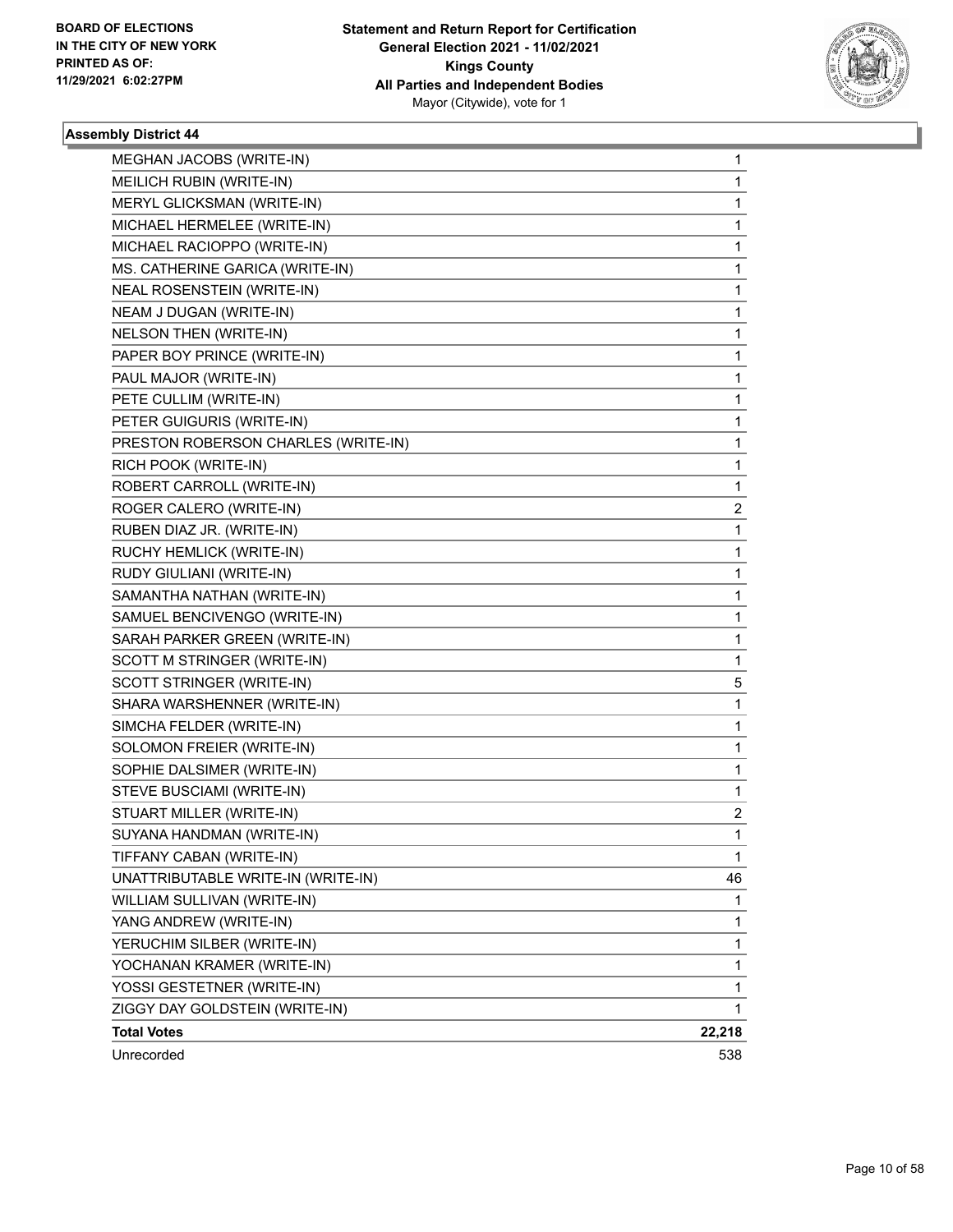**BOARD OF ELECTIONS IN THE CITY OF NEW YORK PRINTED AS OF: 11/29/2021 6:02:27PM**

**Statement and Return Report for Certification General Election 2021 - 11/02/2021 Kings County All Parties and Independent Bodies**
Mayor (Citywide), vote for 1

### Assembly District 44

| | |
|---|---|
| MEGHAN JACOBS (WRITE-IN) | 1 |
| MEILICH RUBIN (WRITE-IN) | 1 |
| MERYL GLICKSMAN (WRITE-IN) | 1 |
| MICHAEL HERMELEE (WRITE-IN) | 1 |
| MICHAEL RACIOPPO (WRITE-IN) | 1 |
| MS. CATHERINE GARICA (WRITE-IN) | 1 |
| NEAL ROSENSTEIN (WRITE-IN) | 1 |
| NEAM J DUGAN (WRITE-IN) | 1 |
| NELSON THEN (WRITE-IN) | 1 |
| PAPER BOY PRINCE (WRITE-IN) | 1 |
| PAUL MAJOR (WRITE-IN) | 1 |
| PETE CULLIM (WRITE-IN) | 1 |
| PETER GUIGURIS (WRITE-IN) | 1 |
| PRESTON ROBERSON CHARLES (WRITE-IN) | 1 |
| RICH POOK (WRITE-IN) | 1 |
| ROBERT CARROLL (WRITE-IN) | 1 |
| ROGER CALERO (WRITE-IN) | 2 |
| RUBEN DIAZ JR. (WRITE-IN) | 1 |
| RUCHY HEMLICK (WRITE-IN) | 1 |
| RUDY GIULIANI (WRITE-IN) | 1 |
| SAMANTHA NATHAN (WRITE-IN) | 1 |
| SAMUEL BENCIVENGO (WRITE-IN) | 1 |
| SARAH PARKER GREEN (WRITE-IN) | 1 |
| SCOTT M STRINGER (WRITE-IN) | 1 |
| SCOTT STRINGER (WRITE-IN) | 5 |
| SHARA WARSHENNER (WRITE-IN) | 1 |
| SIMCHA FELDER (WRITE-IN) | 1 |
| SOLOMON FREIER (WRITE-IN) | 1 |
| SOPHIE DALSIMER (WRITE-IN) | 1 |
| STEVE BUSCIAMI (WRITE-IN) | 1 |
| STUART MILLER (WRITE-IN) | 2 |
| SUYANA HANDMAN (WRITE-IN) | 1 |
| TIFFANY CABAN (WRITE-IN) | 1 |
| UNATTRIBUTABLE WRITE-IN (WRITE-IN) | 46 |
| WILLIAM SULLIVAN (WRITE-IN) | 1 |
| YANG ANDREW (WRITE-IN) | 1 |
| YERUCHIM SILBER (WRITE-IN) | 1 |
| YOCHANAN KRAMER (WRITE-IN) | 1 |
| YOSSI GESTETNER (WRITE-IN) | 1 |
| ZIGGY DAY GOLDSTEIN (WRITE-IN) | 1 |
| **Total Votes** | **22,218** |
| Unrecorded | 538 |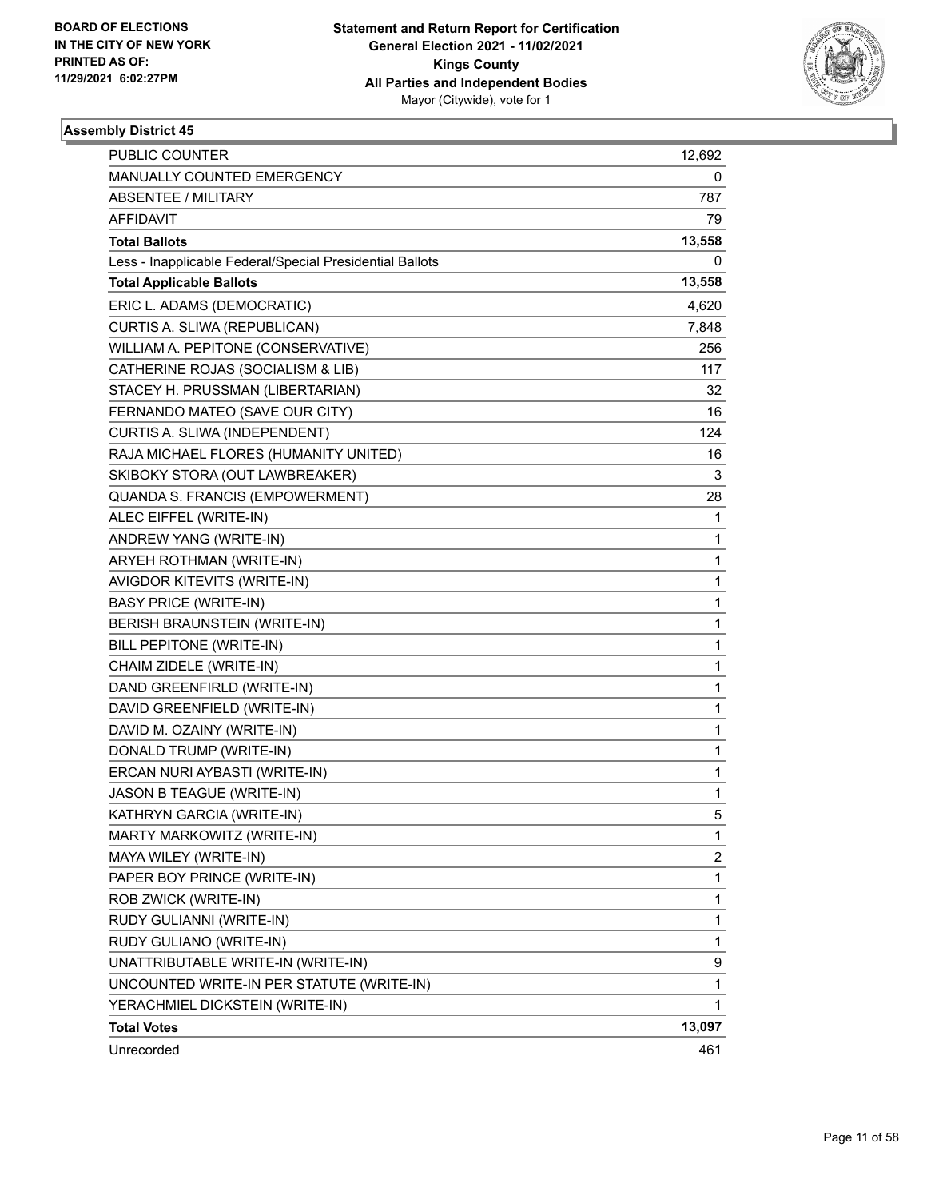BOARD OF ELECTIONS
IN THE CITY OF NEW YORK
PRINTED AS OF:
11/29/2021 6:02:27PM

**Statement and Return Report for Certification**
**General Election 2021 - 11/02/2021**
**Kings County**
**All Parties and Independent Bodies**
Mayor (Citywide), vote for 1

### Assembly District 45

| | |
|---|---|
| PUBLIC COUNTER | 12,692 |
| MANUALLY COUNTED EMERGENCY | 0 |
| ABSENTEE / MILITARY | 787 |
| AFFIDAVIT | 79 |
| **Total Ballots** | **13,558** |
| Less - Inapplicable Federal/Special Presidential Ballots | 0 |
| **Total Applicable Ballots** | **13,558** |
| ERIC L. ADAMS (DEMOCRATIC) | 4,620 |
| CURTIS A. SLIWA (REPUBLICAN) | 7,848 |
| WILLIAM A. PEPITONE (CONSERVATIVE) | 256 |
| CATHERINE ROJAS (SOCIALISM & LIB) | 117 |
| STACEY H. PRUSSMAN (LIBERTARIAN) | 32 |
| FERNANDO MATEO (SAVE OUR CITY) | 16 |
| CURTIS A. SLIWA (INDEPENDENT) | 124 |
| RAJA MICHAEL FLORES (HUMANITY UNITED) | 16 |
| SKIBOKY STORA (OUT LAWBREAKER) | 3 |
| QUANDA S. FRANCIS (EMPOWERMENT) | 28 |
| ALEC EIFFEL (WRITE-IN) | 1 |
| ANDREW YANG (WRITE-IN) | 1 |
| ARYEH ROTHMAN (WRITE-IN) | 1 |
| AVIGDOR KITEVITS (WRITE-IN) | 1 |
| BASY PRICE (WRITE-IN) | 1 |
| BERISH BRAUNSTEIN (WRITE-IN) | 1 |
| BILL PEPITONE (WRITE-IN) | 1 |
| CHAIM ZIDELE (WRITE-IN) | 1 |
| DAND GREENFIRLD (WRITE-IN) | 1 |
| DAVID GREENFIELD (WRITE-IN) | 1 |
| DAVID M. OZAINY (WRITE-IN) | 1 |
| DONALD TRUMP (WRITE-IN) | 1 |
| ERCAN NURI AYBASTI (WRITE-IN) | 1 |
| JASON B TEAGUE (WRITE-IN) | 1 |
| KATHRYN GARCIA (WRITE-IN) | 5 |
| MARTY MARKOWITZ (WRITE-IN) | 1 |
| MAYA WILEY (WRITE-IN) | 2 |
| PAPER BOY PRINCE (WRITE-IN) | 1 |
| ROB ZWICK (WRITE-IN) | 1 |
| RUDY GULIANNI (WRITE-IN) | 1 |
| RUDY GULIANO (WRITE-IN) | 1 |
| UNATTRIBUTABLE WRITE-IN (WRITE-IN) | 9 |
| UNCOUNTED WRITE-IN PER STATUTE (WRITE-IN) | 1 |
| YERACHMIEL DICKSTEIN (WRITE-IN) | 1 |
| **Total Votes** | **13,097** |
| Unrecorded | 461 |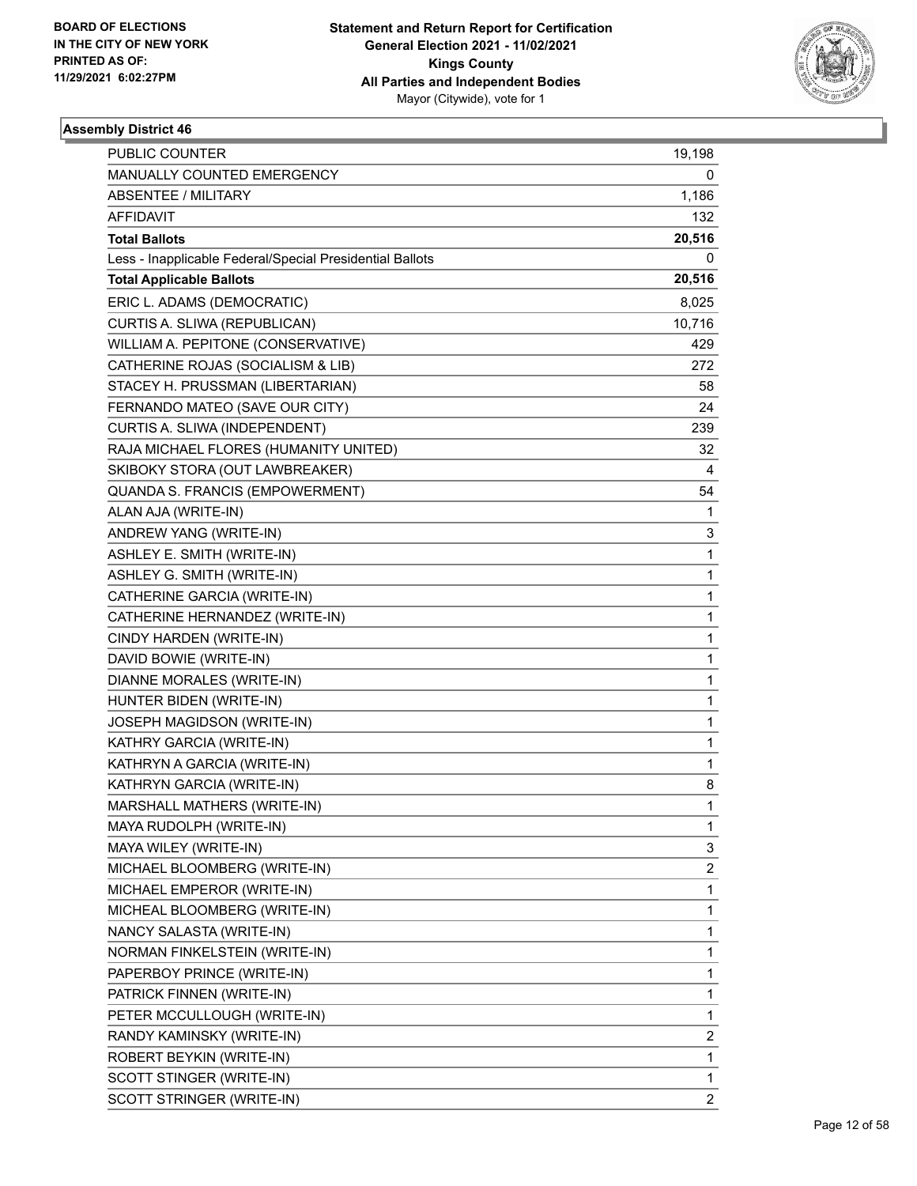BOARD OF ELECTIONS
IN THE CITY OF NEW YORK
PRINTED AS OF:
11/29/2021 6:02:27PM

**Statement and Return Report for Certification**
**General Election 2021 - 11/02/2021**
**Kings County**
**All Parties and Independent Bodies**
Mayor (Citywide), vote for 1

### Assembly District 46

| | |
|---|---|
| PUBLIC COUNTER | 19,198 |
| MANUALLY COUNTED EMERGENCY | 0 |
| ABSENTEE / MILITARY | 1,186 |
| AFFIDAVIT | 132 |
| **Total Ballots** | **20,516** |
| Less - Inapplicable Federal/Special Presidential Ballots | 0 |
| **Total Applicable Ballots** | **20,516** |
| ERIC L. ADAMS (DEMOCRATIC) | 8,025 |
| CURTIS A. SLIWA (REPUBLICAN) | 10,716 |
| WILLIAM A. PEPITONE (CONSERVATIVE) | 429 |
| CATHERINE ROJAS (SOCIALISM & LIB) | 272 |
| STACEY H. PRUSSMAN (LIBERTARIAN) | 58 |
| FERNANDO MATEO (SAVE OUR CITY) | 24 |
| CURTIS A. SLIWA (INDEPENDENT) | 239 |
| RAJA MICHAEL FLORES (HUMANITY UNITED) | 32 |
| SKIBOKY STORA (OUT LAWBREAKER) | 4 |
| QUANDA S. FRANCIS (EMPOWERMENT) | 54 |
| ALAN AJA (WRITE-IN) | 1 |
| ANDREW YANG (WRITE-IN) | 3 |
| ASHLEY E. SMITH (WRITE-IN) | 1 |
| ASHLEY G. SMITH (WRITE-IN) | 1 |
| CATHERINE GARCIA (WRITE-IN) | 1 |
| CATHERINE HERNANDEZ (WRITE-IN) | 1 |
| CINDY HARDEN (WRITE-IN) | 1 |
| DAVID BOWIE (WRITE-IN) | 1 |
| DIANNE MORALES (WRITE-IN) | 1 |
| HUNTER BIDEN (WRITE-IN) | 1 |
| JOSEPH MAGIDSON (WRITE-IN) | 1 |
| KATHRY GARCIA (WRITE-IN) | 1 |
| KATHRYN A GARCIA (WRITE-IN) | 1 |
| KATHRYN GARCIA (WRITE-IN) | 8 |
| MARSHALL MATHERS (WRITE-IN) | 1 |
| MAYA RUDOLPH (WRITE-IN) | 1 |
| MAYA WILEY (WRITE-IN) | 3 |
| MICHAEL BLOOMBERG (WRITE-IN) | 2 |
| MICHAEL EMPEROR (WRITE-IN) | 1 |
| MICHEAL BLOOMBERG (WRITE-IN) | 1 |
| NANCY SALASTA (WRITE-IN) | 1 |
| NORMAN FINKELSTEIN (WRITE-IN) | 1 |
| PAPERBOY PRINCE (WRITE-IN) | 1 |
| PATRICK FINNEN (WRITE-IN) | 1 |
| PETER MCCULLOUGH (WRITE-IN) | 1 |
| RANDY KAMINSKY (WRITE-IN) | 2 |
| ROBERT BEYKIN (WRITE-IN) | 1 |
| SCOTT STINGER (WRITE-IN) | 1 |
| SCOTT STRINGER (WRITE-IN) | 2 |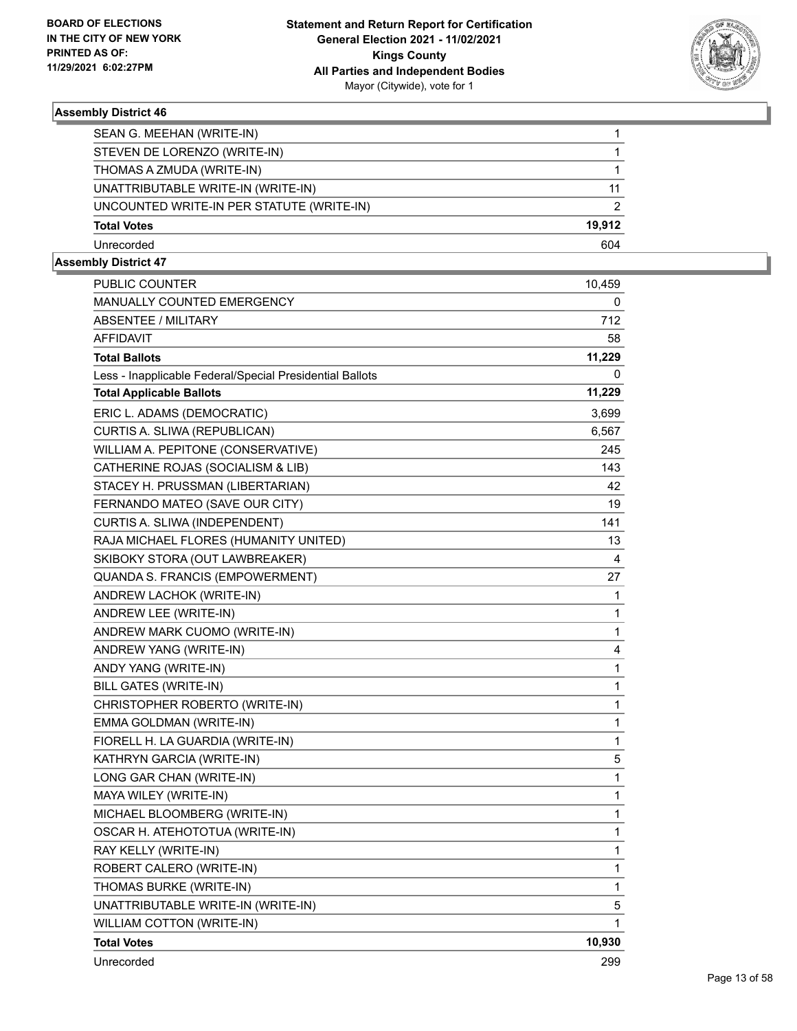### Assembly District 46

| | |
|---|---|
| SEAN G. MEEHAN (WRITE-IN) | 1 |
| STEVEN DE LORENZO (WRITE-IN) | 1 |
| THOMAS A ZMUDA (WRITE-IN) | 1 |
| UNATTRIBUTABLE WRITE-IN (WRITE-IN) | 11 |
| UNCOUNTED WRITE-IN PER STATUTE (WRITE-IN) | 2 |
| **Total Votes** | **19,912** |
| Unrecorded | 604 |

### Assembly District 47

| | |
|---|---|
| PUBLIC COUNTER | 10,459 |
| MANUALLY COUNTED EMERGENCY | 0 |
| ABSENTEE / MILITARY | 712 |
| AFFIDAVIT | 58 |
| **Total Ballots** | **11,229** |
| Less - Inapplicable Federal/Special Presidential Ballots | 0 |
| **Total Applicable Ballots** | **11,229** |
| ERIC L. ADAMS (DEMOCRATIC) | 3,699 |
| CURTIS A. SLIWA (REPUBLICAN) | 6,567 |
| WILLIAM A. PEPITONE (CONSERVATIVE) | 245 |
| CATHERINE ROJAS (SOCIALISM & LIB) | 143 |
| STACEY H. PRUSSMAN (LIBERTARIAN) | 42 |
| FERNANDO MATEO (SAVE OUR CITY) | 19 |
| CURTIS A. SLIWA (INDEPENDENT) | 141 |
| RAJA MICHAEL FLORES (HUMANITY UNITED) | 13 |
| SKIBOKY STORA (OUT LAWBREAKER) | 4 |
| QUANDA S. FRANCIS (EMPOWERMENT) | 27 |
| ANDREW LACHOK (WRITE-IN) | 1 |
| ANDREW LEE (WRITE-IN) | 1 |
| ANDREW MARK CUOMO (WRITE-IN) | 1 |
| ANDREW YANG (WRITE-IN) | 4 |
| ANDY YANG (WRITE-IN) | 1 |
| BILL GATES (WRITE-IN) | 1 |
| CHRISTOPHER ROBERTO (WRITE-IN) | 1 |
| EMMA GOLDMAN (WRITE-IN) | 1 |
| FIORELL H. LA GUARDIA (WRITE-IN) | 1 |
| KATHRYN GARCIA (WRITE-IN) | 5 |
| LONG GAR CHAN (WRITE-IN) | 1 |
| MAYA WILEY (WRITE-IN) | 1 |
| MICHAEL BLOOMBERG (WRITE-IN) | 1 |
| OSCAR H. ATEHOTOTUA (WRITE-IN) | 1 |
| RAY KELLY (WRITE-IN) | 1 |
| ROBERT CALERO (WRITE-IN) | 1 |
| THOMAS BURKE (WRITE-IN) | 1 |
| UNATTRIBUTABLE WRITE-IN (WRITE-IN) | 5 |
| WILLIAM COTTON (WRITE-IN) | 1 |
| **Total Votes** | **10,930** |
| Unrecorded | 299 |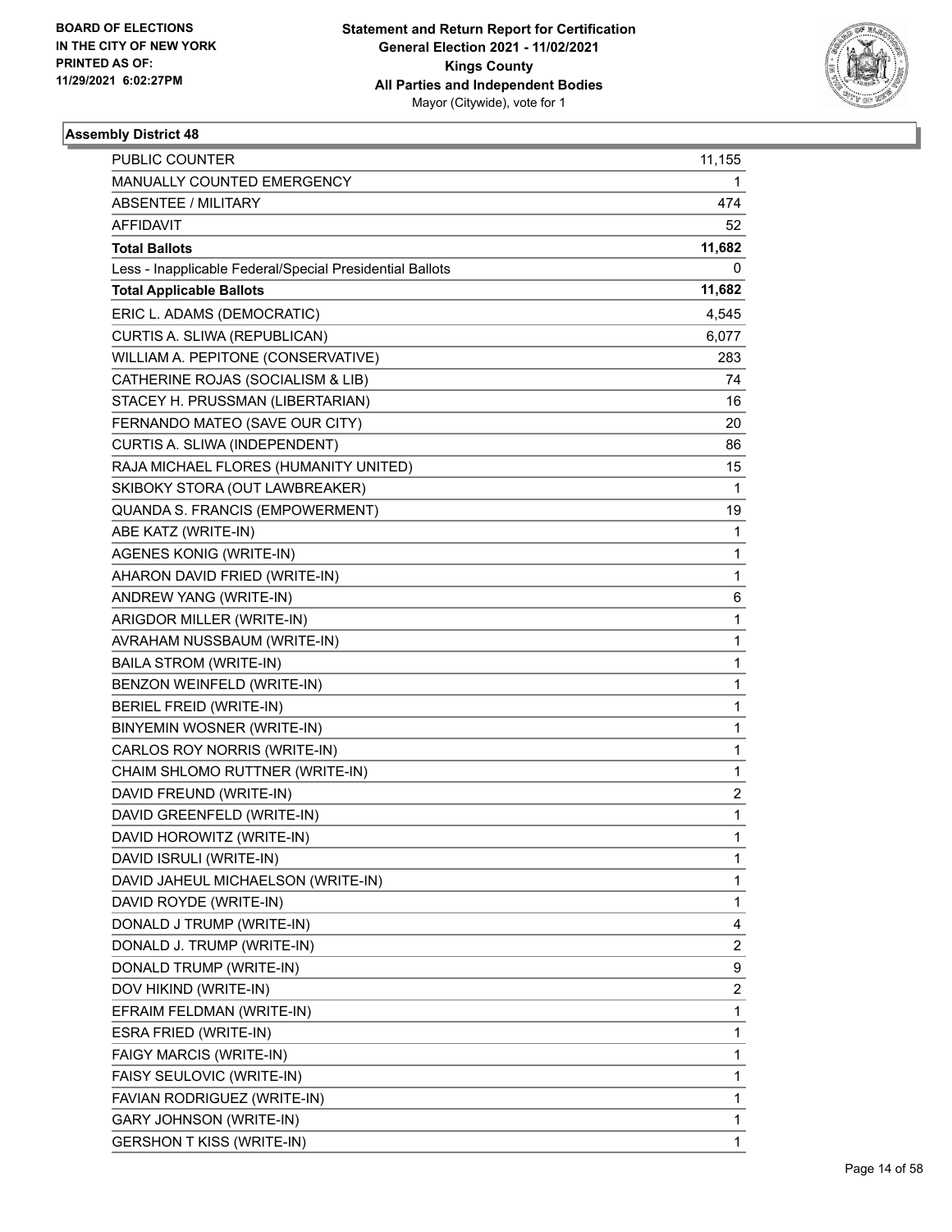BOARD OF ELECTIONS
IN THE CITY OF NEW YORK
PRINTED AS OF:
11/29/2021 6:02:27PM

**Statement and Return Report for Certification**
**General Election 2021 - 11/02/2021**
**Kings County**
**All Parties and Independent Bodies**
Mayor (Citywide), vote for 1

**Assembly District 48**

| | |
|---|---|
| PUBLIC COUNTER | 11,155 |
| MANUALLY COUNTED EMERGENCY | 1 |
| ABSENTEE / MILITARY | 474 |
| AFFIDAVIT | 52 |
| **Total Ballots** | **11,682** |
| Less - Inapplicable Federal/Special Presidential Ballots | 0 |
| **Total Applicable Ballots** | **11,682** |
| ERIC L. ADAMS (DEMOCRATIC) | 4,545 |
| CURTIS A. SLIWA (REPUBLICAN) | 6,077 |
| WILLIAM A. PEPITONE (CONSERVATIVE) | 283 |
| CATHERINE ROJAS (SOCIALISM & LIB) | 74 |
| STACEY H. PRUSSMAN (LIBERTARIAN) | 16 |
| FERNANDO MATEO (SAVE OUR CITY) | 20 |
| CURTIS A. SLIWA (INDEPENDENT) | 86 |
| RAJA MICHAEL FLORES (HUMANITY UNITED) | 15 |
| SKIBOKY STORA (OUT LAWBREAKER) | 1 |
| QUANDA S. FRANCIS (EMPOWERMENT) | 19 |
| ABE KATZ (WRITE-IN) | 1 |
| AGENES KONIG (WRITE-IN) | 1 |
| AHARON DAVID FRIED (WRITE-IN) | 1 |
| ANDREW YANG (WRITE-IN) | 6 |
| ARIGDOR MILLER (WRITE-IN) | 1 |
| AVRAHAM NUSSBAUM (WRITE-IN) | 1 |
| BAILA STROM (WRITE-IN) | 1 |
| BENZON WEINFELD (WRITE-IN) | 1 |
| BERIEL FREID (WRITE-IN) | 1 |
| BINYEMIN WOSNER (WRITE-IN) | 1 |
| CARLOS ROY NORRIS (WRITE-IN) | 1 |
| CHAIM SHLOMO RUTTNER (WRITE-IN) | 1 |
| DAVID FREUND (WRITE-IN) | 2 |
| DAVID GREENFELD (WRITE-IN) | 1 |
| DAVID HOROWITZ (WRITE-IN) | 1 |
| DAVID ISRULI (WRITE-IN) | 1 |
| DAVID JAHEUL MICHAELSON (WRITE-IN) | 1 |
| DAVID ROYDE (WRITE-IN) | 1 |
| DONALD J TRUMP (WRITE-IN) | 4 |
| DONALD J. TRUMP (WRITE-IN) | 2 |
| DONALD TRUMP (WRITE-IN) | 9 |
| DOV HIKIND (WRITE-IN) | 2 |
| EFRAIM FELDMAN (WRITE-IN) | 1 |
| ESRA FRIED (WRITE-IN) | 1 |
| FAIGY MARCIS (WRITE-IN) | 1 |
| FAISY SEULOVIC (WRITE-IN) | 1 |
| FAVIAN RODRIGUEZ (WRITE-IN) | 1 |
| GARY JOHNSON (WRITE-IN) | 1 |
| GERSHON T KISS (WRITE-IN) | 1 |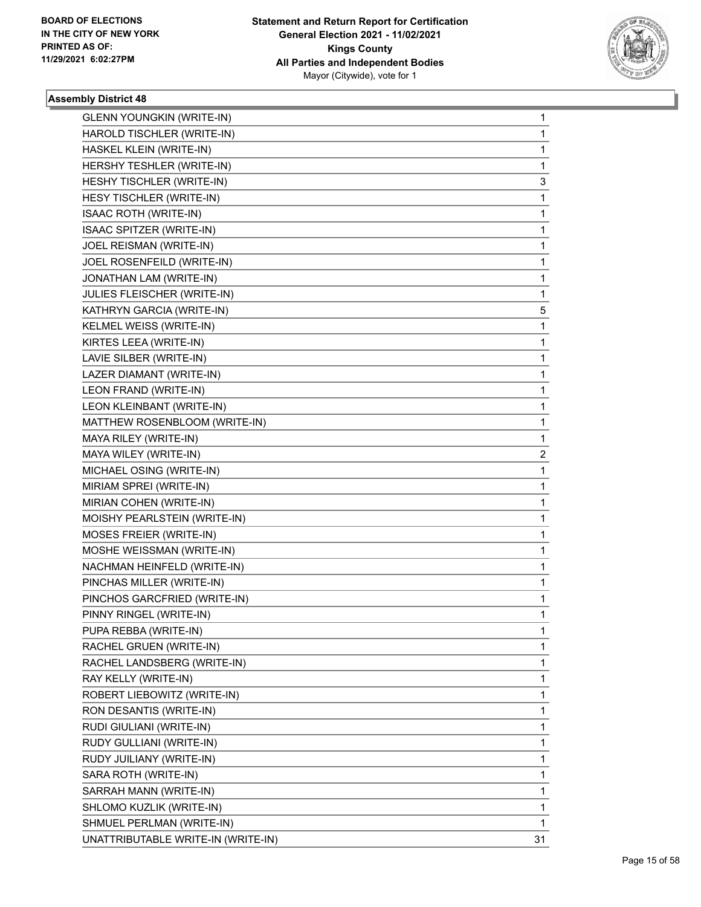**BOARD OF ELECTIONS IN THE CITY OF NEW YORK PRINTED AS OF: 11/29/2021 6:02:27PM**

**Statement and Return Report for Certification General Election 2021 - 11/02/2021 Kings County All Parties and Independent Bodies**
Mayor (Citywide), vote for 1

### Assembly District 48

| | |
|---|---|
| GLENN YOUNGKIN (WRITE-IN) | 1 |
| HAROLD TISCHLER (WRITE-IN) | 1 |
| HASKEL KLEIN (WRITE-IN) | 1 |
| HERSHY TESHLER (WRITE-IN) | 1 |
| HESHY TISCHLER (WRITE-IN) | 3 |
| HESY TISCHLER (WRITE-IN) | 1 |
| ISAAC ROTH (WRITE-IN) | 1 |
| ISAAC SPITZER (WRITE-IN) | 1 |
| JOEL REISMAN (WRITE-IN) | 1 |
| JOEL ROSENFEILD (WRITE-IN) | 1 |
| JONATHAN LAM (WRITE-IN) | 1 |
| JULIES FLEISCHER (WRITE-IN) | 1 |
| KATHRYN GARCIA (WRITE-IN) | 5 |
| KELMEL WEISS (WRITE-IN) | 1 |
| KIRTES LEEA (WRITE-IN) | 1 |
| LAVIE SILBER (WRITE-IN) | 1 |
| LAZER DIAMANT (WRITE-IN) | 1 |
| LEON FRAND (WRITE-IN) | 1 |
| LEON KLEINBANT (WRITE-IN) | 1 |
| MATTHEW ROSENBLOOM (WRITE-IN) | 1 |
| MAYA RILEY (WRITE-IN) | 1 |
| MAYA WILEY (WRITE-IN) | 2 |
| MICHAEL OSING (WRITE-IN) | 1 |
| MIRIAM SPREI (WRITE-IN) | 1 |
| MIRIAN COHEN (WRITE-IN) | 1 |
| MOISHY PEARLSTEIN (WRITE-IN) | 1 |
| MOSES FREIER (WRITE-IN) | 1 |
| MOSHE WEISSMAN (WRITE-IN) | 1 |
| NACHMAN HEINFELD (WRITE-IN) | 1 |
| PINCHAS MILLER (WRITE-IN) | 1 |
| PINCHOS GARCFRIED (WRITE-IN) | 1 |
| PINNY RINGEL (WRITE-IN) | 1 |
| PUPA REBBA (WRITE-IN) | 1 |
| RACHEL GRUEN (WRITE-IN) | 1 |
| RACHEL LANDSBERG (WRITE-IN) | 1 |
| RAY KELLY (WRITE-IN) | 1 |
| ROBERT LIEBOWITZ (WRITE-IN) | 1 |
| RON DESANTIS (WRITE-IN) | 1 |
| RUDI GIULIANI (WRITE-IN) | 1 |
| RUDY GULLIANI (WRITE-IN) | 1 |
| RUDY JUILIANY (WRITE-IN) | 1 |
| SARA ROTH (WRITE-IN) | 1 |
| SARRAH MANN (WRITE-IN) | 1 |
| SHLOMO KUZLIK (WRITE-IN) | 1 |
| SHMUEL PERLMAN (WRITE-IN) | 1 |
| UNATTRIBUTABLE WRITE-IN (WRITE-IN) | 31 |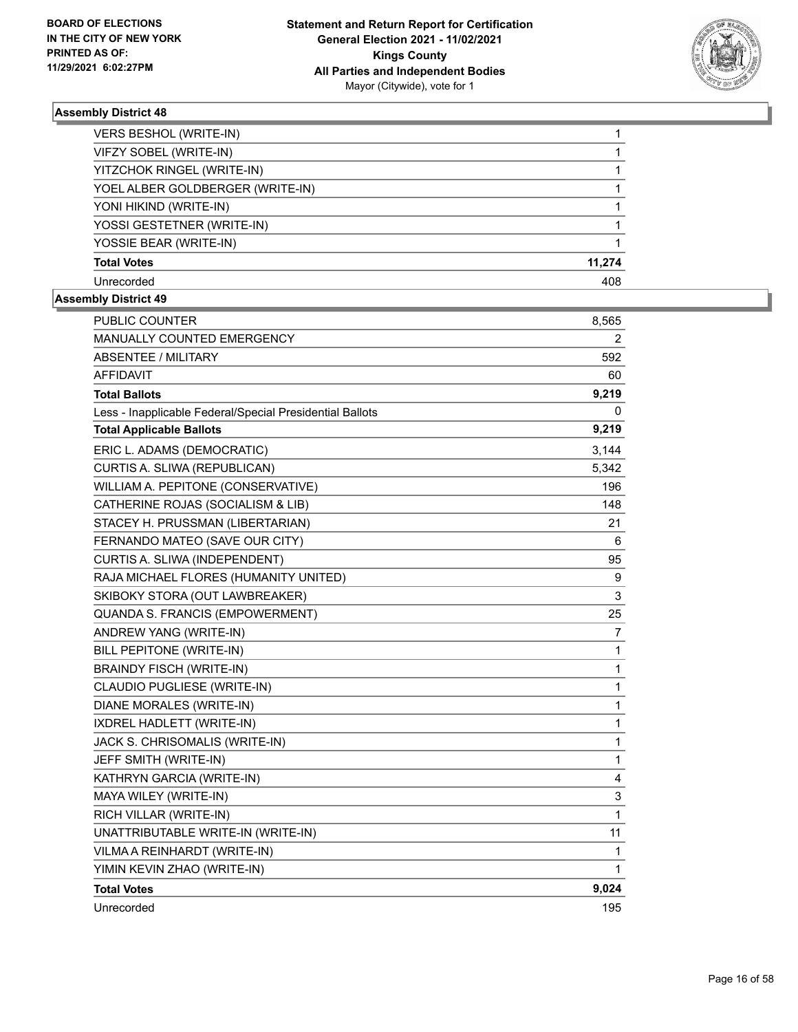### Assembly District 48

| | |
|---|---|
| VERS BESHOL (WRITE-IN) | 1 |
| VIFZY SOBEL (WRITE-IN) | 1 |
| YITZCHOK RINGEL (WRITE-IN) | 1 |
| YOEL ALBER GOLDBERGER (WRITE-IN) | 1 |
| YONI HIKIND (WRITE-IN) | 1 |
| YOSSI GESTETNER (WRITE-IN) | 1 |
| YOSSIE BEAR (WRITE-IN) | 1 |
| **Total Votes** | **11,274** |
| Unrecorded | 408 |

### Assembly District 49

| | |
|---|---|
| PUBLIC COUNTER | 8,565 |
| MANUALLY COUNTED EMERGENCY | 2 |
| ABSENTEE / MILITARY | 592 |
| AFFIDAVIT | 60 |
| **Total Ballots** | **9,219** |
| Less - Inapplicable Federal/Special Presidential Ballots | 0 |
| **Total Applicable Ballots** | **9,219** |
| ERIC L. ADAMS (DEMOCRATIC) | 3,144 |
| CURTIS A. SLIWA (REPUBLICAN) | 5,342 |
| WILLIAM A. PEPITONE (CONSERVATIVE) | 196 |
| CATHERINE ROJAS (SOCIALISM & LIB) | 148 |
| STACEY H. PRUSSMAN (LIBERTARIAN) | 21 |
| FERNANDO MATEO (SAVE OUR CITY) | 6 |
| CURTIS A. SLIWA (INDEPENDENT) | 95 |
| RAJA MICHAEL FLORES (HUMANITY UNITED) | 9 |
| SKIBOKY STORA (OUT LAWBREAKER) | 3 |
| QUANDA S. FRANCIS (EMPOWERMENT) | 25 |
| ANDREW YANG (WRITE-IN) | 7 |
| BILL PEPITONE (WRITE-IN) | 1 |
| BRAINDY FISCH (WRITE-IN) | 1 |
| CLAUDIO PUGLIESE (WRITE-IN) | 1 |
| DIANE MORALES (WRITE-IN) | 1 |
| IXDREL HADLETT (WRITE-IN) | 1 |
| JACK S. CHRISOMALIS (WRITE-IN) | 1 |
| JEFF SMITH (WRITE-IN) | 1 |
| KATHRYN GARCIA (WRITE-IN) | 4 |
| MAYA WILEY (WRITE-IN) | 3 |
| RICH VILLAR (WRITE-IN) | 1 |
| UNATTRIBUTABLE WRITE-IN (WRITE-IN) | 11 |
| VILMA A REINHARDT (WRITE-IN) | 1 |
| YIMIN KEVIN ZHAO (WRITE-IN) | 1 |
| **Total Votes** | **9,024** |
| Unrecorded | 195 |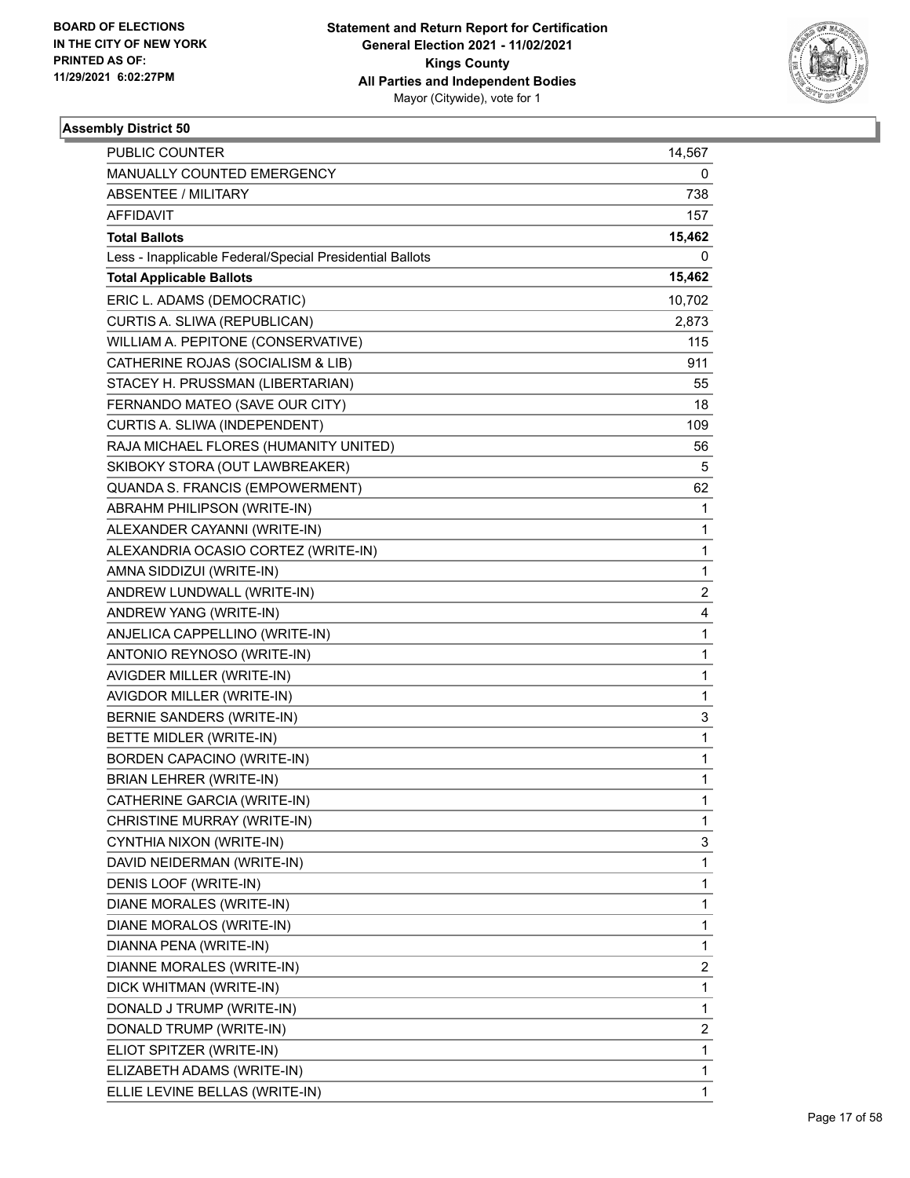BOARD OF ELECTIONS
IN THE CITY OF NEW YORK
PRINTED AS OF:
11/29/2021 6:02:27PM

**Statement and Return Report for Certification**
**General Election 2021 - 11/02/2021**
**Kings County**
**All Parties and Independent Bodies**
Mayor (Citywide), vote for 1

## Assembly District 50

| | |
|---|---|
| PUBLIC COUNTER | 14,567 |
| MANUALLY COUNTED EMERGENCY | 0 |
| ABSENTEE / MILITARY | 738 |
| AFFIDAVIT | 157 |
| **Total Ballots** | **15,462** |
| Less - Inapplicable Federal/Special Presidential Ballots | 0 |
| **Total Applicable Ballots** | **15,462** |
| ERIC L. ADAMS (DEMOCRATIC) | 10,702 |
| CURTIS A. SLIWA (REPUBLICAN) | 2,873 |
| WILLIAM A. PEPITONE (CONSERVATIVE) | 115 |
| CATHERINE ROJAS (SOCIALISM & LIB) | 911 |
| STACEY H. PRUSSMAN (LIBERTARIAN) | 55 |
| FERNANDO MATEO (SAVE OUR CITY) | 18 |
| CURTIS A. SLIWA (INDEPENDENT) | 109 |
| RAJA MICHAEL FLORES (HUMANITY UNITED) | 56 |
| SKIBOKY STORA (OUT LAWBREAKER) | 5 |
| QUANDA S. FRANCIS (EMPOWERMENT) | 62 |
| ABRAHM PHILIPSON (WRITE-IN) | 1 |
| ALEXANDER CAYANNI (WRITE-IN) | 1 |
| ALEXANDRIA OCASIO CORTEZ (WRITE-IN) | 1 |
| AMNA SIDDIZUI (WRITE-IN) | 1 |
| ANDREW LUNDWALL (WRITE-IN) | 2 |
| ANDREW YANG (WRITE-IN) | 4 |
| ANJELICA CAPPELLINO (WRITE-IN) | 1 |
| ANTONIO REYNOSO (WRITE-IN) | 1 |
| AVIGDER MILLER (WRITE-IN) | 1 |
| AVIGDOR MILLER (WRITE-IN) | 1 |
| BERNIE SANDERS (WRITE-IN) | 3 |
| BETTE MIDLER (WRITE-IN) | 1 |
| BORDEN CAPACINO (WRITE-IN) | 1 |
| BRIAN LEHRER (WRITE-IN) | 1 |
| CATHERINE GARCIA (WRITE-IN) | 1 |
| CHRISTINE MURRAY (WRITE-IN) | 1 |
| CYNTHIA NIXON (WRITE-IN) | 3 |
| DAVID NEIDERMAN (WRITE-IN) | 1 |
| DENIS LOOF (WRITE-IN) | 1 |
| DIANE MORALES (WRITE-IN) | 1 |
| DIANE MORALOS (WRITE-IN) | 1 |
| DIANNA PENA (WRITE-IN) | 1 |
| DIANNE MORALES (WRITE-IN) | 2 |
| DICK WHITMAN (WRITE-IN) | 1 |
| DONALD J TRUMP (WRITE-IN) | 1 |
| DONALD TRUMP (WRITE-IN) | 2 |
| ELIOT SPITZER (WRITE-IN) | 1 |
| ELIZABETH ADAMS (WRITE-IN) | 1 |
| ELLIE LEVINE BELLAS (WRITE-IN) | 1 |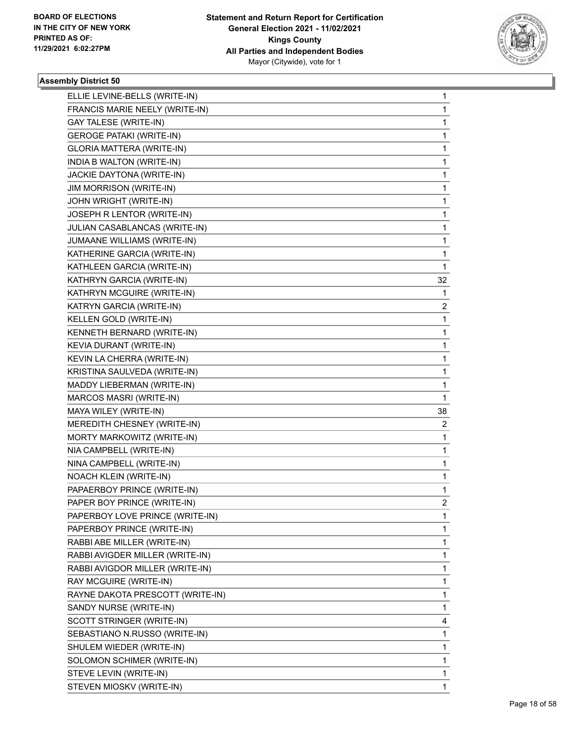**BOARD OF ELECTIONS IN THE CITY OF NEW YORK PRINTED AS OF: 11/29/2021 6:02:27PM**

**Statement and Return Report for Certification General Election 2021 - 11/02/2021 Kings County All Parties and Independent Bodies** Mayor (Citywide), vote for 1

### Assembly District 50

| | |
|---|---|
| ELLIE LEVINE-BELLS (WRITE-IN) | 1 |
| FRANCIS MARIE NEELY (WRITE-IN) | 1 |
| GAY TALESE (WRITE-IN) | 1 |
| GEROGE PATAKI (WRITE-IN) | 1 |
| GLORIA MATTERA (WRITE-IN) | 1 |
| INDIA B WALTON (WRITE-IN) | 1 |
| JACKIE DAYTONA (WRITE-IN) | 1 |
| JIM MORRISON (WRITE-IN) | 1 |
| JOHN WRIGHT (WRITE-IN) | 1 |
| JOSEPH R LENTOR (WRITE-IN) | 1 |
| JULIAN CASABLANCAS (WRITE-IN) | 1 |
| JUMAANE WILLIAMS (WRITE-IN) | 1 |
| KATHERINE GARCIA (WRITE-IN) | 1 |
| KATHLEEN GARCIA (WRITE-IN) | 1 |
| KATHRYN GARCIA (WRITE-IN) | 32 |
| KATHRYN MCGUIRE (WRITE-IN) | 1 |
| KATRYN GARCIA (WRITE-IN) | 2 |
| KELLEN GOLD (WRITE-IN) | 1 |
| KENNETH BERNARD (WRITE-IN) | 1 |
| KEVIA DURANT (WRITE-IN) | 1 |
| KEVIN LA CHERRA (WRITE-IN) | 1 |
| KRISTINA SAULVEDA (WRITE-IN) | 1 |
| MADDY LIEBERMAN (WRITE-IN) | 1 |
| MARCOS MASRI (WRITE-IN) | 1 |
| MAYA WILEY (WRITE-IN) | 38 |
| MEREDITH CHESNEY (WRITE-IN) | 2 |
| MORTY MARKOWITZ (WRITE-IN) | 1 |
| NIA CAMPBELL (WRITE-IN) | 1 |
| NINA CAMPBELL (WRITE-IN) | 1 |
| NOACH KLEIN (WRITE-IN) | 1 |
| PAPAERBOY PRINCE (WRITE-IN) | 1 |
| PAPER BOY PRINCE (WRITE-IN) | 2 |
| PAPERBOY LOVE PRINCE (WRITE-IN) | 1 |
| PAPERBOY PRINCE (WRITE-IN) | 1 |
| RABBI ABE MILLER (WRITE-IN) | 1 |
| RABBI AVIGDER MILLER (WRITE-IN) | 1 |
| RABBI AVIGDOR MILLER (WRITE-IN) | 1 |
| RAY MCGUIRE (WRITE-IN) | 1 |
| RAYNE DAKOTA PRESCOTT (WRITE-IN) | 1 |
| SANDY NURSE (WRITE-IN) | 1 |
| SCOTT STRINGER (WRITE-IN) | 4 |
| SEBASTIANO N.RUSSO (WRITE-IN) | 1 |
| SHULEM WIEDER (WRITE-IN) | 1 |
| SOLOMON SCHIMER (WRITE-IN) | 1 |
| STEVE LEVIN (WRITE-IN) | 1 |
| STEVEN MIOSKV (WRITE-IN) | 1 |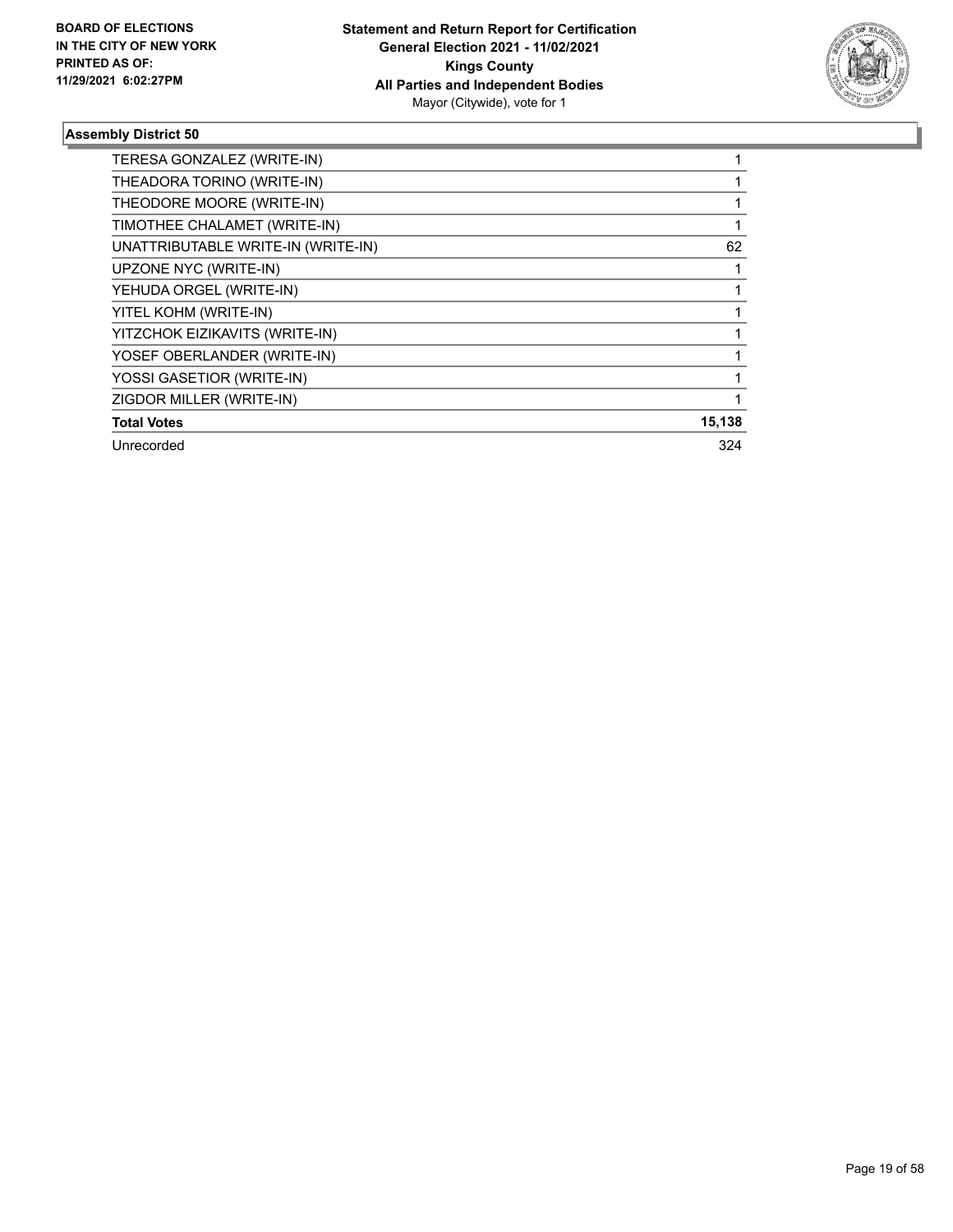**Statement and Return Report for Certification**
**General Election 2021 - 11/02/2021**
**Kings County**
**All Parties and Independent Bodies**
Mayor (Citywide), vote for 1

BOARD OF ELECTIONS IN THE CITY OF NEW YORK PRINTED AS OF: 11/29/2021 6:02:27PM

### Assembly District 50

| Candidate | Votes |
|---|---|
| TERESA GONZALEZ (WRITE-IN) | 1 |
| THEADORA TORINO (WRITE-IN) | 1 |
| THEODORE MOORE (WRITE-IN) | 1 |
| TIMOTHEE CHALAMET (WRITE-IN) | 1 |
| UNATTRIBUTABLE WRITE-IN (WRITE-IN) | 62 |
| UPZONE NYC (WRITE-IN) | 1 |
| YEHUDA ORGEL (WRITE-IN) | 1 |
| YITEL KOHM (WRITE-IN) | 1 |
| YITZCHOK EIZIKAVITS (WRITE-IN) | 1 |
| YOSEF OBERLANDER (WRITE-IN) | 1 |
| YOSSI GASETIOR (WRITE-IN) | 1 |
| ZIGDOR MILLER (WRITE-IN) | 1 |
| **Total Votes** | **15,138** |
| Unrecorded | 324 |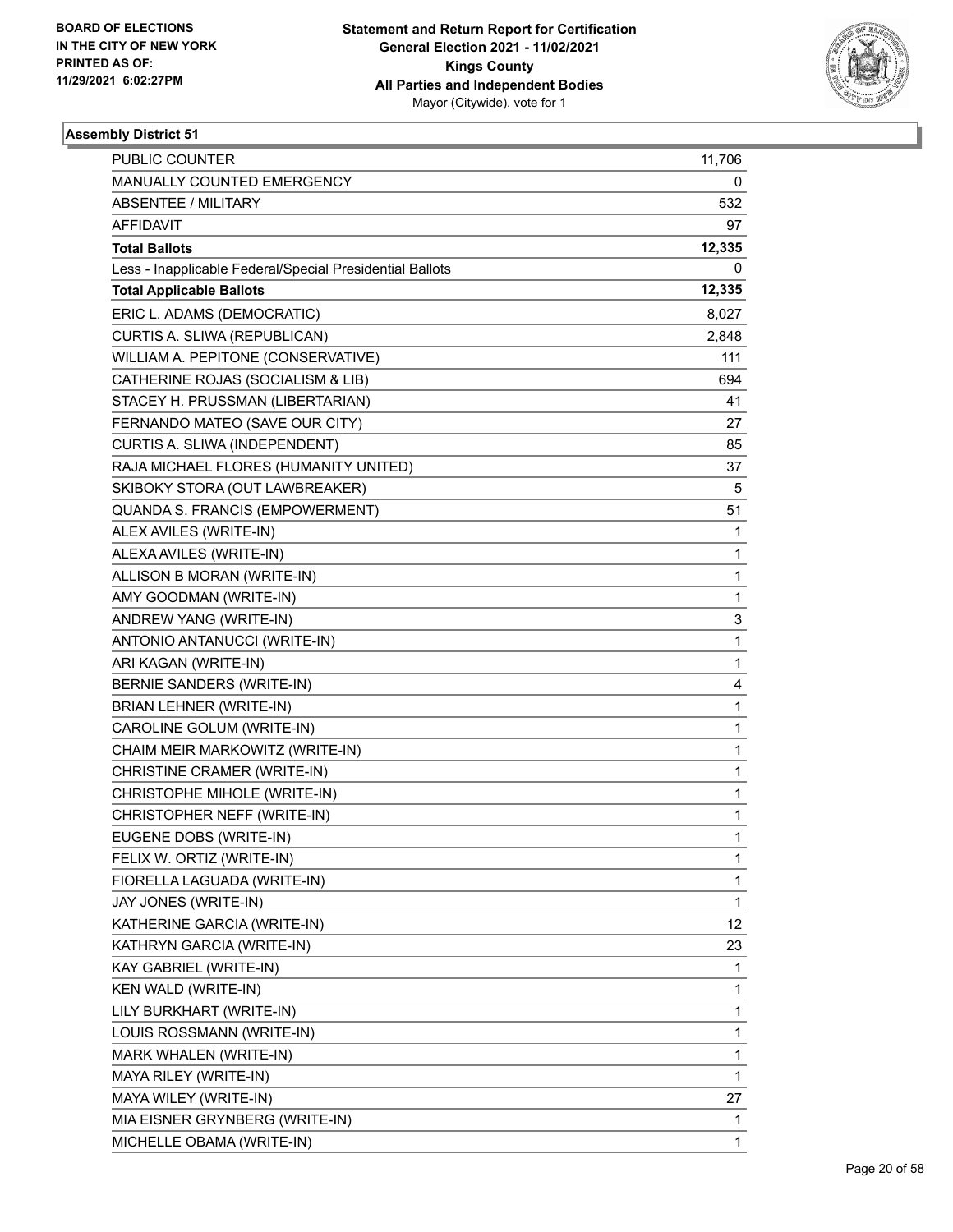**BOARD OF ELECTIONS IN THE CITY OF NEW YORK PRINTED AS OF: 11/29/2021 6:02:27PM**

**Statement and Return Report for Certification General Election 2021 - 11/02/2021 Kings County All Parties and Independent Bodies** Mayor (Citywide), vote for 1

### Assembly District 51

| | |
|---|---|
| PUBLIC COUNTER | 11,706 |
| MANUALLY COUNTED EMERGENCY | 0 |
| ABSENTEE / MILITARY | 532 |
| AFFIDAVIT | 97 |
| **Total Ballots** | **12,335** |
| Less - Inapplicable Federal/Special Presidential Ballots | 0 |
| **Total Applicable Ballots** | **12,335** |
| ERIC L. ADAMS (DEMOCRATIC) | 8,027 |
| CURTIS A. SLIWA (REPUBLICAN) | 2,848 |
| WILLIAM A. PEPITONE (CONSERVATIVE) | 111 |
| CATHERINE ROJAS (SOCIALISM & LIB) | 694 |
| STACEY H. PRUSSMAN (LIBERTARIAN) | 41 |
| FERNANDO MATEO (SAVE OUR CITY) | 27 |
| CURTIS A. SLIWA (INDEPENDENT) | 85 |
| RAJA MICHAEL FLORES (HUMANITY UNITED) | 37 |
| SKIBOKY STORA (OUT LAWBREAKER) | 5 |
| QUANDA S. FRANCIS (EMPOWERMENT) | 51 |
| ALEX AVILES (WRITE-IN) | 1 |
| ALEXA AVILES (WRITE-IN) | 1 |
| ALLISON B MORAN (WRITE-IN) | 1 |
| AMY GOODMAN (WRITE-IN) | 1 |
| ANDREW YANG (WRITE-IN) | 3 |
| ANTONIO ANTANUCCI (WRITE-IN) | 1 |
| ARI KAGAN (WRITE-IN) | 1 |
| BERNIE SANDERS (WRITE-IN) | 4 |
| BRIAN LEHNER (WRITE-IN) | 1 |
| CAROLINE GOLUM (WRITE-IN) | 1 |
| CHAIM MEIR MARKOWITZ (WRITE-IN) | 1 |
| CHRISTINE CRAMER (WRITE-IN) | 1 |
| CHRISTOPHE MIHOLE (WRITE-IN) | 1 |
| CHRISTOPHER NEFF (WRITE-IN) | 1 |
| EUGENE DOBS (WRITE-IN) | 1 |
| FELIX W. ORTIZ (WRITE-IN) | 1 |
| FIORELLA LAGUADA (WRITE-IN) | 1 |
| JAY JONES (WRITE-IN) | 1 |
| KATHERINE GARCIA (WRITE-IN) | 12 |
| KATHRYN GARCIA (WRITE-IN) | 23 |
| KAY GABRIEL (WRITE-IN) | 1 |
| KEN WALD (WRITE-IN) | 1 |
| LILY BURKHART (WRITE-IN) | 1 |
| LOUIS ROSSMANN (WRITE-IN) | 1 |
| MARK WHALEN (WRITE-IN) | 1 |
| MAYA RILEY (WRITE-IN) | 1 |
| MAYA WILEY (WRITE-IN) | 27 |
| MIA EISNER GRYNBERG (WRITE-IN) | 1 |
| MICHELLE OBAMA (WRITE-IN) | 1 |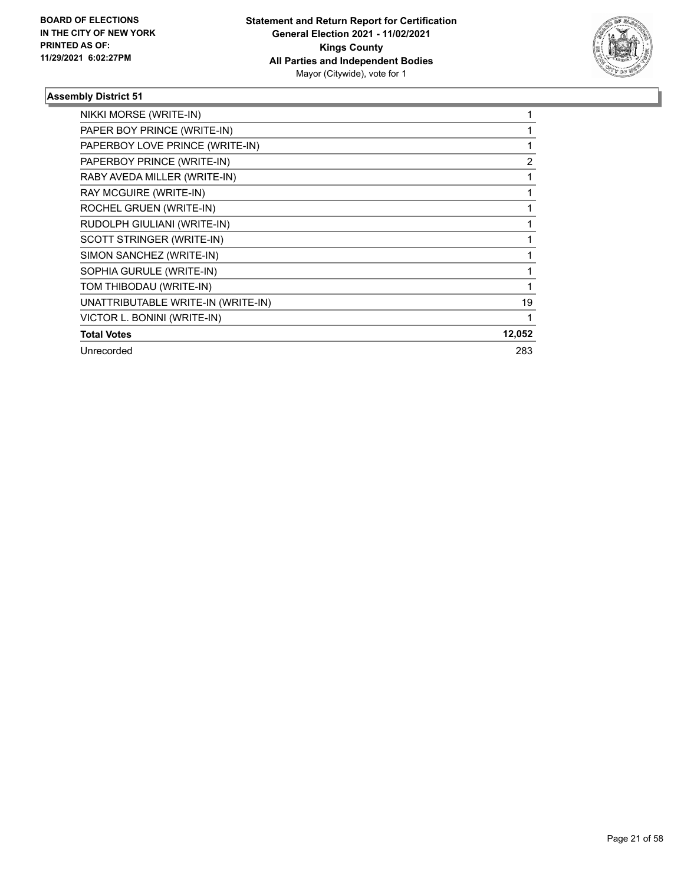**BOARD OF ELECTIONS IN THE CITY OF NEW YORK PRINTED AS OF: 11/29/2021 6:02:27PM**

**Statement and Return Report for Certification General Election 2021 - 11/02/2021 Kings County All Parties and Independent Bodies**
Mayor (Citywide), vote for 1

### Assembly District 51

| | |
|---|---|
| NIKKI MORSE (WRITE-IN) | 1 |
| PAPER BOY PRINCE (WRITE-IN) | 1 |
| PAPERBOY LOVE PRINCE (WRITE-IN) | 1 |
| PAPERBOY PRINCE (WRITE-IN) | 2 |
| RABY AVEDA MILLER (WRITE-IN) | 1 |
| RAY MCGUIRE (WRITE-IN) | 1 |
| ROCHEL GRUEN (WRITE-IN) | 1 |
| RUDOLPH GIULIANI (WRITE-IN) | 1 |
| SCOTT STRINGER (WRITE-IN) | 1 |
| SIMON SANCHEZ (WRITE-IN) | 1 |
| SOPHIA GURULE (WRITE-IN) | 1 |
| TOM THIBODAU (WRITE-IN) | 1 |
| UNATTRIBUTABLE WRITE-IN (WRITE-IN) | 19 |
| VICTOR L. BONINI (WRITE-IN) | 1 |
| **Total Votes** | **12,052** |
| Unrecorded | 283 |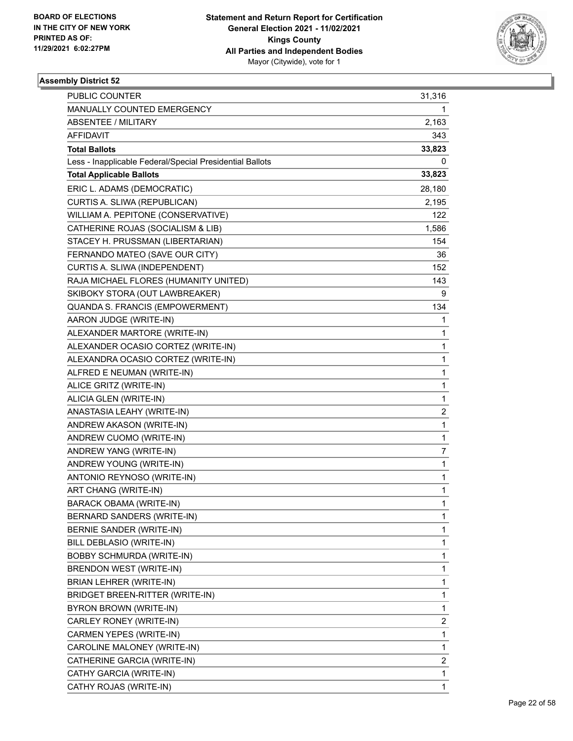**BOARD OF ELECTIONS IN THE CITY OF NEW YORK PRINTED AS OF: 11/29/2021 6:02:27PM**

**Statement and Return Report for Certification General Election 2021 - 11/02/2021 Kings County All Parties and Independent Bodies**
Mayor (Citywide), vote for 1

## Assembly District 52

| | |
|---|---|
| PUBLIC COUNTER | 31,316 |
| MANUALLY COUNTED EMERGENCY | 1 |
| ABSENTEE / MILITARY | 2,163 |
| AFFIDAVIT | 343 |
| **Total Ballots** | **33,823** |
| Less - Inapplicable Federal/Special Presidential Ballots | 0 |
| **Total Applicable Ballots** | **33,823** |
| ERIC L. ADAMS (DEMOCRATIC) | 28,180 |
| CURTIS A. SLIWA (REPUBLICAN) | 2,195 |
| WILLIAM A. PEPITONE (CONSERVATIVE) | 122 |
| CATHERINE ROJAS (SOCIALISM & LIB) | 1,586 |
| STACEY H. PRUSSMAN (LIBERTARIAN) | 154 |
| FERNANDO MATEO (SAVE OUR CITY) | 36 |
| CURTIS A. SLIWA (INDEPENDENT) | 152 |
| RAJA MICHAEL FLORES (HUMANITY UNITED) | 143 |
| SKIBOKY STORA (OUT LAWBREAKER) | 9 |
| QUANDA S. FRANCIS (EMPOWERMENT) | 134 |
| AARON JUDGE (WRITE-IN) | 1 |
| ALEXANDER MARTORE (WRITE-IN) | 1 |
| ALEXANDER OCASIO CORTEZ (WRITE-IN) | 1 |
| ALEXANDRA OCASIO CORTEZ (WRITE-IN) | 1 |
| ALFRED E NEUMAN (WRITE-IN) | 1 |
| ALICE GRITZ (WRITE-IN) | 1 |
| ALICIA GLEN (WRITE-IN) | 1 |
| ANASTASIA LEAHY (WRITE-IN) | 2 |
| ANDREW AKASON (WRITE-IN) | 1 |
| ANDREW CUOMO (WRITE-IN) | 1 |
| ANDREW YANG (WRITE-IN) | 7 |
| ANDREW YOUNG (WRITE-IN) | 1 |
| ANTONIO REYNOSO (WRITE-IN) | 1 |
| ART CHANG (WRITE-IN) | 1 |
| BARACK OBAMA (WRITE-IN) | 1 |
| BERNARD SANDERS (WRITE-IN) | 1 |
| BERNIE SANDER (WRITE-IN) | 1 |
| BILL DEBLASIO (WRITE-IN) | 1 |
| BOBBY SCHMURDA (WRITE-IN) | 1 |
| BRENDON WEST (WRITE-IN) | 1 |
| BRIAN LEHRER (WRITE-IN) | 1 |
| BRIDGET BREEN-RITTER (WRITE-IN) | 1 |
| BYRON BROWN (WRITE-IN) | 1 |
| CARLEY RONEY (WRITE-IN) | 2 |
| CARMEN YEPES (WRITE-IN) | 1 |
| CAROLINE MALONEY (WRITE-IN) | 1 |
| CATHERINE GARCIA (WRITE-IN) | 2 |
| CATHY GARCIA (WRITE-IN) | 1 |
| CATHY ROJAS (WRITE-IN) | 1 |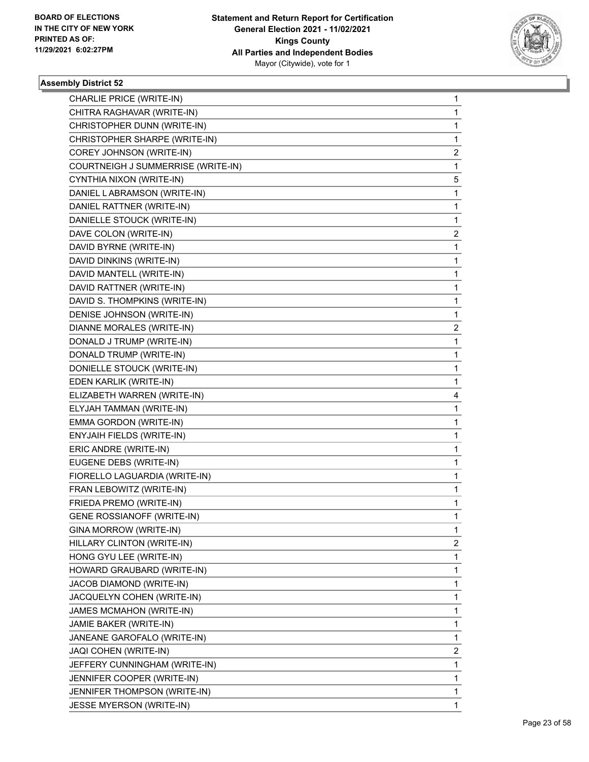BOARD OF ELECTIONS
IN THE CITY OF NEW YORK
PRINTED AS OF:
11/29/2021 6:02:27PM

**Statement and Return Report for Certification**
**General Election 2021 - 11/02/2021**
**Kings County**
**All Parties and Independent Bodies**
Mayor (Citywide), vote for 1

### Assembly District 52

| | |
|---|---|
| CHARLIE PRICE (WRITE-IN) | 1 |
| CHITRA RAGHAVAR (WRITE-IN) | 1 |
| CHRISTOPHER DUNN (WRITE-IN) | 1 |
| CHRISTOPHER SHARPE (WRITE-IN) | 1 |
| COREY JOHNSON (WRITE-IN) | 2 |
| COURTNEIGH J SUMMERRISE (WRITE-IN) | 1 |
| CYNTHIA NIXON (WRITE-IN) | 5 |
| DANIEL L ABRAMSON (WRITE-IN) | 1 |
| DANIEL RATTNER (WRITE-IN) | 1 |
| DANIELLE STOUCK (WRITE-IN) | 1 |
| DAVE COLON (WRITE-IN) | 2 |
| DAVID BYRNE (WRITE-IN) | 1 |
| DAVID DINKINS (WRITE-IN) | 1 |
| DAVID MANTELL (WRITE-IN) | 1 |
| DAVID RATTNER (WRITE-IN) | 1 |
| DAVID S. THOMPKINS (WRITE-IN) | 1 |
| DENISE JOHNSON (WRITE-IN) | 1 |
| DIANNE MORALES (WRITE-IN) | 2 |
| DONALD J TRUMP (WRITE-IN) | 1 |
| DONALD TRUMP (WRITE-IN) | 1 |
| DONIELLE STOUCK (WRITE-IN) | 1 |
| EDEN KARLIK (WRITE-IN) | 1 |
| ELIZABETH WARREN (WRITE-IN) | 4 |
| ELYJAH TAMMAN (WRITE-IN) | 1 |
| EMMA GORDON (WRITE-IN) | 1 |
| ENYJAIH FIELDS (WRITE-IN) | 1 |
| ERIC ANDRE (WRITE-IN) | 1 |
| EUGENE DEBS (WRITE-IN) | 1 |
| FIORELLO LAGUARDIA (WRITE-IN) | 1 |
| FRAN LEBOWITZ (WRITE-IN) | 1 |
| FRIEDA PREMO (WRITE-IN) | 1 |
| GENE ROSSIANOFF (WRITE-IN) | 1 |
| GINA MORROW (WRITE-IN) | 1 |
| HILLARY CLINTON (WRITE-IN) | 2 |
| HONG GYU LEE (WRITE-IN) | 1 |
| HOWARD GRAUBARD (WRITE-IN) | 1 |
| JACOB DIAMOND (WRITE-IN) | 1 |
| JACQUELYN COHEN (WRITE-IN) | 1 |
| JAMES MCMAHON (WRITE-IN) | 1 |
| JAMIE BAKER (WRITE-IN) | 1 |
| JANEANE GAROFALO (WRITE-IN) | 1 |
| JAQI COHEN (WRITE-IN) | 2 |
| JEFFERY CUNNINGHAM (WRITE-IN) | 1 |
| JENNIFER COOPER (WRITE-IN) | 1 |
| JENNIFER THOMPSON (WRITE-IN) | 1 |
| JESSE MYERSON (WRITE-IN) | 1 |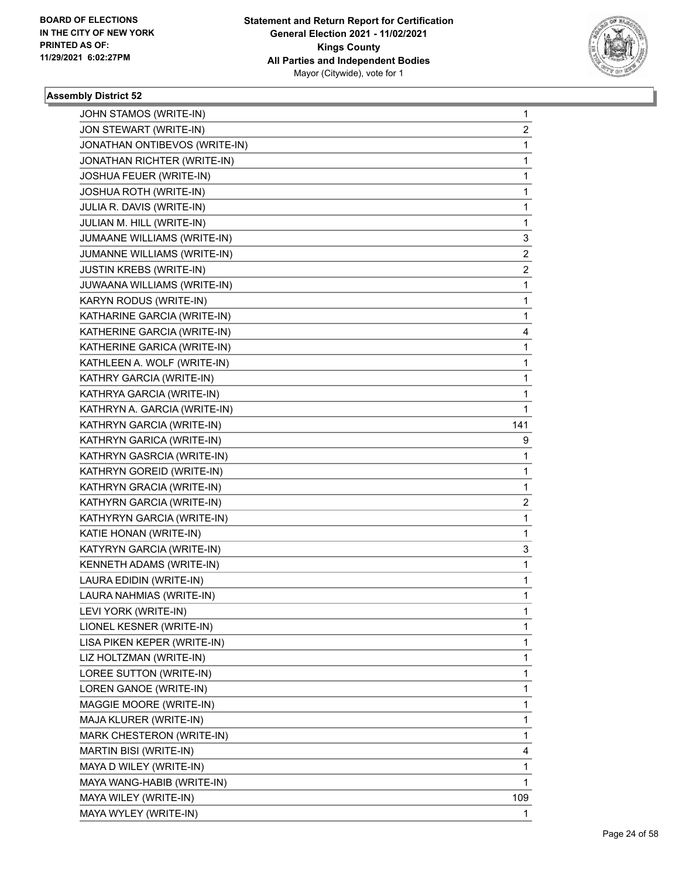**Assembly District 52**

| | |
|---|---|
| JOHN STAMOS (WRITE-IN) | 1 |
| JON STEWART (WRITE-IN) | 2 |
| JONATHAN ONTIBEVOS (WRITE-IN) | 1 |
| JONATHAN RICHTER (WRITE-IN) | 1 |
| JOSHUA FEUER (WRITE-IN) | 1 |
| JOSHUA ROTH (WRITE-IN) | 1 |
| JULIA R. DAVIS (WRITE-IN) | 1 |
| JULIAN M. HILL (WRITE-IN) | 1 |
| JUMAANE WILLIAMS (WRITE-IN) | 3 |
| JUMANNE WILLIAMS (WRITE-IN) | 2 |
| JUSTIN KREBS (WRITE-IN) | 2 |
| JUWAANA WILLIAMS (WRITE-IN) | 1 |
| KARYN RODUS (WRITE-IN) | 1 |
| KATHARINE GARCIA (WRITE-IN) | 1 |
| KATHERINE GARCIA (WRITE-IN) | 4 |
| KATHERINE GARICA (WRITE-IN) | 1 |
| KATHLEEN A. WOLF (WRITE-IN) | 1 |
| KATHRY GARCIA (WRITE-IN) | 1 |
| KATHRYA GARCIA (WRITE-IN) | 1 |
| KATHRYN A. GARCIA (WRITE-IN) | 1 |
| KATHRYN GARCIA (WRITE-IN) | 141 |
| KATHRYN GARICA (WRITE-IN) | 9 |
| KATHRYN GASRCIA (WRITE-IN) | 1 |
| KATHRYN GOREID (WRITE-IN) | 1 |
| KATHRYN GRACIA (WRITE-IN) | 1 |
| KATHYRN GARCIA (WRITE-IN) | 2 |
| KATHYRYN GARCIA (WRITE-IN) | 1 |
| KATIE HONAN (WRITE-IN) | 1 |
| KATYRYN GARCIA (WRITE-IN) | 3 |
| KENNETH ADAMS (WRITE-IN) | 1 |
| LAURA EDIDIN (WRITE-IN) | 1 |
| LAURA NAHMIAS (WRITE-IN) | 1 |
| LEVI YORK (WRITE-IN) | 1 |
| LIONEL KESNER (WRITE-IN) | 1 |
| LISA PIKEN KEPER (WRITE-IN) | 1 |
| LIZ HOLTZMAN (WRITE-IN) | 1 |
| LOREE SUTTON (WRITE-IN) | 1 |
| LOREN GANOE (WRITE-IN) | 1 |
| MAGGIE MOORE (WRITE-IN) | 1 |
| MAJA KLURER (WRITE-IN) | 1 |
| MARK CHESTERON (WRITE-IN) | 1 |
| MARTIN BISI (WRITE-IN) | 4 |
| MAYA D WILEY (WRITE-IN) | 1 |
| MAYA WANG-HABIB (WRITE-IN) | 1 |
| MAYA WILEY (WRITE-IN) | 109 |
| MAYA WYLEY (WRITE-IN) | 1 |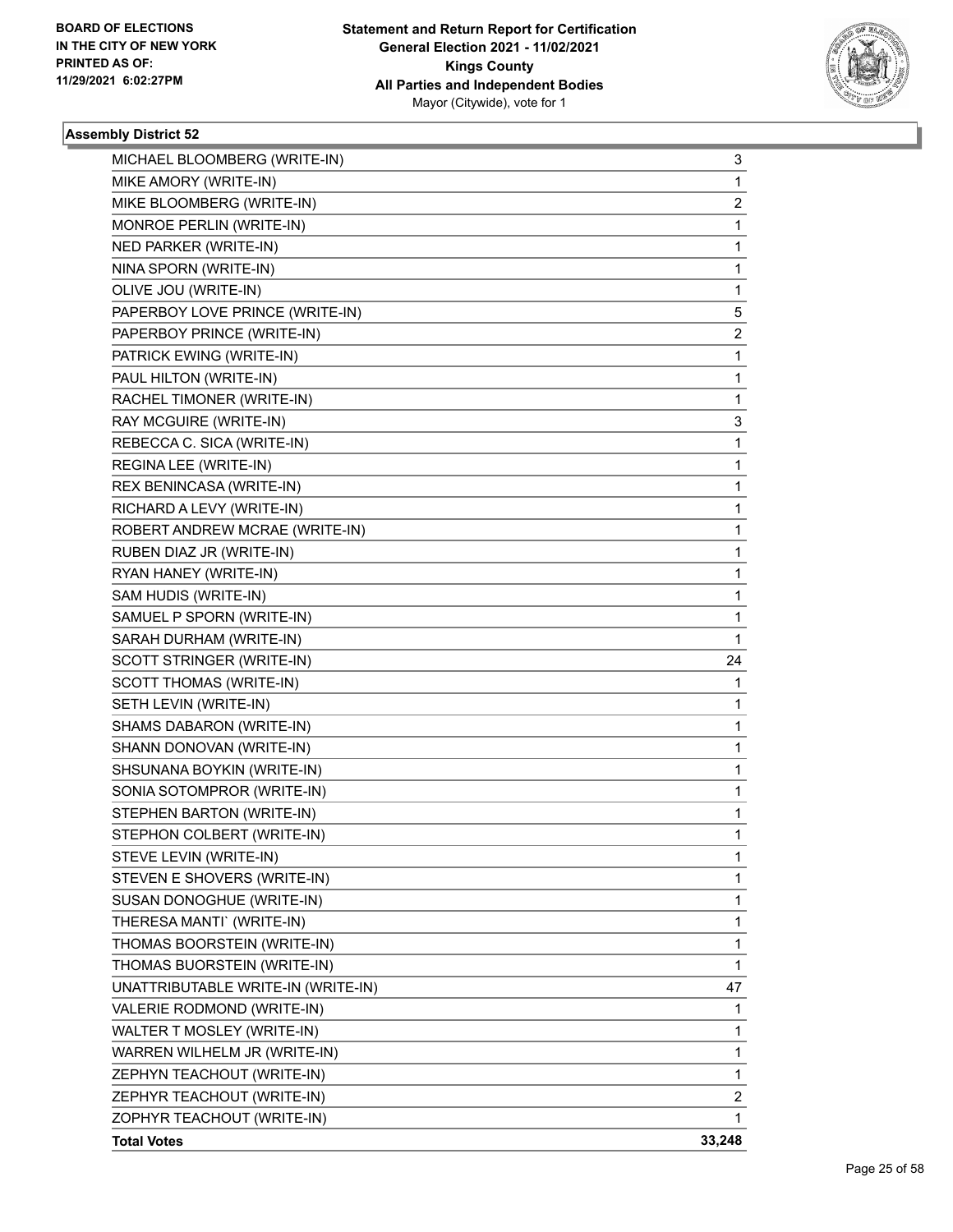BOARD OF ELECTIONS
IN THE CITY OF NEW YORK
PRINTED AS OF:
11/29/2021 6:02:27PM

**Statement and Return Report for Certification**
**General Election 2021 - 11/02/2021**
**Kings County**
**All Parties and Independent Bodies**
Mayor (Citywide), vote for 1

### Assembly District 52

| Candidate | Votes |
|---|---|
| MICHAEL BLOOMBERG (WRITE-IN) | 3 |
| MIKE AMORY (WRITE-IN) | 1 |
| MIKE BLOOMBERG (WRITE-IN) | 2 |
| MONROE PERLIN (WRITE-IN) | 1 |
| NED PARKER (WRITE-IN) | 1 |
| NINA SPORN (WRITE-IN) | 1 |
| OLIVE JOU (WRITE-IN) | 1 |
| PAPERBOY LOVE PRINCE (WRITE-IN) | 5 |
| PAPERBOY PRINCE (WRITE-IN) | 2 |
| PATRICK EWING (WRITE-IN) | 1 |
| PAUL HILTON (WRITE-IN) | 1 |
| RACHEL TIMONER (WRITE-IN) | 1 |
| RAY MCGUIRE (WRITE-IN) | 3 |
| REBECCA C. SICA (WRITE-IN) | 1 |
| REGINA LEE (WRITE-IN) | 1 |
| REX BENINCASA (WRITE-IN) | 1 |
| RICHARD A LEVY (WRITE-IN) | 1 |
| ROBERT ANDREW MCRAE (WRITE-IN) | 1 |
| RUBEN DIAZ JR (WRITE-IN) | 1 |
| RYAN HANEY (WRITE-IN) | 1 |
| SAM HUDIS (WRITE-IN) | 1 |
| SAMUEL P SPORN (WRITE-IN) | 1 |
| SARAH DURHAM (WRITE-IN) | 1 |
| SCOTT STRINGER (WRITE-IN) | 24 |
| SCOTT THOMAS (WRITE-IN) | 1 |
| SETH LEVIN (WRITE-IN) | 1 |
| SHAMS DABARON (WRITE-IN) | 1 |
| SHANN DONOVAN (WRITE-IN) | 1 |
| SHSUNANA BOYKIN (WRITE-IN) | 1 |
| SONIA SOTOMPROR (WRITE-IN) | 1 |
| STEPHEN BARTON (WRITE-IN) | 1 |
| STEPHON COLBERT (WRITE-IN) | 1 |
| STEVE LEVIN (WRITE-IN) | 1 |
| STEVEN E SHOVERS (WRITE-IN) | 1 |
| SUSAN DONOGHUE (WRITE-IN) | 1 |
| THERESA MANTI` (WRITE-IN) | 1 |
| THOMAS BOORSTEIN (WRITE-IN) | 1 |
| THOMAS BUORSTEIN (WRITE-IN) | 1 |
| UNATTRIBUTABLE WRITE-IN (WRITE-IN) | 47 |
| VALERIE RODMOND (WRITE-IN) | 1 |
| WALTER T MOSLEY (WRITE-IN) | 1 |
| WARREN WILHELM JR (WRITE-IN) | 1 |
| ZEPHYN TEACHOUT (WRITE-IN) | 1 |
| ZEPHYR TEACHOUT (WRITE-IN) | 2 |
| ZOPHYR TEACHOUT (WRITE-IN) | 1 |
| **Total Votes** | **33,248** |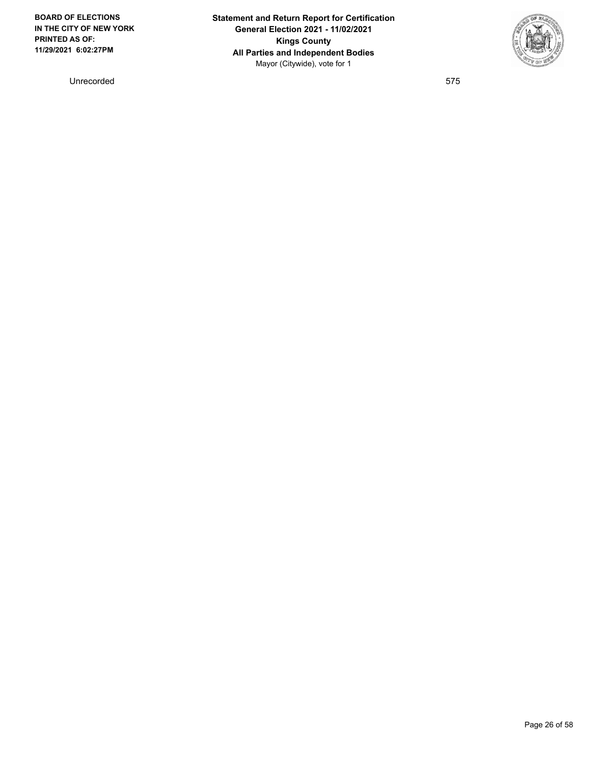| Unrecorded | 575 |
|---|---|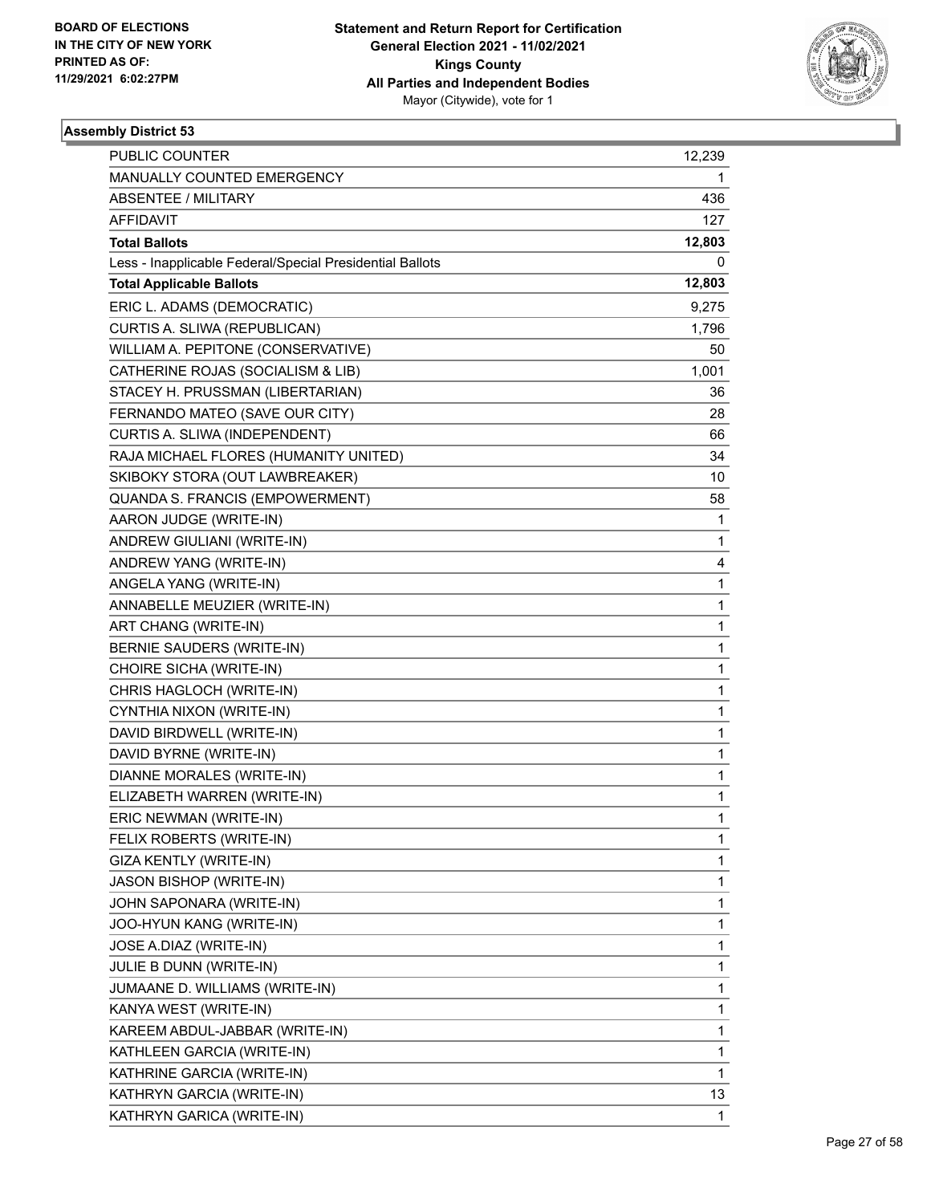BOARD OF ELECTIONS
IN THE CITY OF NEW YORK
PRINTED AS OF:
11/29/2021 6:02:27PM

**Statement and Return Report for Certification**
**General Election 2021 - 11/02/2021**
**Kings County**
**All Parties and Independent Bodies**
Mayor (Citywide), vote for 1

### Assembly District 53

| | |
|---|---|
| PUBLIC COUNTER | 12,239 |
| MANUALLY COUNTED EMERGENCY | 1 |
| ABSENTEE / MILITARY | 436 |
| AFFIDAVIT | 127 |
| **Total Ballots** | **12,803** |
| Less - Inapplicable Federal/Special Presidential Ballots | 0 |
| **Total Applicable Ballots** | **12,803** |
| ERIC L. ADAMS (DEMOCRATIC) | 9,275 |
| CURTIS A. SLIWA (REPUBLICAN) | 1,796 |
| WILLIAM A. PEPITONE (CONSERVATIVE) | 50 |
| CATHERINE ROJAS (SOCIALISM & LIB) | 1,001 |
| STACEY H. PRUSSMAN (LIBERTARIAN) | 36 |
| FERNANDO MATEO (SAVE OUR CITY) | 28 |
| CURTIS A. SLIWA (INDEPENDENT) | 66 |
| RAJA MICHAEL FLORES (HUMANITY UNITED) | 34 |
| SKIBOKY STORA (OUT LAWBREAKER) | 10 |
| QUANDA S. FRANCIS (EMPOWERMENT) | 58 |
| AARON JUDGE (WRITE-IN) | 1 |
| ANDREW GIULIANI (WRITE-IN) | 1 |
| ANDREW YANG (WRITE-IN) | 4 |
| ANGELA YANG (WRITE-IN) | 1 |
| ANNABELLE MEUZIER (WRITE-IN) | 1 |
| ART CHANG (WRITE-IN) | 1 |
| BERNIE SAUDERS (WRITE-IN) | 1 |
| CHOIRE SICHA (WRITE-IN) | 1 |
| CHRIS HAGLOCH (WRITE-IN) | 1 |
| CYNTHIA NIXON (WRITE-IN) | 1 |
| DAVID BIRDWELL (WRITE-IN) | 1 |
| DAVID BYRNE (WRITE-IN) | 1 |
| DIANNE MORALES (WRITE-IN) | 1 |
| ELIZABETH WARREN (WRITE-IN) | 1 |
| ERIC NEWMAN (WRITE-IN) | 1 |
| FELIX ROBERTS (WRITE-IN) | 1 |
| GIZA KENTLY (WRITE-IN) | 1 |
| JASON BISHOP (WRITE-IN) | 1 |
| JOHN SAPONARA (WRITE-IN) | 1 |
| JOO-HYUN KANG (WRITE-IN) | 1 |
| JOSE A.DIAZ (WRITE-IN) | 1 |
| JULIE B DUNN (WRITE-IN) | 1 |
| JUMAANE D. WILLIAMS (WRITE-IN) | 1 |
| KANYA WEST (WRITE-IN) | 1 |
| KAREEM ABDUL-JABBAR (WRITE-IN) | 1 |
| KATHLEEN GARCIA (WRITE-IN) | 1 |
| KATHRINE GARCIA (WRITE-IN) | 1 |
| KATHRYN GARCIA (WRITE-IN) | 13 |
| KATHRYN GARICA (WRITE-IN) | 1 |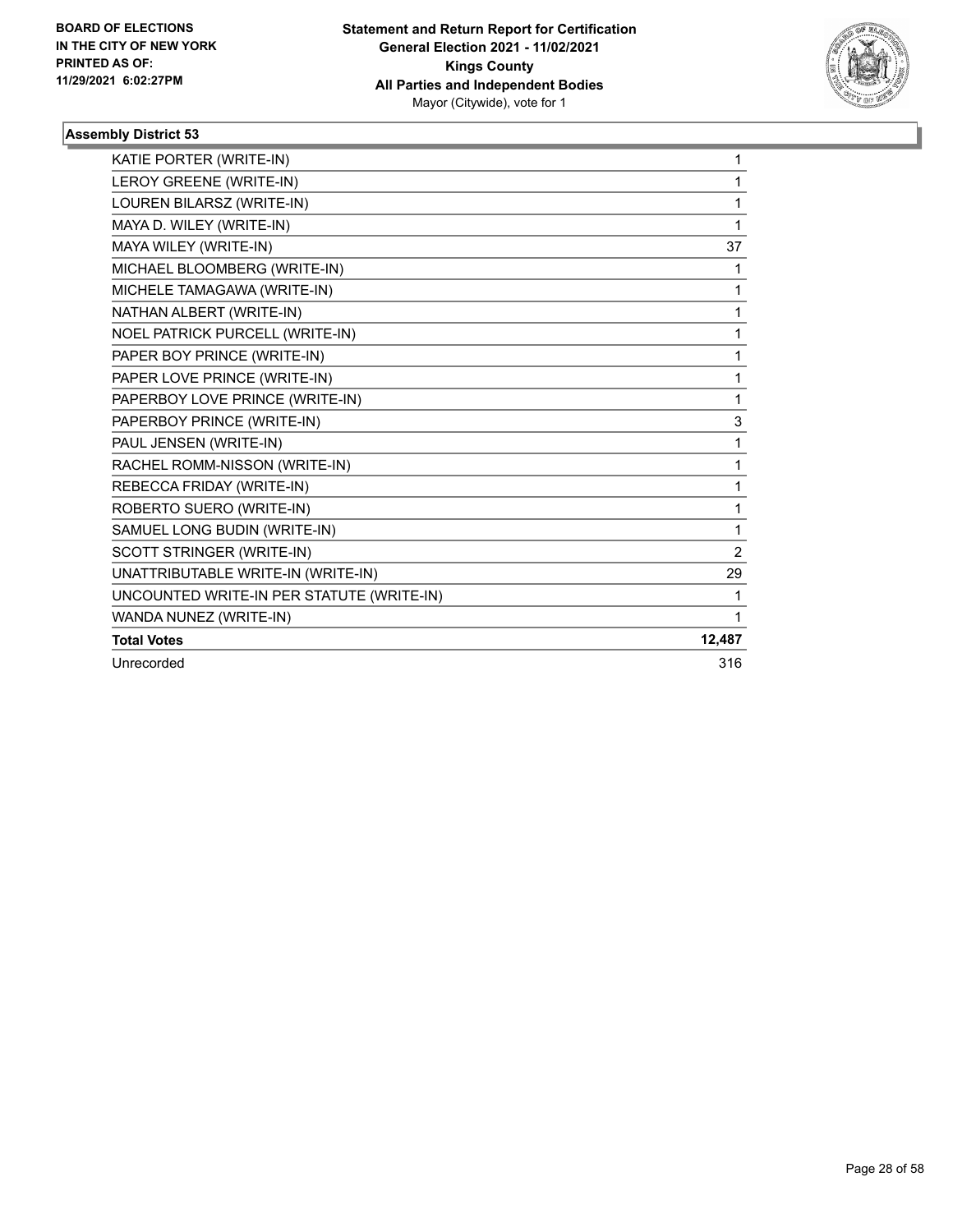**BOARD OF ELECTIONS IN THE CITY OF NEW YORK PRINTED AS OF: 11/29/2021 6:02:27PM**

**Statement and Return Report for Certification General Election 2021 - 11/02/2021 Kings County All Parties and Independent Bodies**
Mayor (Citywide), vote for 1

### Assembly District 53

| | |
|---|---|
| KATIE PORTER (WRITE-IN) | 1 |
| LEROY GREENE (WRITE-IN) | 1 |
| LOUREN BILARSZ (WRITE-IN) | 1 |
| MAYA D. WILEY (WRITE-IN) | 1 |
| MAYA WILEY (WRITE-IN) | 37 |
| MICHAEL BLOOMBERG (WRITE-IN) | 1 |
| MICHELE TAMAGAWA (WRITE-IN) | 1 |
| NATHAN ALBERT (WRITE-IN) | 1 |
| NOEL PATRICK PURCELL (WRITE-IN) | 1 |
| PAPER BOY PRINCE (WRITE-IN) | 1 |
| PAPER LOVE PRINCE (WRITE-IN) | 1 |
| PAPERBOY LOVE PRINCE (WRITE-IN) | 1 |
| PAPERBOY PRINCE (WRITE-IN) | 3 |
| PAUL JENSEN (WRITE-IN) | 1 |
| RACHEL ROMM-NISSON (WRITE-IN) | 1 |
| REBECCA FRIDAY (WRITE-IN) | 1 |
| ROBERTO SUERO (WRITE-IN) | 1 |
| SAMUEL LONG BUDIN (WRITE-IN) | 1 |
| SCOTT STRINGER (WRITE-IN) | 2 |
| UNATTRIBUTABLE WRITE-IN (WRITE-IN) | 29 |
| UNCOUNTED WRITE-IN PER STATUTE (WRITE-IN) | 1 |
| WANDA NUNEZ (WRITE-IN) | 1 |
| **Total Votes** | **12,487** |
| Unrecorded | 316 |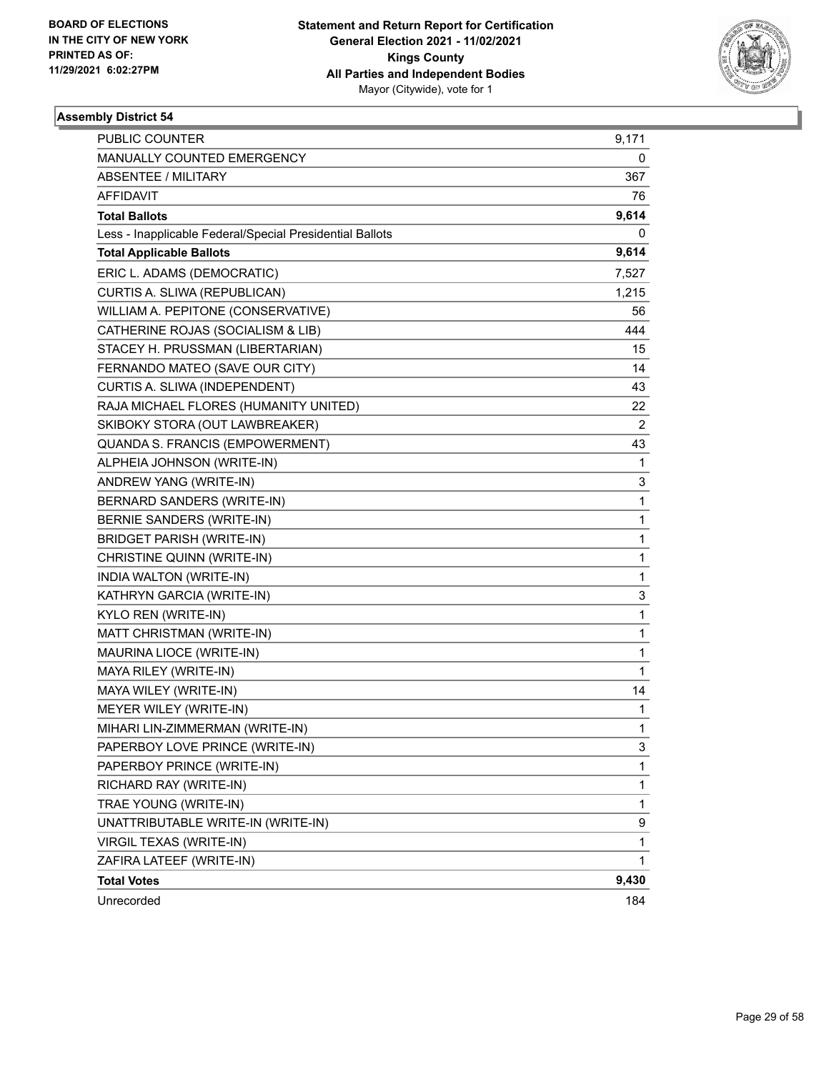BOARD OF ELECTIONS
IN THE CITY OF NEW YORK
PRINTED AS OF:
11/29/2021 6:02:27PM

**Statement and Return Report for Certification**
**General Election 2021 - 11/02/2021**
**Kings County**
**All Parties and Independent Bodies**
Mayor (Citywide), vote for 1

### Assembly District 54

| | |
|---|---|
| PUBLIC COUNTER | 9,171 |
| MANUALLY COUNTED EMERGENCY | 0 |
| ABSENTEE / MILITARY | 367 |
| AFFIDAVIT | 76 |
| **Total Ballots** | **9,614** |
| Less - Inapplicable Federal/Special Presidential Ballots | 0 |
| **Total Applicable Ballots** | **9,614** |
| ERIC L. ADAMS (DEMOCRATIC) | 7,527 |
| CURTIS A. SLIWA (REPUBLICAN) | 1,215 |
| WILLIAM A. PEPITONE (CONSERVATIVE) | 56 |
| CATHERINE ROJAS (SOCIALISM & LIB) | 444 |
| STACEY H. PRUSSMAN (LIBERTARIAN) | 15 |
| FERNANDO MATEO (SAVE OUR CITY) | 14 |
| CURTIS A. SLIWA (INDEPENDENT) | 43 |
| RAJA MICHAEL FLORES (HUMANITY UNITED) | 22 |
| SKIBOKY STORA (OUT LAWBREAKER) | 2 |
| QUANDA S. FRANCIS (EMPOWERMENT) | 43 |
| ALPHEIA JOHNSON (WRITE-IN) | 1 |
| ANDREW YANG (WRITE-IN) | 3 |
| BERNARD SANDERS (WRITE-IN) | 1 |
| BERNIE SANDERS (WRITE-IN) | 1 |
| BRIDGET PARISH (WRITE-IN) | 1 |
| CHRISTINE QUINN (WRITE-IN) | 1 |
| INDIA WALTON (WRITE-IN) | 1 |
| KATHRYN GARCIA (WRITE-IN) | 3 |
| KYLO REN (WRITE-IN) | 1 |
| MATT CHRISTMAN (WRITE-IN) | 1 |
| MAURINA LIOCE (WRITE-IN) | 1 |
| MAYA RILEY (WRITE-IN) | 1 |
| MAYA WILEY (WRITE-IN) | 14 |
| MEYER WILEY (WRITE-IN) | 1 |
| MIHARI LIN-ZIMMERMAN (WRITE-IN) | 1 |
| PAPERBOY LOVE PRINCE (WRITE-IN) | 3 |
| PAPERBOY PRINCE (WRITE-IN) | 1 |
| RICHARD RAY (WRITE-IN) | 1 |
| TRAE YOUNG (WRITE-IN) | 1 |
| UNATTRIBUTABLE WRITE-IN (WRITE-IN) | 9 |
| VIRGIL TEXAS (WRITE-IN) | 1 |
| ZAFIRA LATEEF (WRITE-IN) | 1 |
| **Total Votes** | **9,430** |
| Unrecorded | 184 |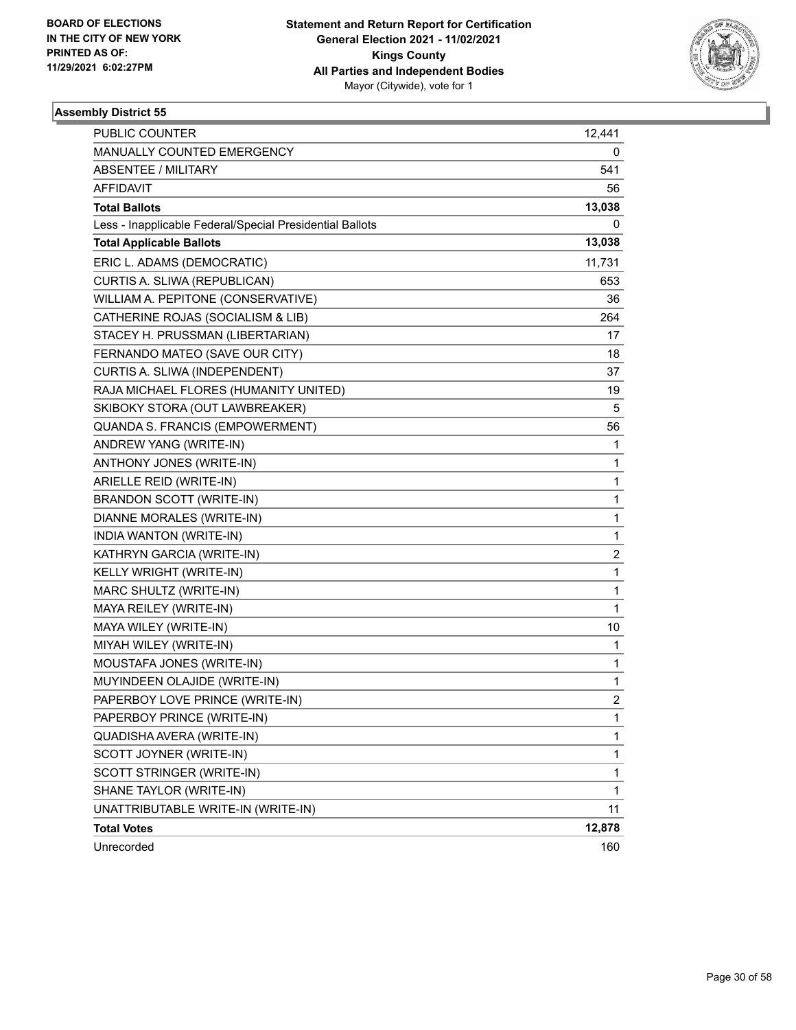BOARD OF ELECTIONS
IN THE CITY OF NEW YORK
PRINTED AS OF:
11/29/2021 6:02:27PM

**Statement and Return Report for Certification**
**General Election 2021 - 11/02/2021**
**Kings County**
**All Parties and Independent Bodies**
Mayor (Citywide), vote for 1

### Assembly District 55

| | |
|---|---|
| PUBLIC COUNTER | 12,441 |
| MANUALLY COUNTED EMERGENCY | 0 |
| ABSENTEE / MILITARY | 541 |
| AFFIDAVIT | 56 |
| **Total Ballots** | **13,038** |
| Less - Inapplicable Federal/Special Presidential Ballots | 0 |
| **Total Applicable Ballots** | **13,038** |
| ERIC L. ADAMS (DEMOCRATIC) | 11,731 |
| CURTIS A. SLIWA (REPUBLICAN) | 653 |
| WILLIAM A. PEPITONE (CONSERVATIVE) | 36 |
| CATHERINE ROJAS (SOCIALISM & LIB) | 264 |
| STACEY H. PRUSSMAN (LIBERTARIAN) | 17 |
| FERNANDO MATEO (SAVE OUR CITY) | 18 |
| CURTIS A. SLIWA (INDEPENDENT) | 37 |
| RAJA MICHAEL FLORES (HUMANITY UNITED) | 19 |
| SKIBOKY STORA (OUT LAWBREAKER) | 5 |
| QUANDA S. FRANCIS (EMPOWERMENT) | 56 |
| ANDREW YANG (WRITE-IN) | 1 |
| ANTHONY JONES (WRITE-IN) | 1 |
| ARIELLE REID (WRITE-IN) | 1 |
| BRANDON SCOTT (WRITE-IN) | 1 |
| DIANNE MORALES (WRITE-IN) | 1 |
| INDIA WANTON (WRITE-IN) | 1 |
| KATHRYN GARCIA (WRITE-IN) | 2 |
| KELLY WRIGHT (WRITE-IN) | 1 |
| MARC SHULTZ (WRITE-IN) | 1 |
| MAYA REILEY (WRITE-IN) | 1 |
| MAYA WILEY (WRITE-IN) | 10 |
| MIYAH WILEY (WRITE-IN) | 1 |
| MOUSTAFA JONES (WRITE-IN) | 1 |
| MUYINDEEN OLAJIDE (WRITE-IN) | 1 |
| PAPERBOY LOVE PRINCE (WRITE-IN) | 2 |
| PAPERBOY PRINCE (WRITE-IN) | 1 |
| QUADISHA AVERA (WRITE-IN) | 1 |
| SCOTT JOYNER (WRITE-IN) | 1 |
| SCOTT STRINGER (WRITE-IN) | 1 |
| SHANE TAYLOR (WRITE-IN) | 1 |
| UNATTRIBUTABLE WRITE-IN (WRITE-IN) | 11 |
| **Total Votes** | **12,878** |
| Unrecorded | 160 |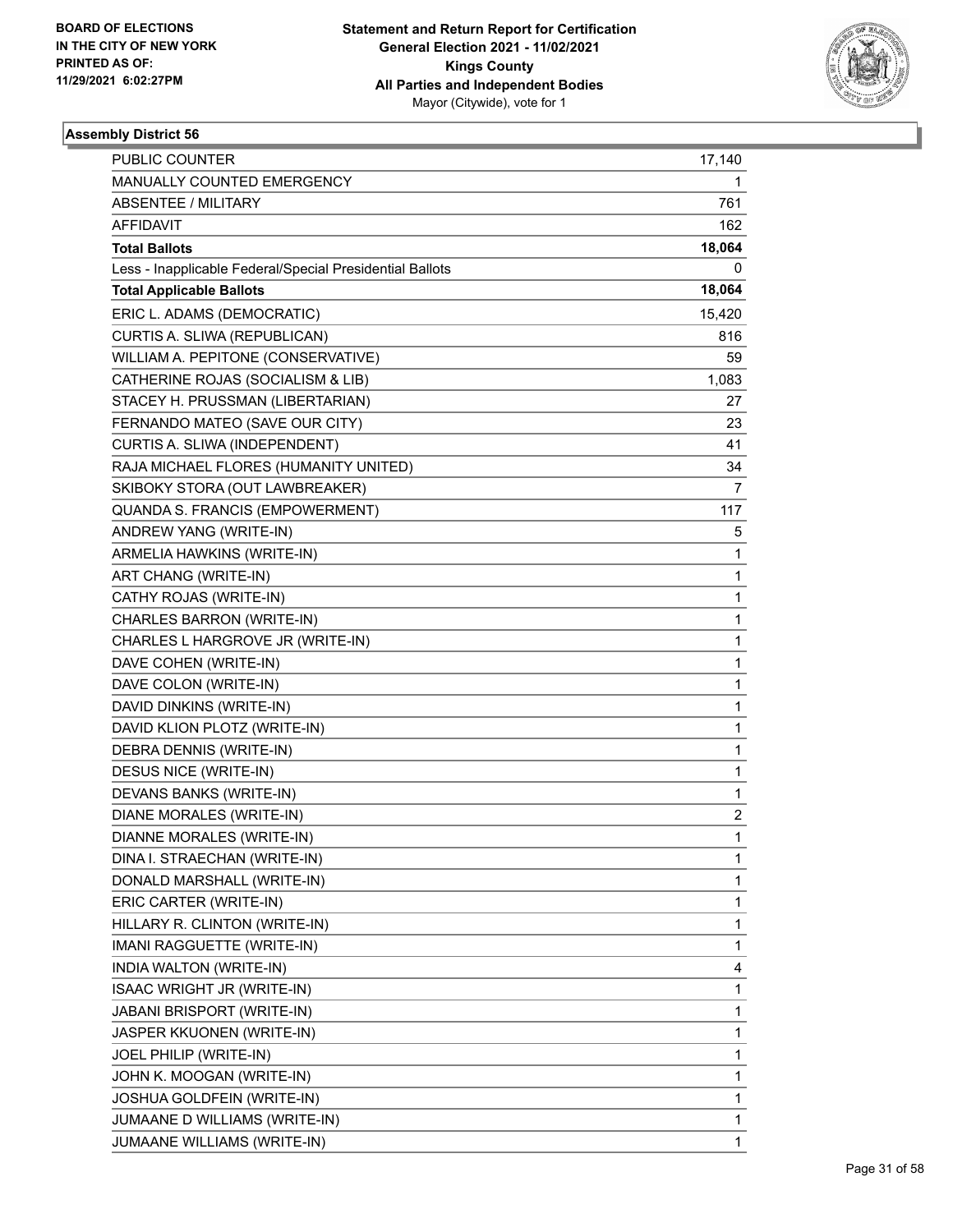BOARD OF ELECTIONS
IN THE CITY OF NEW YORK
PRINTED AS OF:
11/29/2021 6:02:27PM

**Statement and Return Report for Certification**
**General Election 2021 - 11/02/2021**
**Kings County**
**All Parties and Independent Bodies**
Mayor (Citywide), vote for 1

### Assembly District 56

| | |
|---|---|
| PUBLIC COUNTER | 17,140 |
| MANUALLY COUNTED EMERGENCY | 1 |
| ABSENTEE / MILITARY | 761 |
| AFFIDAVIT | 162 |
| **Total Ballots** | **18,064** |
| Less - Inapplicable Federal/Special Presidential Ballots | 0 |
| **Total Applicable Ballots** | **18,064** |
| ERIC L. ADAMS (DEMOCRATIC) | 15,420 |
| CURTIS A. SLIWA (REPUBLICAN) | 816 |
| WILLIAM A. PEPITONE (CONSERVATIVE) | 59 |
| CATHERINE ROJAS (SOCIALISM & LIB) | 1,083 |
| STACEY H. PRUSSMAN (LIBERTARIAN) | 27 |
| FERNANDO MATEO (SAVE OUR CITY) | 23 |
| CURTIS A. SLIWA (INDEPENDENT) | 41 |
| RAJA MICHAEL FLORES (HUMANITY UNITED) | 34 |
| SKIBOKY STORA (OUT LAWBREAKER) | 7 |
| QUANDA S. FRANCIS (EMPOWERMENT) | 117 |
| ANDREW YANG (WRITE-IN) | 5 |
| ARMELIA HAWKINS (WRITE-IN) | 1 |
| ART CHANG (WRITE-IN) | 1 |
| CATHY ROJAS (WRITE-IN) | 1 |
| CHARLES BARRON (WRITE-IN) | 1 |
| CHARLES L HARGROVE JR (WRITE-IN) | 1 |
| DAVE COHEN (WRITE-IN) | 1 |
| DAVE COLON (WRITE-IN) | 1 |
| DAVID DINKINS (WRITE-IN) | 1 |
| DAVID KLION PLOTZ (WRITE-IN) | 1 |
| DEBRA DENNIS (WRITE-IN) | 1 |
| DESUS NICE (WRITE-IN) | 1 |
| DEVANS BANKS (WRITE-IN) | 1 |
| DIANE MORALES (WRITE-IN) | 2 |
| DIANNE MORALES (WRITE-IN) | 1 |
| DINA I. STRAECHAN (WRITE-IN) | 1 |
| DONALD MARSHALL (WRITE-IN) | 1 |
| ERIC CARTER (WRITE-IN) | 1 |
| HILLARY R. CLINTON (WRITE-IN) | 1 |
| IMANI RAGGUETTE (WRITE-IN) | 1 |
| INDIA WALTON (WRITE-IN) | 4 |
| ISAAC WRIGHT JR (WRITE-IN) | 1 |
| JABANI BRISPORT (WRITE-IN) | 1 |
| JASPER KKUONEN (WRITE-IN) | 1 |
| JOEL PHILIP (WRITE-IN) | 1 |
| JOHN K. MOOGAN (WRITE-IN) | 1 |
| JOSHUA GOLDFEIN (WRITE-IN) | 1 |
| JUMAANE D WILLIAMS (WRITE-IN) | 1 |
| JUMAANE WILLIAMS (WRITE-IN) | 1 |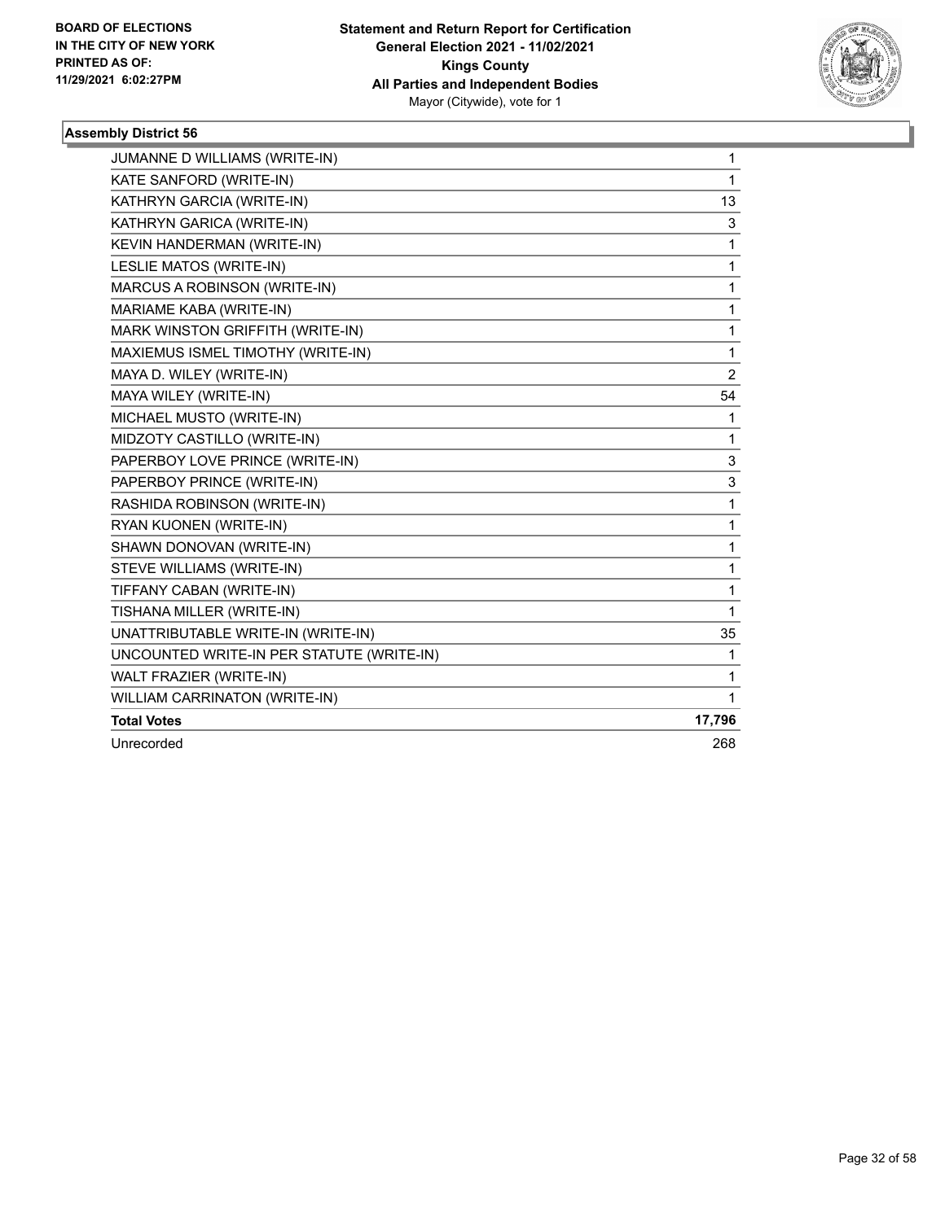**BOARD OF ELECTIONS IN THE CITY OF NEW YORK PRINTED AS OF: 11/29/2021 6:02:27PM**

**Statement and Return Report for Certification General Election 2021 - 11/02/2021 Kings County All Parties and Independent Bodies**
Mayor (Citywide), vote for 1

### Assembly District 56

| | |
|---|---|
| JUMANNE D WILLIAMS (WRITE-IN) | 1 |
| KATE SANFORD (WRITE-IN) | 1 |
| KATHRYN GARCIA (WRITE-IN) | 13 |
| KATHRYN GARICA (WRITE-IN) | 3 |
| KEVIN HANDERMAN (WRITE-IN) | 1 |
| LESLIE MATOS (WRITE-IN) | 1 |
| MARCUS A ROBINSON (WRITE-IN) | 1 |
| MARIAME KABA (WRITE-IN) | 1 |
| MARK WINSTON GRIFFITH (WRITE-IN) | 1 |
| MAXIEMUS ISMEL TIMOTHY (WRITE-IN) | 1 |
| MAYA D. WILEY (WRITE-IN) | 2 |
| MAYA WILEY (WRITE-IN) | 54 |
| MICHAEL MUSTO (WRITE-IN) | 1 |
| MIDZOTY CASTILLO (WRITE-IN) | 1 |
| PAPERBOY LOVE PRINCE (WRITE-IN) | 3 |
| PAPERBOY PRINCE (WRITE-IN) | 3 |
| RASHIDA ROBINSON (WRITE-IN) | 1 |
| RYAN KUONEN (WRITE-IN) | 1 |
| SHAWN DONOVAN (WRITE-IN) | 1 |
| STEVE WILLIAMS (WRITE-IN) | 1 |
| TIFFANY CABAN (WRITE-IN) | 1 |
| TISHANA MILLER (WRITE-IN) | 1 |
| UNATTRIBUTABLE WRITE-IN (WRITE-IN) | 35 |
| UNCOUNTED WRITE-IN PER STATUTE (WRITE-IN) | 1 |
| WALT FRAZIER (WRITE-IN) | 1 |
| WILLIAM CARRINATON (WRITE-IN) | 1 |
| **Total Votes** | **17,796** |
| Unrecorded | 268 |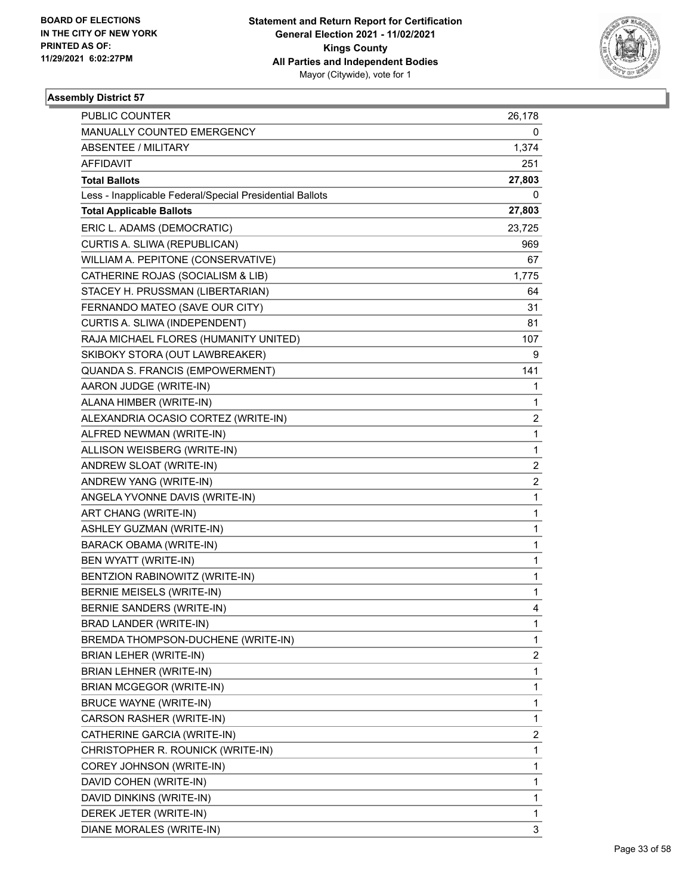BOARD OF ELECTIONS
IN THE CITY OF NEW YORK
PRINTED AS OF:
11/29/2021 6:02:27PM

**Statement and Return Report for Certification**
**General Election 2021 - 11/02/2021**
**Kings County**
**All Parties and Independent Bodies**
Mayor (Citywide), vote for 1

### Assembly District 57

| | |
|---|---|
| PUBLIC COUNTER | 26,178 |
| MANUALLY COUNTED EMERGENCY | 0 |
| ABSENTEE / MILITARY | 1,374 |
| AFFIDAVIT | 251 |
| **Total Ballots** | **27,803** |
| Less - Inapplicable Federal/Special Presidential Ballots | 0 |
| **Total Applicable Ballots** | **27,803** |
| ERIC L. ADAMS (DEMOCRATIC) | 23,725 |
| CURTIS A. SLIWA (REPUBLICAN) | 969 |
| WILLIAM A. PEPITONE (CONSERVATIVE) | 67 |
| CATHERINE ROJAS (SOCIALISM & LIB) | 1,775 |
| STACEY H. PRUSSMAN (LIBERTARIAN) | 64 |
| FERNANDO MATEO (SAVE OUR CITY) | 31 |
| CURTIS A. SLIWA (INDEPENDENT) | 81 |
| RAJA MICHAEL FLORES (HUMANITY UNITED) | 107 |
| SKIBOKY STORA (OUT LAWBREAKER) | 9 |
| QUANDA S. FRANCIS (EMPOWERMENT) | 141 |
| AARON JUDGE (WRITE-IN) | 1 |
| ALANA HIMBER (WRITE-IN) | 1 |
| ALEXANDRIA OCASIO CORTEZ (WRITE-IN) | 2 |
| ALFRED NEWMAN (WRITE-IN) | 1 |
| ALLISON WEISBERG (WRITE-IN) | 1 |
| ANDREW SLOAT (WRITE-IN) | 2 |
| ANDREW YANG (WRITE-IN) | 2 |
| ANGELA YVONNE DAVIS (WRITE-IN) | 1 |
| ART CHANG (WRITE-IN) | 1 |
| ASHLEY GUZMAN (WRITE-IN) | 1 |
| BARACK OBAMA (WRITE-IN) | 1 |
| BEN WYATT (WRITE-IN) | 1 |
| BENTZION RABINOWITZ (WRITE-IN) | 1 |
| BERNIE MEISELS (WRITE-IN) | 1 |
| BERNIE SANDERS (WRITE-IN) | 4 |
| BRAD LANDER (WRITE-IN) | 1 |
| BREMDA THOMPSON-DUCHENE (WRITE-IN) | 1 |
| BRIAN LEHER (WRITE-IN) | 2 |
| BRIAN LEHNER (WRITE-IN) | 1 |
| BRIAN MCGEGOR (WRITE-IN) | 1 |
| BRUCE WAYNE (WRITE-IN) | 1 |
| CARSON RASHER (WRITE-IN) | 1 |
| CATHERINE GARCIA (WRITE-IN) | 2 |
| CHRISTOPHER R. ROUNICK (WRITE-IN) | 1 |
| COREY JOHNSON (WRITE-IN) | 1 |
| DAVID COHEN (WRITE-IN) | 1 |
| DAVID DINKINS (WRITE-IN) | 1 |
| DEREK JETER (WRITE-IN) | 1 |
| DIANE MORALES (WRITE-IN) | 3 |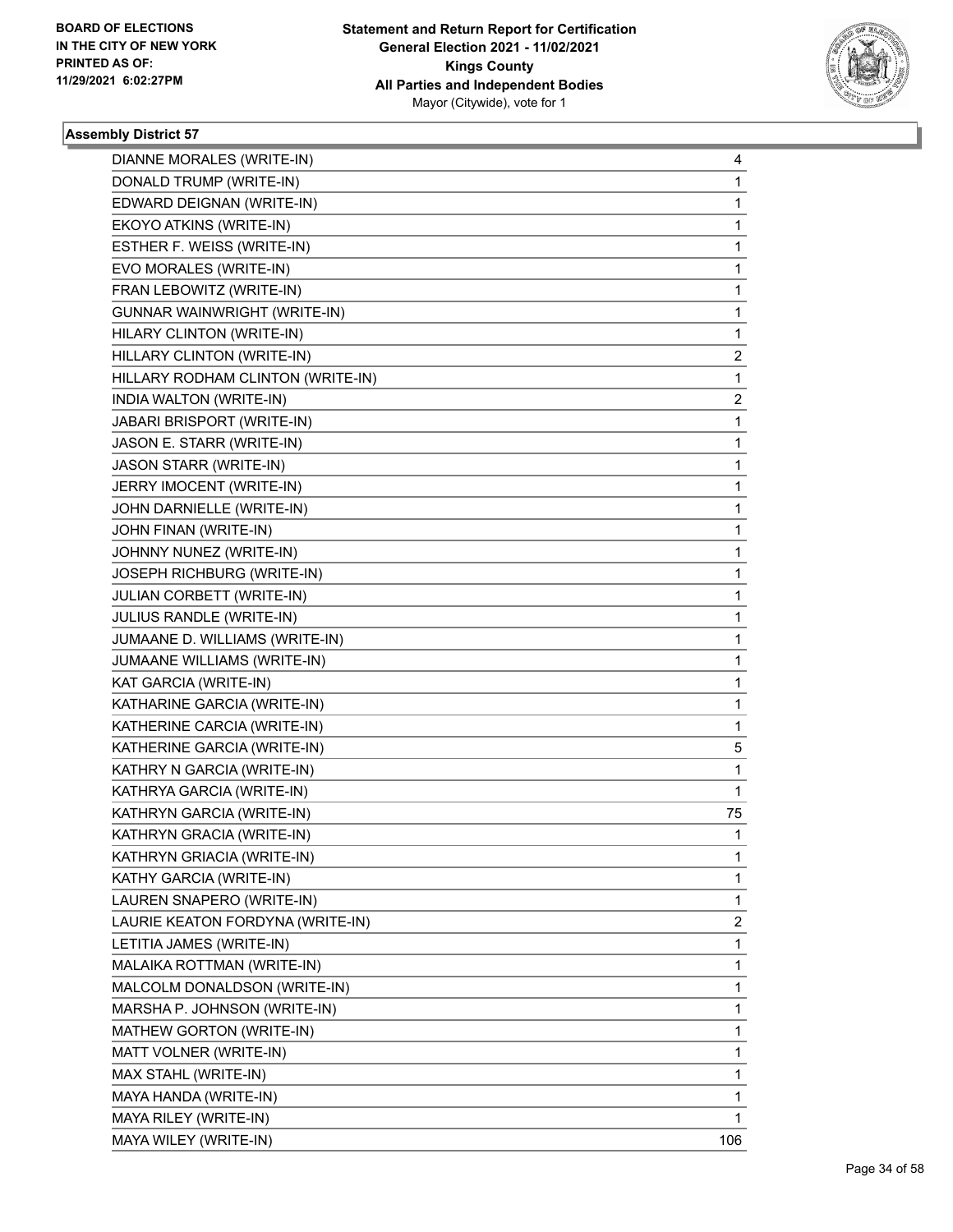**BOARD OF ELECTIONS IN THE CITY OF NEW YORK PRINTED AS OF: 11/29/2021 6:02:27PM**

**Statement and Return Report for Certification General Election 2021 - 11/02/2021 Kings County All Parties and Independent Bodies** Mayor (Citywide), vote for 1

### Assembly District 57

| | |
|---|---|
| DIANNE MORALES (WRITE-IN) | 4 |
| DONALD TRUMP (WRITE-IN) | 1 |
| EDWARD DEIGNAN (WRITE-IN) | 1 |
| EKOYO ATKINS (WRITE-IN) | 1 |
| ESTHER F. WEISS (WRITE-IN) | 1 |
| EVO MORALES (WRITE-IN) | 1 |
| FRAN LEBOWITZ (WRITE-IN) | 1 |
| GUNNAR WAINWRIGHT (WRITE-IN) | 1 |
| HILARY CLINTON (WRITE-IN) | 1 |
| HILLARY CLINTON (WRITE-IN) | 2 |
| HILLARY RODHAM CLINTON (WRITE-IN) | 1 |
| INDIA WALTON (WRITE-IN) | 2 |
| JABARI BRISPORT (WRITE-IN) | 1 |
| JASON E. STARR (WRITE-IN) | 1 |
| JASON STARR (WRITE-IN) | 1 |
| JERRY IMOCENT (WRITE-IN) | 1 |
| JOHN DARNIELLE (WRITE-IN) | 1 |
| JOHN FINAN (WRITE-IN) | 1 |
| JOHNNY NUNEZ (WRITE-IN) | 1 |
| JOSEPH RICHBURG (WRITE-IN) | 1 |
| JULIAN CORBETT (WRITE-IN) | 1 |
| JULIUS RANDLE (WRITE-IN) | 1 |
| JUMAANE D. WILLIAMS (WRITE-IN) | 1 |
| JUMAANE WILLIAMS (WRITE-IN) | 1 |
| KAT GARCIA (WRITE-IN) | 1 |
| KATHARINE GARCIA (WRITE-IN) | 1 |
| KATHERINE CARCIA (WRITE-IN) | 1 |
| KATHERINE GARCIA (WRITE-IN) | 5 |
| KATHRY N GARCIA (WRITE-IN) | 1 |
| KATHRYA GARCIA (WRITE-IN) | 1 |
| KATHRYN GARCIA (WRITE-IN) | 75 |
| KATHRYN GRACIA (WRITE-IN) | 1 |
| KATHRYN GRIACIA (WRITE-IN) | 1 |
| KATHY GARCIA (WRITE-IN) | 1 |
| LAUREN SNAPERO (WRITE-IN) | 1 |
| LAURIE KEATON FORDYNA (WRITE-IN) | 2 |
| LETITIA JAMES (WRITE-IN) | 1 |
| MALAIKA ROTTMAN (WRITE-IN) | 1 |
| MALCOLM DONALDSON (WRITE-IN) | 1 |
| MARSHA P. JOHNSON (WRITE-IN) | 1 |
| MATHEW GORTON (WRITE-IN) | 1 |
| MATT VOLNER (WRITE-IN) | 1 |
| MAX STAHL (WRITE-IN) | 1 |
| MAYA HANDA (WRITE-IN) | 1 |
| MAYA RILEY (WRITE-IN) | 1 |
| MAYA WILEY (WRITE-IN) | 106 |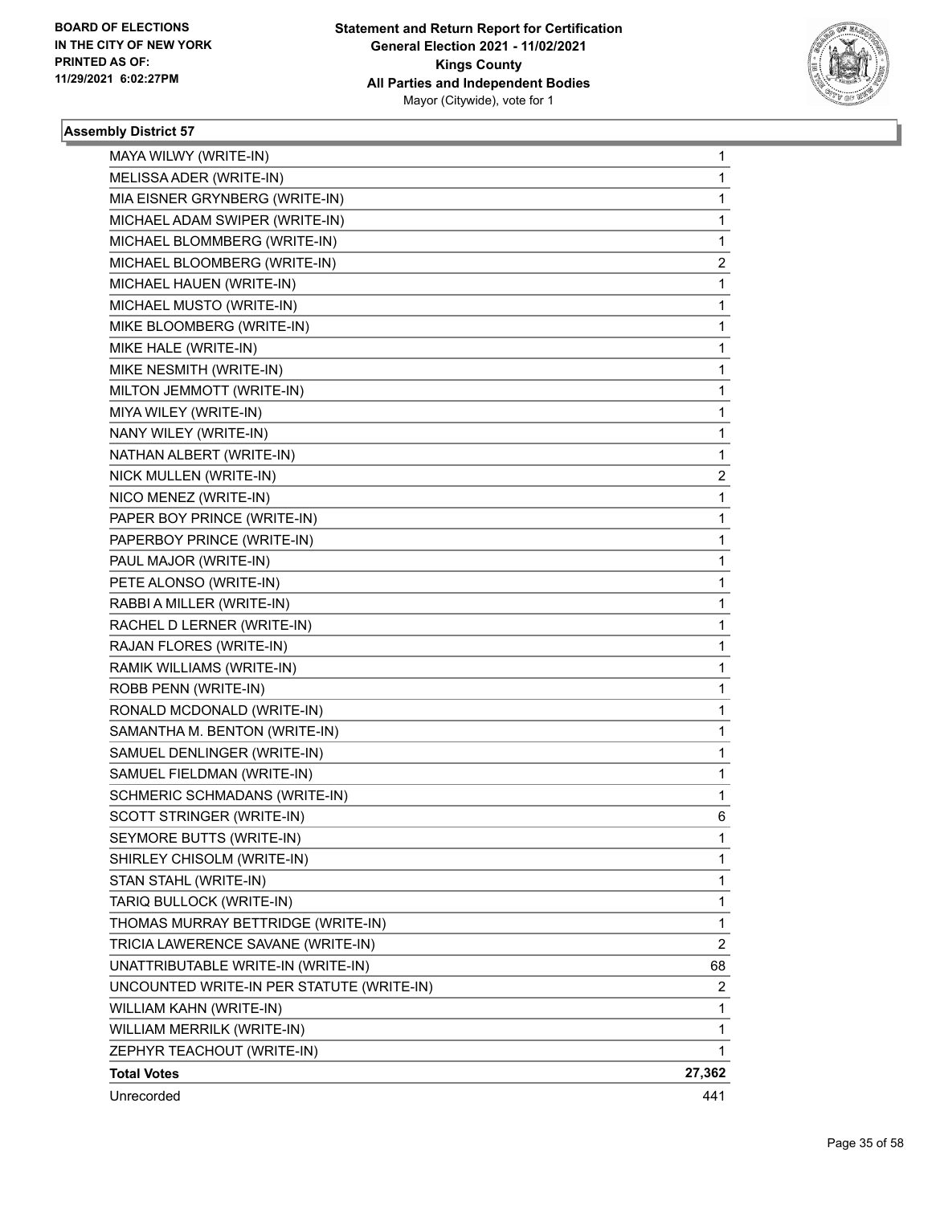BOARD OF ELECTIONS
IN THE CITY OF NEW YORK
PRINTED AS OF:
11/29/2021 6:02:27PM

**Statement and Return Report for Certification**
**General Election 2021 - 11/02/2021**
**Kings County**
**All Parties and Independent Bodies**
Mayor (Citywide), vote for 1

### Assembly District 57

| | |
|---|---|
| MAYA WILWY (WRITE-IN) | 1 |
| MELISSA ADER (WRITE-IN) | 1 |
| MIA EISNER GRYNBERG (WRITE-IN) | 1 |
| MICHAEL ADAM SWIPER (WRITE-IN) | 1 |
| MICHAEL BLOMMBERG (WRITE-IN) | 1 |
| MICHAEL BLOOMBERG (WRITE-IN) | 2 |
| MICHAEL HAUEN (WRITE-IN) | 1 |
| MICHAEL MUSTO (WRITE-IN) | 1 |
| MIKE BLOOMBERG (WRITE-IN) | 1 |
| MIKE HALE (WRITE-IN) | 1 |
| MIKE NESMITH (WRITE-IN) | 1 |
| MILTON JEMMOTT (WRITE-IN) | 1 |
| MIYA WILEY (WRITE-IN) | 1 |
| NANY WILEY (WRITE-IN) | 1 |
| NATHAN ALBERT (WRITE-IN) | 1 |
| NICK MULLEN (WRITE-IN) | 2 |
| NICO MENEZ (WRITE-IN) | 1 |
| PAPER BOY PRINCE (WRITE-IN) | 1 |
| PAPERBOY PRINCE (WRITE-IN) | 1 |
| PAUL MAJOR (WRITE-IN) | 1 |
| PETE ALONSO (WRITE-IN) | 1 |
| RABBI A MILLER (WRITE-IN) | 1 |
| RACHEL D LERNER (WRITE-IN) | 1 |
| RAJAN FLORES (WRITE-IN) | 1 |
| RAMIK WILLIAMS (WRITE-IN) | 1 |
| ROBB PENN (WRITE-IN) | 1 |
| RONALD MCDONALD (WRITE-IN) | 1 |
| SAMANTHA M. BENTON (WRITE-IN) | 1 |
| SAMUEL DENLINGER (WRITE-IN) | 1 |
| SAMUEL FIELDMAN (WRITE-IN) | 1 |
| SCHMERIC SCHMADANS (WRITE-IN) | 1 |
| SCOTT STRINGER (WRITE-IN) | 6 |
| SEYMORE BUTTS (WRITE-IN) | 1 |
| SHIRLEY CHISOLM (WRITE-IN) | 1 |
| STAN STAHL (WRITE-IN) | 1 |
| TARIQ BULLOCK (WRITE-IN) | 1 |
| THOMAS MURRAY BETTRIDGE (WRITE-IN) | 1 |
| TRICIA LAWERENCE SAVANE (WRITE-IN) | 2 |
| UNATTRIBUTABLE WRITE-IN (WRITE-IN) | 68 |
| UNCOUNTED WRITE-IN PER STATUTE (WRITE-IN) | 2 |
| WILLIAM KAHN (WRITE-IN) | 1 |
| WILLIAM MERRILK (WRITE-IN) | 1 |
| ZEPHYR TEACHOUT (WRITE-IN) | 1 |
| **Total Votes** | **27,362** |
| Unrecorded | 441 |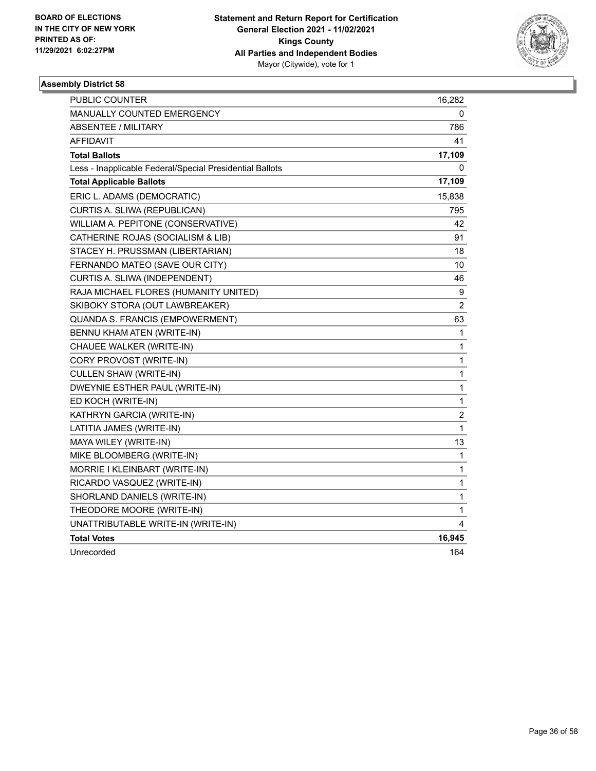BOARD OF ELECTIONS
IN THE CITY OF NEW YORK
PRINTED AS OF:
11/29/2021 6:02:27PM

**Statement and Return Report for Certification**
**General Election 2021 - 11/02/2021**
**Kings County**
**All Parties and Independent Bodies**
Mayor (Citywide), vote for 1

### Assembly District 58

| | |
|---|---|
| PUBLIC COUNTER | 16,282 |
| MANUALLY COUNTED EMERGENCY | 0 |
| ABSENTEE / MILITARY | 786 |
| AFFIDAVIT | 41 |
| **Total Ballots** | **17,109** |
| Less - Inapplicable Federal/Special Presidential Ballots | 0 |
| **Total Applicable Ballots** | **17,109** |
| ERIC L. ADAMS (DEMOCRATIC) | 15,838 |
| CURTIS A. SLIWA (REPUBLICAN) | 795 |
| WILLIAM A. PEPITONE (CONSERVATIVE) | 42 |
| CATHERINE ROJAS (SOCIALISM & LIB) | 91 |
| STACEY H. PRUSSMAN (LIBERTARIAN) | 18 |
| FERNANDO MATEO (SAVE OUR CITY) | 10 |
| CURTIS A. SLIWA (INDEPENDENT) | 46 |
| RAJA MICHAEL FLORES (HUMANITY UNITED) | 9 |
| SKIBOKY STORA (OUT LAWBREAKER) | 2 |
| QUANDA S. FRANCIS (EMPOWERMENT) | 63 |
| BENNU KHAM ATEN (WRITE-IN) | 1 |
| CHAUEE WALKER (WRITE-IN) | 1 |
| CORY PROVOST (WRITE-IN) | 1 |
| CULLEN SHAW (WRITE-IN) | 1 |
| DWEYNIE ESTHER PAUL (WRITE-IN) | 1 |
| ED KOCH (WRITE-IN) | 1 |
| KATHRYN GARCIA (WRITE-IN) | 2 |
| LATITIA JAMES (WRITE-IN) | 1 |
| MAYA WILEY (WRITE-IN) | 13 |
| MIKE BLOOMBERG (WRITE-IN) | 1 |
| MORRIE I KLEINBART (WRITE-IN) | 1 |
| RICARDO VASQUEZ (WRITE-IN) | 1 |
| SHORLAND DANIELS (WRITE-IN) | 1 |
| THEODORE MOORE (WRITE-IN) | 1 |
| UNATTRIBUTABLE WRITE-IN (WRITE-IN) | 4 |
| **Total Votes** | **16,945** |
| Unrecorded | 164 |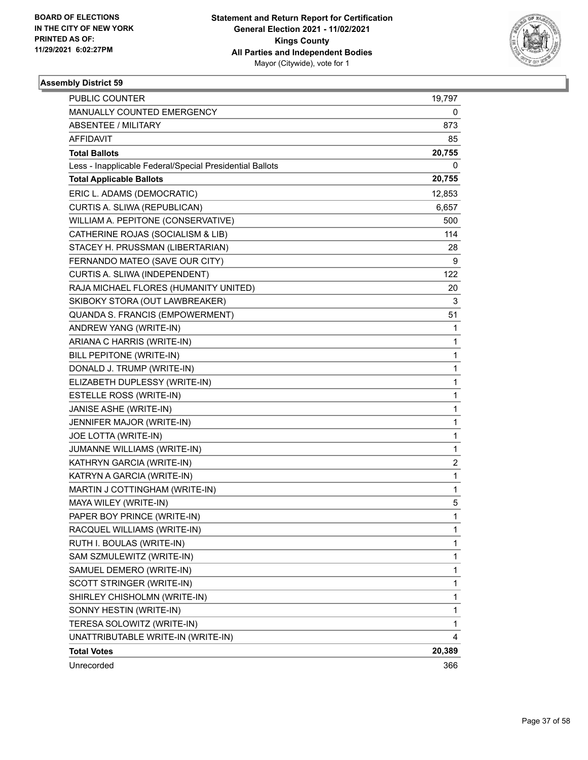BOARD OF ELECTIONS
IN THE CITY OF NEW YORK
PRINTED AS OF:
11/29/2021 6:02:27PM

**Statement and Return Report for Certification**
**General Election 2021 - 11/02/2021**
**Kings County**
**All Parties and Independent Bodies**
Mayor (Citywide), vote for 1

## Assembly District 59

| | |
|---|---|
| PUBLIC COUNTER | 19,797 |
| MANUALLY COUNTED EMERGENCY | 0 |
| ABSENTEE / MILITARY | 873 |
| AFFIDAVIT | 85 |
| **Total Ballots** | **20,755** |
| Less - Inapplicable Federal/Special Presidential Ballots | 0 |
| **Total Applicable Ballots** | **20,755** |
| ERIC L. ADAMS (DEMOCRATIC) | 12,853 |
| CURTIS A. SLIWA (REPUBLICAN) | 6,657 |
| WILLIAM A. PEPITONE (CONSERVATIVE) | 500 |
| CATHERINE ROJAS (SOCIALISM & LIB) | 114 |
| STACEY H. PRUSSMAN (LIBERTARIAN) | 28 |
| FERNANDO MATEO (SAVE OUR CITY) | 9 |
| CURTIS A. SLIWA (INDEPENDENT) | 122 |
| RAJA MICHAEL FLORES (HUMANITY UNITED) | 20 |
| SKIBOKY STORA (OUT LAWBREAKER) | 3 |
| QUANDA S. FRANCIS (EMPOWERMENT) | 51 |
| ANDREW YANG (WRITE-IN) | 1 |
| ARIANA C HARRIS (WRITE-IN) | 1 |
| BILL PEPITONE (WRITE-IN) | 1 |
| DONALD J. TRUMP (WRITE-IN) | 1 |
| ELIZABETH DUPLESSY (WRITE-IN) | 1 |
| ESTELLE ROSS (WRITE-IN) | 1 |
| JANISE ASHE (WRITE-IN) | 1 |
| JENNIFER MAJOR (WRITE-IN) | 1 |
| JOE LOTTA (WRITE-IN) | 1 |
| JUMANNE WILLIAMS (WRITE-IN) | 1 |
| KATHRYN GARCIA (WRITE-IN) | 2 |
| KATRYN A GARCIA (WRITE-IN) | 1 |
| MARTIN J COTTINGHAM (WRITE-IN) | 1 |
| MAYA WILEY (WRITE-IN) | 5 |
| PAPER BOY PRINCE (WRITE-IN) | 1 |
| RACQUEL WILLIAMS (WRITE-IN) | 1 |
| RUTH I. BOULAS (WRITE-IN) | 1 |
| SAM SZMULEWITZ (WRITE-IN) | 1 |
| SAMUEL DEMERO (WRITE-IN) | 1 |
| SCOTT STRINGER (WRITE-IN) | 1 |
| SHIRLEY CHISHOLMN (WRITE-IN) | 1 |
| SONNY HESTIN (WRITE-IN) | 1 |
| TERESA SOLOWITZ (WRITE-IN) | 1 |
| UNATTRIBUTABLE WRITE-IN (WRITE-IN) | 4 |
| **Total Votes** | **20,389** |
| Unrecorded | 366 |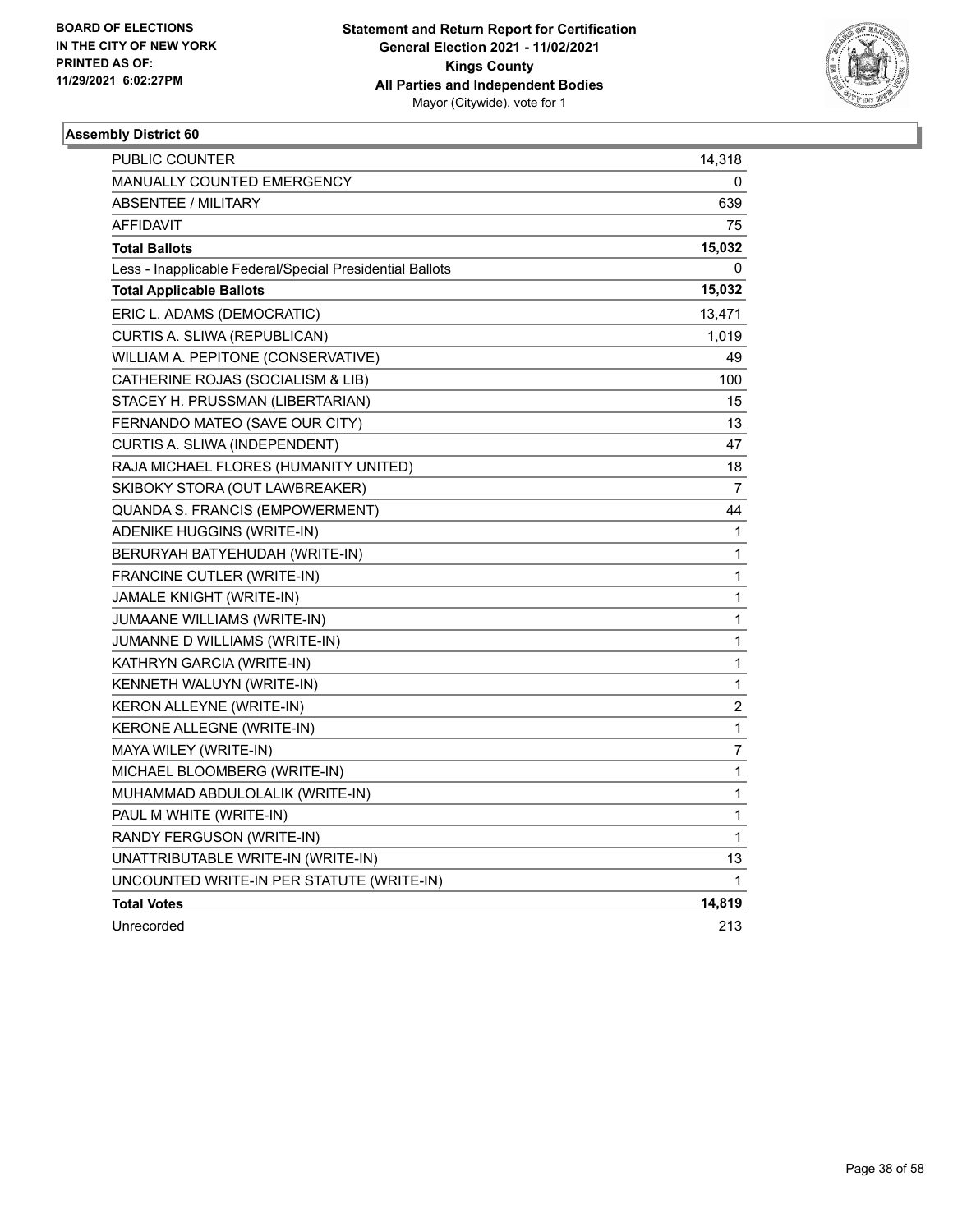BOARD OF ELECTIONS
IN THE CITY OF NEW YORK
PRINTED AS OF:
11/29/2021 6:02:27PM

**Statement and Return Report for Certification**
**General Election 2021 - 11/02/2021**
**Kings County**
**All Parties and Independent Bodies**
Mayor (Citywide), vote for 1

### Assembly District 60

| | |
|---|---|
| PUBLIC COUNTER | 14,318 |
| MANUALLY COUNTED EMERGENCY | 0 |
| ABSENTEE / MILITARY | 639 |
| AFFIDAVIT | 75 |
| **Total Ballots** | **15,032** |
| Less - Inapplicable Federal/Special Presidential Ballots | 0 |
| **Total Applicable Ballots** | **15,032** |
| ERIC L. ADAMS (DEMOCRATIC) | 13,471 |
| CURTIS A. SLIWA (REPUBLICAN) | 1,019 |
| WILLIAM A. PEPITONE (CONSERVATIVE) | 49 |
| CATHERINE ROJAS (SOCIALISM & LIB) | 100 |
| STACEY H. PRUSSMAN (LIBERTARIAN) | 15 |
| FERNANDO MATEO (SAVE OUR CITY) | 13 |
| CURTIS A. SLIWA (INDEPENDENT) | 47 |
| RAJA MICHAEL FLORES (HUMANITY UNITED) | 18 |
| SKIBOKY STORA (OUT LAWBREAKER) | 7 |
| QUANDA S. FRANCIS (EMPOWERMENT) | 44 |
| ADENIKE HUGGINS (WRITE-IN) | 1 |
| BERURYAH BATYEHUDAH (WRITE-IN) | 1 |
| FRANCINE CUTLER (WRITE-IN) | 1 |
| JAMALE KNIGHT (WRITE-IN) | 1 |
| JUMAANE WILLIAMS (WRITE-IN) | 1 |
| JUMANNE D WILLIAMS (WRITE-IN) | 1 |
| KATHRYN GARCIA (WRITE-IN) | 1 |
| KENNETH WALUYN (WRITE-IN) | 1 |
| KERON ALLEYNE (WRITE-IN) | 2 |
| KERONE ALLEGNE (WRITE-IN) | 1 |
| MAYA WILEY (WRITE-IN) | 7 |
| MICHAEL BLOOMBERG (WRITE-IN) | 1 |
| MUHAMMAD ABDULOLALIK (WRITE-IN) | 1 |
| PAUL M WHITE (WRITE-IN) | 1 |
| RANDY FERGUSON (WRITE-IN) | 1 |
| UNATTRIBUTABLE WRITE-IN (WRITE-IN) | 13 |
| UNCOUNTED WRITE-IN PER STATUTE (WRITE-IN) | 1 |
| **Total Votes** | **14,819** |
| Unrecorded | 213 |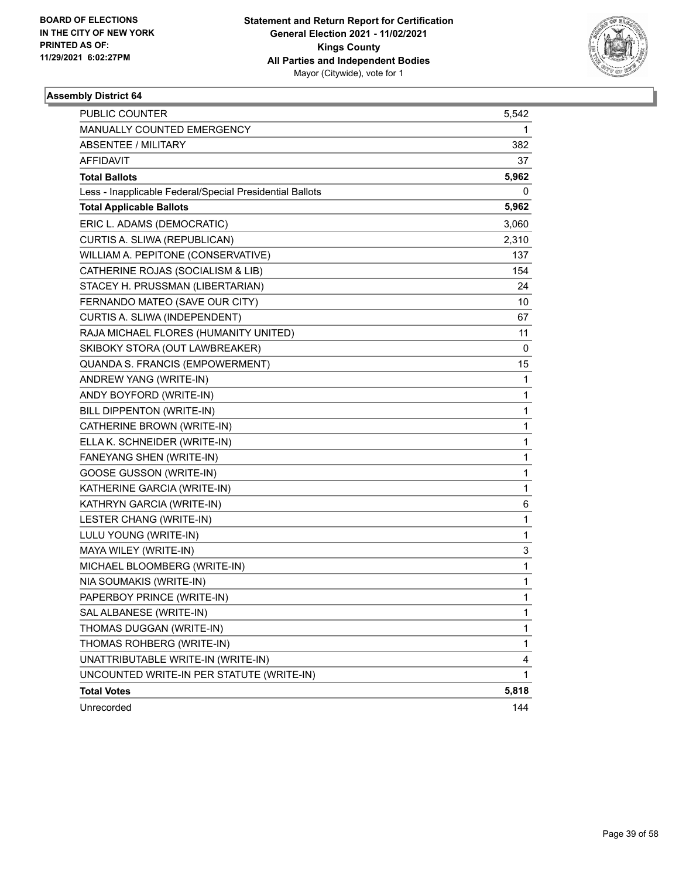BOARD OF ELECTIONS
IN THE CITY OF NEW YORK
PRINTED AS OF:
11/29/2021 6:02:27PM

**Statement and Return Report for Certification**
**General Election 2021 - 11/02/2021**
**Kings County**
**All Parties and Independent Bodies**
Mayor (Citywide), vote for 1

### Assembly District 64

| | |
|---|---|
| PUBLIC COUNTER | 5,542 |
| MANUALLY COUNTED EMERGENCY | 1 |
| ABSENTEE / MILITARY | 382 |
| AFFIDAVIT | 37 |
| **Total Ballots** | **5,962** |
| Less - Inapplicable Federal/Special Presidential Ballots | 0 |
| **Total Applicable Ballots** | **5,962** |
| ERIC L. ADAMS (DEMOCRATIC) | 3,060 |
| CURTIS A. SLIWA (REPUBLICAN) | 2,310 |
| WILLIAM A. PEPITONE (CONSERVATIVE) | 137 |
| CATHERINE ROJAS (SOCIALISM & LIB) | 154 |
| STACEY H. PRUSSMAN (LIBERTARIAN) | 24 |
| FERNANDO MATEO (SAVE OUR CITY) | 10 |
| CURTIS A. SLIWA (INDEPENDENT) | 67 |
| RAJA MICHAEL FLORES (HUMANITY UNITED) | 11 |
| SKIBOKY STORA (OUT LAWBREAKER) | 0 |
| QUANDA S. FRANCIS (EMPOWERMENT) | 15 |
| ANDREW YANG (WRITE-IN) | 1 |
| ANDY BOYFORD (WRITE-IN) | 1 |
| BILL DIPPENTON (WRITE-IN) | 1 |
| CATHERINE BROWN (WRITE-IN) | 1 |
| ELLA K. SCHNEIDER (WRITE-IN) | 1 |
| FANEYANG SHEN (WRITE-IN) | 1 |
| GOOSE GUSSON (WRITE-IN) | 1 |
| KATHERINE GARCIA (WRITE-IN) | 1 |
| KATHRYN GARCIA (WRITE-IN) | 6 |
| LESTER CHANG (WRITE-IN) | 1 |
| LULU YOUNG (WRITE-IN) | 1 |
| MAYA WILEY (WRITE-IN) | 3 |
| MICHAEL BLOOMBERG (WRITE-IN) | 1 |
| NIA SOUMAKIS (WRITE-IN) | 1 |
| PAPERBOY PRINCE (WRITE-IN) | 1 |
| SAL ALBANESE (WRITE-IN) | 1 |
| THOMAS DUGGAN (WRITE-IN) | 1 |
| THOMAS ROHBERG (WRITE-IN) | 1 |
| UNATTRIBUTABLE WRITE-IN (WRITE-IN) | 4 |
| UNCOUNTED WRITE-IN PER STATUTE (WRITE-IN) | 1 |
| **Total Votes** | **5,818** |
| Unrecorded | 144 |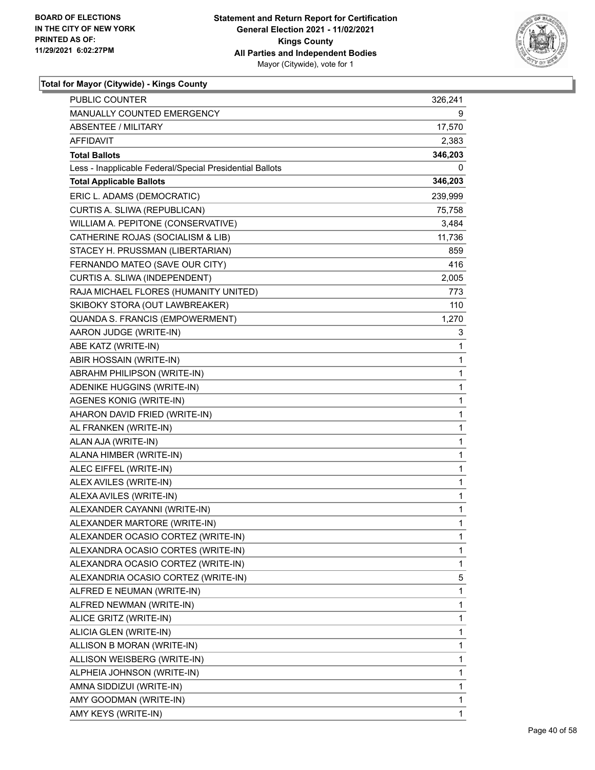**Total for Mayor (Citywide) - Kings County**

| | |
|---|---|
| PUBLIC COUNTER | 326,241 |
| MANUALLY COUNTED EMERGENCY | 9 |
| ABSENTEE / MILITARY | 17,570 |
| AFFIDAVIT | 2,383 |
| **Total Ballots** | **346,203** |
| Less - Inapplicable Federal/Special Presidential Ballots | 0 |
| **Total Applicable Ballots** | **346,203** |
| ERIC L. ADAMS (DEMOCRATIC) | 239,999 |
| CURTIS A. SLIWA (REPUBLICAN) | 75,758 |
| WILLIAM A. PEPITONE (CONSERVATIVE) | 3,484 |
| CATHERINE ROJAS (SOCIALISM & LIB) | 11,736 |
| STACEY H. PRUSSMAN (LIBERTARIAN) | 859 |
| FERNANDO MATEO (SAVE OUR CITY) | 416 |
| CURTIS A. SLIWA (INDEPENDENT) | 2,005 |
| RAJA MICHAEL FLORES (HUMANITY UNITED) | 773 |
| SKIBOKY STORA (OUT LAWBREAKER) | 110 |
| QUANDA S. FRANCIS (EMPOWERMENT) | 1,270 |
| AARON JUDGE (WRITE-IN) | 3 |
| ABE KATZ (WRITE-IN) | 1 |
| ABIR HOSSAIN (WRITE-IN) | 1 |
| ABRAHM PHILIPSON (WRITE-IN) | 1 |
| ADENIKE HUGGINS (WRITE-IN) | 1 |
| AGENES KONIG (WRITE-IN) | 1 |
| AHARON DAVID FRIED (WRITE-IN) | 1 |
| AL FRANKEN (WRITE-IN) | 1 |
| ALAN AJA (WRITE-IN) | 1 |
| ALANA HIMBER (WRITE-IN) | 1 |
| ALEC EIFFEL (WRITE-IN) | 1 |
| ALEX AVILES (WRITE-IN) | 1 |
| ALEXA AVILES (WRITE-IN) | 1 |
| ALEXANDER CAYANNI (WRITE-IN) | 1 |
| ALEXANDER MARTORE (WRITE-IN) | 1 |
| ALEXANDER OCASIO CORTEZ (WRITE-IN) | 1 |
| ALEXANDRA OCASIO CORTES (WRITE-IN) | 1 |
| ALEXANDRA OCASIO CORTEZ (WRITE-IN) | 1 |
| ALEXANDRIA OCASIO CORTEZ (WRITE-IN) | 5 |
| ALFRED E NEUMAN (WRITE-IN) | 1 |
| ALFRED NEWMAN (WRITE-IN) | 1 |
| ALICE GRITZ (WRITE-IN) | 1 |
| ALICIA GLEN (WRITE-IN) | 1 |
| ALLISON B MORAN (WRITE-IN) | 1 |
| ALLISON WEISBERG (WRITE-IN) | 1 |
| ALPHEIA JOHNSON (WRITE-IN) | 1 |
| AMNA SIDDIZUI (WRITE-IN) | 1 |
| AMY GOODMAN (WRITE-IN) | 1 |
| AMY KEYS (WRITE-IN) | 1 |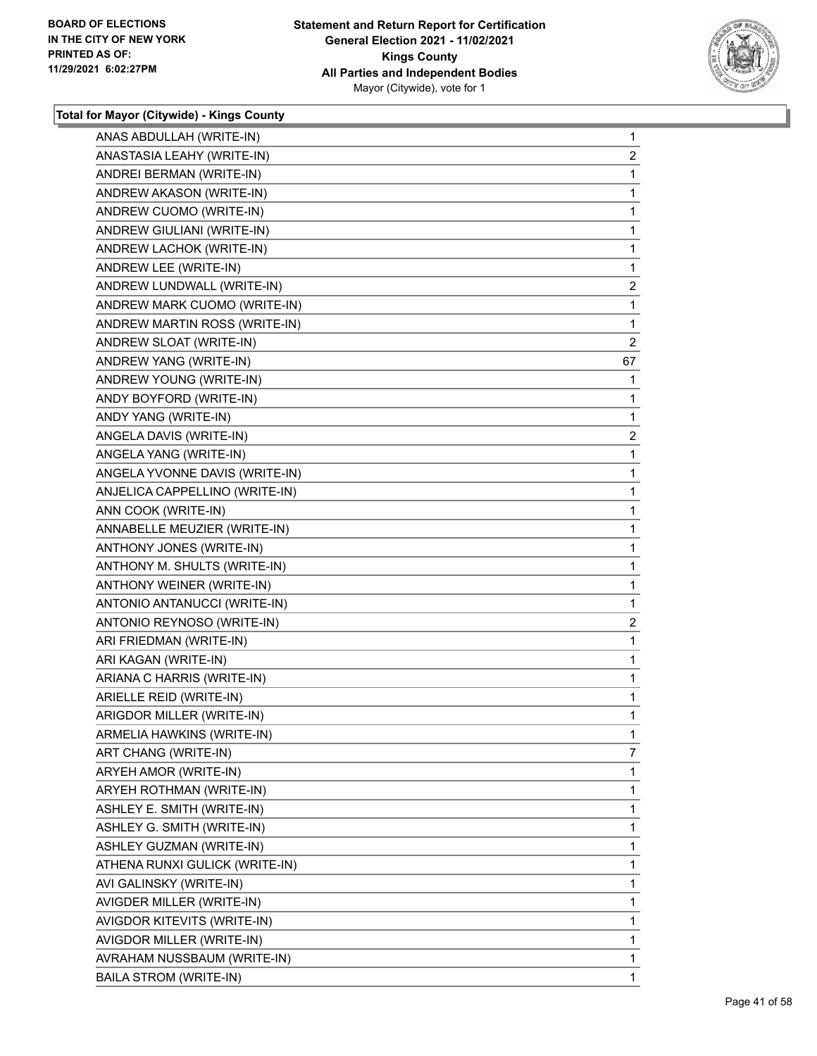**Total for Mayor (Citywide) - Kings County**

| | |
|---|---|
| ANAS ABDULLAH (WRITE-IN) | 1 |
| ANASTASIA LEAHY (WRITE-IN) | 2 |
| ANDREI BERMAN (WRITE-IN) | 1 |
| ANDREW AKASON (WRITE-IN) | 1 |
| ANDREW CUOMO (WRITE-IN) | 1 |
| ANDREW GIULIANI (WRITE-IN) | 1 |
| ANDREW LACHOK (WRITE-IN) | 1 |
| ANDREW LEE (WRITE-IN) | 1 |
| ANDREW LUNDWALL (WRITE-IN) | 2 |
| ANDREW MARK CUOMO (WRITE-IN) | 1 |
| ANDREW MARTIN ROSS (WRITE-IN) | 1 |
| ANDREW SLOAT (WRITE-IN) | 2 |
| ANDREW YANG (WRITE-IN) | 67 |
| ANDREW YOUNG (WRITE-IN) | 1 |
| ANDY BOYFORD (WRITE-IN) | 1 |
| ANDY YANG (WRITE-IN) | 1 |
| ANGELA DAVIS (WRITE-IN) | 2 |
| ANGELA YANG (WRITE-IN) | 1 |
| ANGELA YVONNE DAVIS (WRITE-IN) | 1 |
| ANJELICA CAPPELLINO (WRITE-IN) | 1 |
| ANN COOK (WRITE-IN) | 1 |
| ANNABELLE MEUZIER (WRITE-IN) | 1 |
| ANTHONY JONES (WRITE-IN) | 1 |
| ANTHONY M. SHULTS (WRITE-IN) | 1 |
| ANTHONY WEINER (WRITE-IN) | 1 |
| ANTONIO ANTANUCCI (WRITE-IN) | 1 |
| ANTONIO REYNOSO (WRITE-IN) | 2 |
| ARI FRIEDMAN (WRITE-IN) | 1 |
| ARI KAGAN (WRITE-IN) | 1 |
| ARIANA C HARRIS (WRITE-IN) | 1 |
| ARIELLE REID (WRITE-IN) | 1 |
| ARIGDOR MILLER (WRITE-IN) | 1 |
| ARMELIA HAWKINS (WRITE-IN) | 1 |
| ART CHANG (WRITE-IN) | 7 |
| ARYEH AMOR (WRITE-IN) | 1 |
| ARYEH ROTHMAN (WRITE-IN) | 1 |
| ASHLEY E. SMITH (WRITE-IN) | 1 |
| ASHLEY G. SMITH (WRITE-IN) | 1 |
| ASHLEY GUZMAN (WRITE-IN) | 1 |
| ATHENA RUNXI GULICK (WRITE-IN) | 1 |
| AVI GALINSKY (WRITE-IN) | 1 |
| AVIGDER MILLER (WRITE-IN) | 1 |
| AVIGDOR KITEVITS (WRITE-IN) | 1 |
| AVIGDOR MILLER (WRITE-IN) | 1 |
| AVRAHAM NUSSBAUM (WRITE-IN) | 1 |
| BAILA STROM (WRITE-IN) | 1 |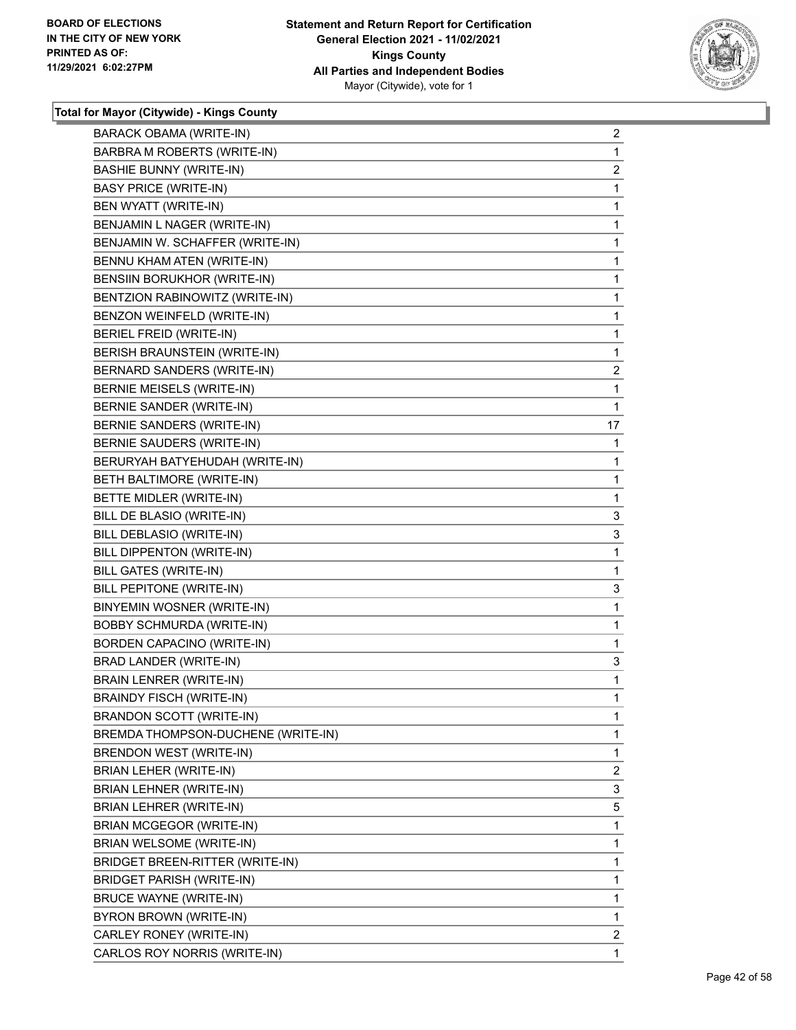**Total for Mayor (Citywide) - Kings County**

| Candidate | Votes |
|---|---|
| BARACK OBAMA (WRITE-IN) | 2 |
| BARBRA M ROBERTS (WRITE-IN) | 1 |
| BASHIE BUNNY (WRITE-IN) | 2 |
| BASY PRICE (WRITE-IN) | 1 |
| BEN WYATT (WRITE-IN) | 1 |
| BENJAMIN L NAGER (WRITE-IN) | 1 |
| BENJAMIN W. SCHAFFER (WRITE-IN) | 1 |
| BENNU KHAM ATEN (WRITE-IN) | 1 |
| BENSIIN BORUKHOR (WRITE-IN) | 1 |
| BENTZION RABINOWITZ (WRITE-IN) | 1 |
| BENZON WEINFELD (WRITE-IN) | 1 |
| BERIEL FREID (WRITE-IN) | 1 |
| BERISH BRAUNSTEIN (WRITE-IN) | 1 |
| BERNARD SANDERS (WRITE-IN) | 2 |
| BERNIE MEISELS (WRITE-IN) | 1 |
| BERNIE SANDER (WRITE-IN) | 1 |
| BERNIE SANDERS (WRITE-IN) | 17 |
| BERNIE SAUDERS (WRITE-IN) | 1 |
| BERURYAH BATYEHUDAH (WRITE-IN) | 1 |
| BETH BALTIMORE (WRITE-IN) | 1 |
| BETTE MIDLER (WRITE-IN) | 1 |
| BILL DE BLASIO (WRITE-IN) | 3 |
| BILL DEBLASIO (WRITE-IN) | 3 |
| BILL DIPPENTON (WRITE-IN) | 1 |
| BILL GATES (WRITE-IN) | 1 |
| BILL PEPITONE (WRITE-IN) | 3 |
| BINYEMIN WOSNER (WRITE-IN) | 1 |
| BOBBY SCHMURDA (WRITE-IN) | 1 |
| BORDEN CAPACINO (WRITE-IN) | 1 |
| BRAD LANDER (WRITE-IN) | 3 |
| BRAIN LENRER (WRITE-IN) | 1 |
| BRAINDY FISCH (WRITE-IN) | 1 |
| BRANDON SCOTT (WRITE-IN) | 1 |
| BREMDA THOMPSON-DUCHENE (WRITE-IN) | 1 |
| BRENDON WEST (WRITE-IN) | 1 |
| BRIAN LEHER (WRITE-IN) | 2 |
| BRIAN LEHNER (WRITE-IN) | 3 |
| BRIAN LEHRER (WRITE-IN) | 5 |
| BRIAN MCGEGOR (WRITE-IN) | 1 |
| BRIAN WELSOME (WRITE-IN) | 1 |
| BRIDGET BREEN-RITTER (WRITE-IN) | 1 |
| BRIDGET PARISH (WRITE-IN) | 1 |
| BRUCE WAYNE (WRITE-IN) | 1 |
| BYRON BROWN (WRITE-IN) | 1 |
| CARLEY RONEY (WRITE-IN) | 2 |
| CARLOS ROY NORRIS (WRITE-IN) | 1 |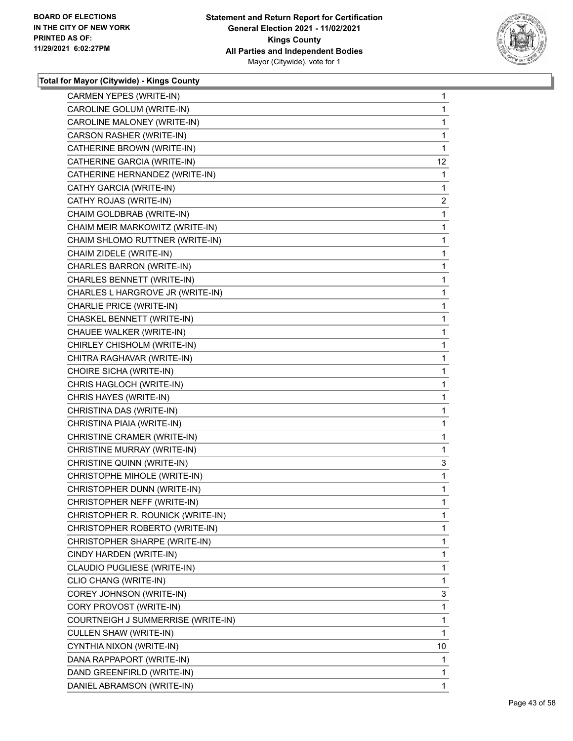**Total for Mayor (Citywide) - Kings County**

| Candidate | Votes |
|---|---|
| CARMEN YEPES (WRITE-IN) | 1 |
| CAROLINE GOLUM (WRITE-IN) | 1 |
| CAROLINE MALONEY (WRITE-IN) | 1 |
| CARSON RASHER (WRITE-IN) | 1 |
| CATHERINE BROWN (WRITE-IN) | 1 |
| CATHERINE GARCIA (WRITE-IN) | 12 |
| CATHERINE HERNANDEZ (WRITE-IN) | 1 |
| CATHY GARCIA (WRITE-IN) | 1 |
| CATHY ROJAS (WRITE-IN) | 2 |
| CHAIM GOLDBRAB (WRITE-IN) | 1 |
| CHAIM MEIR MARKOWITZ (WRITE-IN) | 1 |
| CHAIM SHLOMO RUTTNER (WRITE-IN) | 1 |
| CHAIM ZIDELE (WRITE-IN) | 1 |
| CHARLES BARRON (WRITE-IN) | 1 |
| CHARLES BENNETT (WRITE-IN) | 1 |
| CHARLES L HARGROVE JR (WRITE-IN) | 1 |
| CHARLIE PRICE (WRITE-IN) | 1 |
| CHASKEL BENNETT (WRITE-IN) | 1 |
| CHAUEE WALKER (WRITE-IN) | 1 |
| CHIRLEY CHISHOLM (WRITE-IN) | 1 |
| CHITRA RAGHAVAR (WRITE-IN) | 1 |
| CHOIRE SICHA (WRITE-IN) | 1 |
| CHRIS HAGLOCH (WRITE-IN) | 1 |
| CHRIS HAYES (WRITE-IN) | 1 |
| CHRISTINA DAS (WRITE-IN) | 1 |
| CHRISTINA PIAIA (WRITE-IN) | 1 |
| CHRISTINE CRAMER (WRITE-IN) | 1 |
| CHRISTINE MURRAY (WRITE-IN) | 1 |
| CHRISTINE QUINN (WRITE-IN) | 3 |
| CHRISTOPHE MIHOLE (WRITE-IN) | 1 |
| CHRISTOPHER DUNN (WRITE-IN) | 1 |
| CHRISTOPHER NEFF (WRITE-IN) | 1 |
| CHRISTOPHER R. ROUNICK (WRITE-IN) | 1 |
| CHRISTOPHER ROBERTO (WRITE-IN) | 1 |
| CHRISTOPHER SHARPE (WRITE-IN) | 1 |
| CINDY HARDEN (WRITE-IN) | 1 |
| CLAUDIO PUGLIESE (WRITE-IN) | 1 |
| CLIO CHANG (WRITE-IN) | 1 |
| COREY JOHNSON (WRITE-IN) | 3 |
| CORY PROVOST (WRITE-IN) | 1 |
| COURTNEIGH J SUMMERRISE (WRITE-IN) | 1 |
| CULLEN SHAW (WRITE-IN) | 1 |
| CYNTHIA NIXON (WRITE-IN) | 10 |
| DANA RAPPAPORT (WRITE-IN) | 1 |
| DAND GREENFIRLD (WRITE-IN) | 1 |
| DANIEL ABRAMSON (WRITE-IN) | 1 |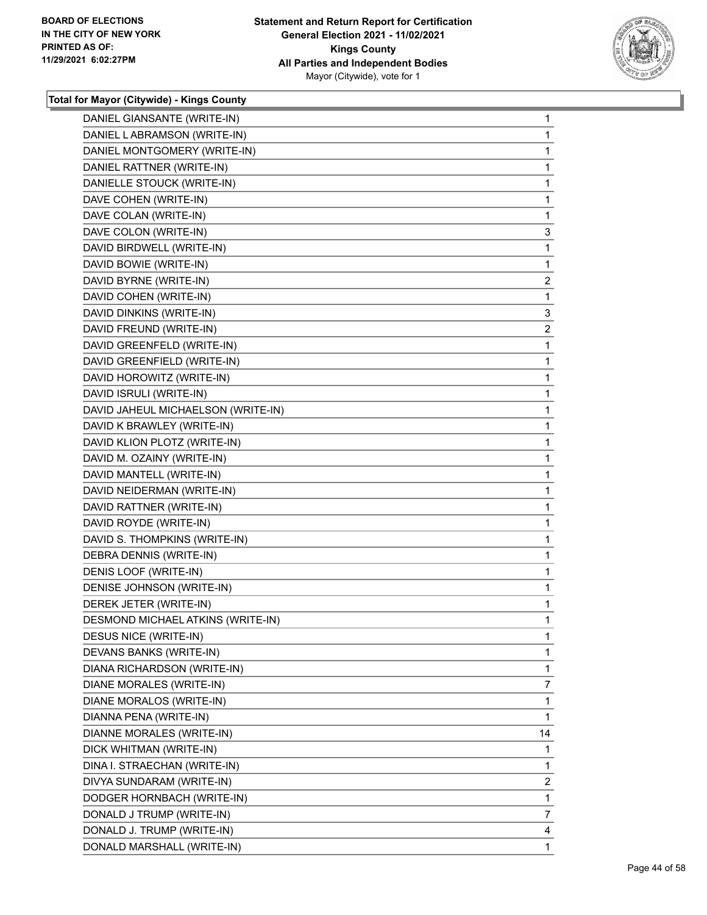**Total for Mayor (Citywide) - Kings County**

| Candidate | Votes |
|---|---|
| DANIEL GIANSANTE (WRITE-IN) | 1 |
| DANIEL L ABRAMSON (WRITE-IN) | 1 |
| DANIEL MONTGOMERY (WRITE-IN) | 1 |
| DANIEL RATTNER (WRITE-IN) | 1 |
| DANIELLE STOUCK (WRITE-IN) | 1 |
| DAVE COHEN (WRITE-IN) | 1 |
| DAVE COLAN (WRITE-IN) | 1 |
| DAVE COLON (WRITE-IN) | 3 |
| DAVID BIRDWELL (WRITE-IN) | 1 |
| DAVID BOWIE (WRITE-IN) | 1 |
| DAVID BYRNE (WRITE-IN) | 2 |
| DAVID COHEN (WRITE-IN) | 1 |
| DAVID DINKINS (WRITE-IN) | 3 |
| DAVID FREUND (WRITE-IN) | 2 |
| DAVID GREENFELD (WRITE-IN) | 1 |
| DAVID GREENFIELD (WRITE-IN) | 1 |
| DAVID HOROWITZ (WRITE-IN) | 1 |
| DAVID ISRULI (WRITE-IN) | 1 |
| DAVID JAHEUL MICHAELSON (WRITE-IN) | 1 |
| DAVID K BRAWLEY (WRITE-IN) | 1 |
| DAVID KLION PLOTZ (WRITE-IN) | 1 |
| DAVID M. OZAINY (WRITE-IN) | 1 |
| DAVID MANTELL (WRITE-IN) | 1 |
| DAVID NEIDERMAN (WRITE-IN) | 1 |
| DAVID RATTNER (WRITE-IN) | 1 |
| DAVID ROYDE (WRITE-IN) | 1 |
| DAVID S. THOMPKINS (WRITE-IN) | 1 |
| DEBRA DENNIS (WRITE-IN) | 1 |
| DENIS LOOF (WRITE-IN) | 1 |
| DENISE JOHNSON (WRITE-IN) | 1 |
| DEREK JETER (WRITE-IN) | 1 |
| DESMOND MICHAEL ATKINS (WRITE-IN) | 1 |
| DESUS NICE (WRITE-IN) | 1 |
| DEVANS BANKS (WRITE-IN) | 1 |
| DIANA RICHARDSON (WRITE-IN) | 1 |
| DIANE MORALES (WRITE-IN) | 7 |
| DIANE MORALOS (WRITE-IN) | 1 |
| DIANNA PENA (WRITE-IN) | 1 |
| DIANNE MORALES (WRITE-IN) | 14 |
| DICK WHITMAN (WRITE-IN) | 1 |
| DINA I. STRAECHAN (WRITE-IN) | 1 |
| DIVYA SUNDARAM (WRITE-IN) | 2 |
| DODGER HORNBACH (WRITE-IN) | 1 |
| DONALD J TRUMP (WRITE-IN) | 7 |
| DONALD J. TRUMP (WRITE-IN) | 4 |
| DONALD MARSHALL (WRITE-IN) | 1 |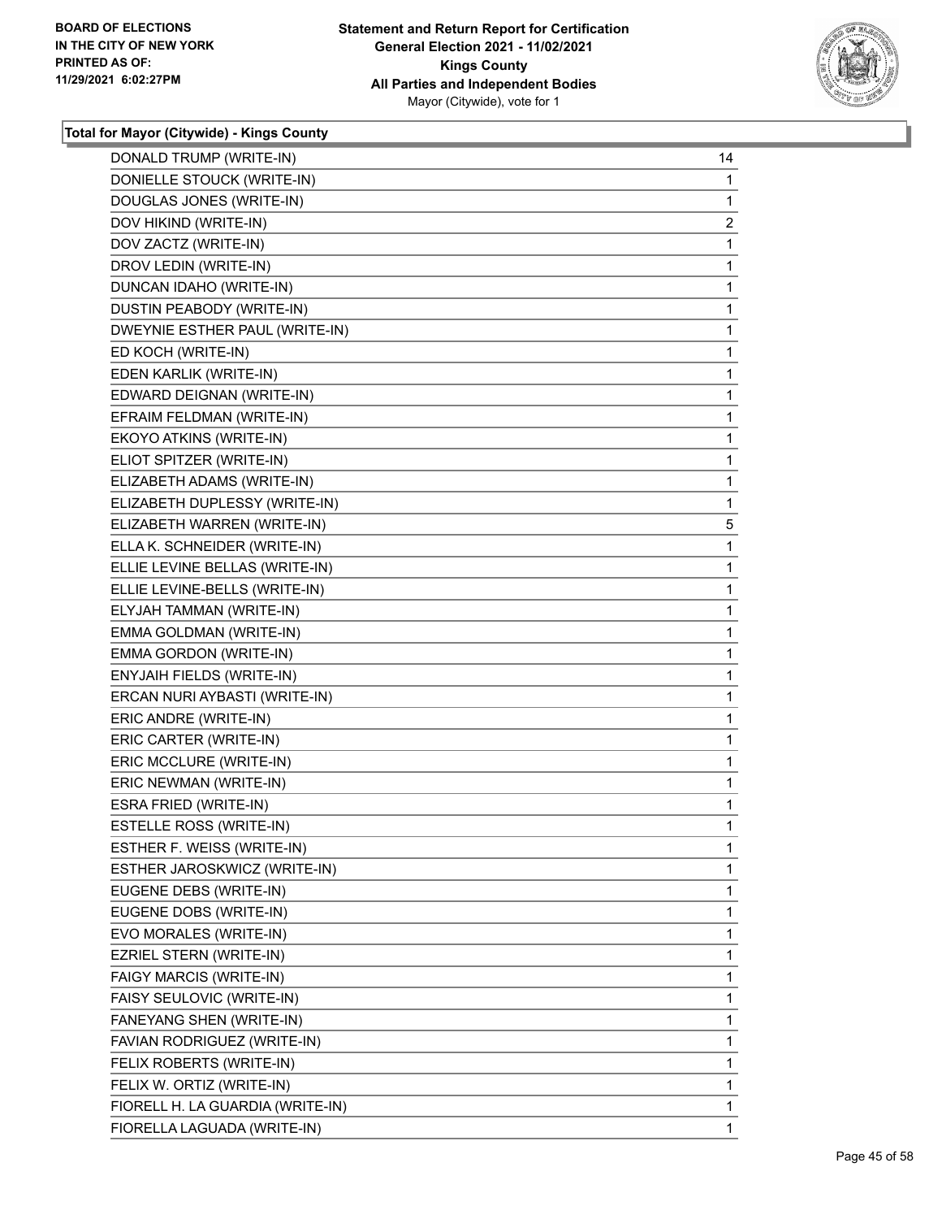**Total for Mayor (Citywide) - Kings County**

| | |
|---|---|
| DONALD TRUMP (WRITE-IN) | 14 |
| DONIELLE STOUCK (WRITE-IN) | 1 |
| DOUGLAS JONES (WRITE-IN) | 1 |
| DOV HIKIND (WRITE-IN) | 2 |
| DOV ZACTZ (WRITE-IN) | 1 |
| DROV LEDIN (WRITE-IN) | 1 |
| DUNCAN IDAHO (WRITE-IN) | 1 |
| DUSTIN PEABODY (WRITE-IN) | 1 |
| DWEYNIE ESTHER PAUL (WRITE-IN) | 1 |
| ED KOCH (WRITE-IN) | 1 |
| EDEN KARLIK (WRITE-IN) | 1 |
| EDWARD DEIGNAN (WRITE-IN) | 1 |
| EFRAIM FELDMAN (WRITE-IN) | 1 |
| EKOYO ATKINS (WRITE-IN) | 1 |
| ELIOT SPITZER (WRITE-IN) | 1 |
| ELIZABETH ADAMS (WRITE-IN) | 1 |
| ELIZABETH DUPLESSY (WRITE-IN) | 1 |
| ELIZABETH WARREN (WRITE-IN) | 5 |
| ELLA K. SCHNEIDER (WRITE-IN) | 1 |
| ELLIE LEVINE BELLAS (WRITE-IN) | 1 |
| ELLIE LEVINE-BELLS (WRITE-IN) | 1 |
| ELYJAH TAMMAN (WRITE-IN) | 1 |
| EMMA GOLDMAN (WRITE-IN) | 1 |
| EMMA GORDON (WRITE-IN) | 1 |
| ENYJAIH FIELDS (WRITE-IN) | 1 |
| ERCAN NURI AYBASTI (WRITE-IN) | 1 |
| ERIC ANDRE (WRITE-IN) | 1 |
| ERIC CARTER (WRITE-IN) | 1 |
| ERIC MCCLURE (WRITE-IN) | 1 |
| ERIC NEWMAN (WRITE-IN) | 1 |
| ESRA FRIED (WRITE-IN) | 1 |
| ESTELLE ROSS (WRITE-IN) | 1 |
| ESTHER F. WEISS (WRITE-IN) | 1 |
| ESTHER JAROSKWICZ (WRITE-IN) | 1 |
| EUGENE DEBS (WRITE-IN) | 1 |
| EUGENE DOBS (WRITE-IN) | 1 |
| EVO MORALES (WRITE-IN) | 1 |
| EZRIEL STERN (WRITE-IN) | 1 |
| FAIGY MARCIS (WRITE-IN) | 1 |
| FAISY SEULOVIC (WRITE-IN) | 1 |
| FANEYANG SHEN (WRITE-IN) | 1 |
| FAVIAN RODRIGUEZ (WRITE-IN) | 1 |
| FELIX ROBERTS (WRITE-IN) | 1 |
| FELIX W. ORTIZ (WRITE-IN) | 1 |
| FIORELL H. LA GUARDIA (WRITE-IN) | 1 |
| FIORELLA LAGUADA (WRITE-IN) | 1 |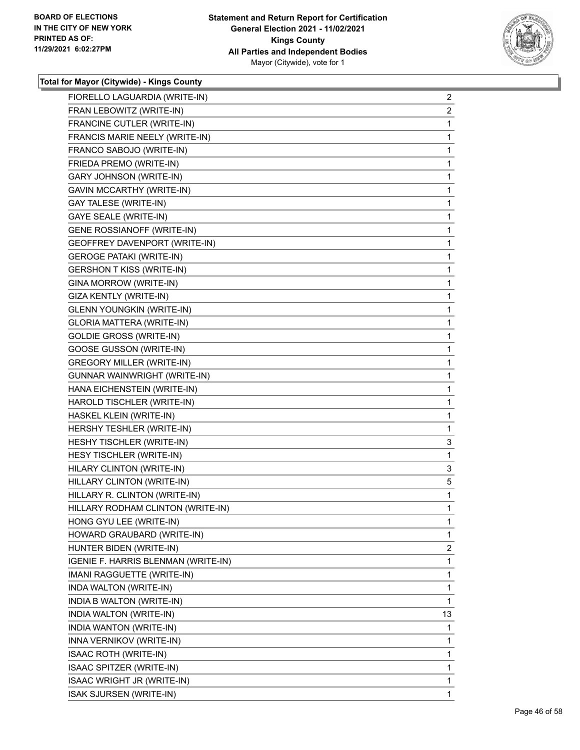**Total for Mayor (Citywide) - Kings County**

| | |
|---|---|
| FIORELLO LAGUARDIA (WRITE-IN) | 2 |
| FRAN LEBOWITZ (WRITE-IN) | 2 |
| FRANCINE CUTLER (WRITE-IN) | 1 |
| FRANCIS MARIE NEELY (WRITE-IN) | 1 |
| FRANCO SABOJO (WRITE-IN) | 1 |
| FRIEDA PREMO (WRITE-IN) | 1 |
| GARY JOHNSON (WRITE-IN) | 1 |
| GAVIN MCCARTHY (WRITE-IN) | 1 |
| GAY TALESE (WRITE-IN) | 1 |
| GAYE SEALE (WRITE-IN) | 1 |
| GENE ROSSIANOFF (WRITE-IN) | 1 |
| GEOFFREY DAVENPORT (WRITE-IN) | 1 |
| GEROGE PATAKI (WRITE-IN) | 1 |
| GERSHON T KISS (WRITE-IN) | 1 |
| GINA MORROW (WRITE-IN) | 1 |
| GIZA KENTLY (WRITE-IN) | 1 |
| GLENN YOUNGKIN (WRITE-IN) | 1 |
| GLORIA MATTERA (WRITE-IN) | 1 |
| GOLDIE GROSS (WRITE-IN) | 1 |
| GOOSE GUSSON (WRITE-IN) | 1 |
| GREGORY MILLER (WRITE-IN) | 1 |
| GUNNAR WAINWRIGHT (WRITE-IN) | 1 |
| HANA EICHENSTEIN (WRITE-IN) | 1 |
| HAROLD TISCHLER (WRITE-IN) | 1 |
| HASKEL KLEIN (WRITE-IN) | 1 |
| HERSHY TESHLER (WRITE-IN) | 1 |
| HESHY TISCHLER (WRITE-IN) | 3 |
| HESY TISCHLER (WRITE-IN) | 1 |
| HILARY CLINTON (WRITE-IN) | 3 |
| HILLARY CLINTON (WRITE-IN) | 5 |
| HILLARY R. CLINTON (WRITE-IN) | 1 |
| HILLARY RODHAM CLINTON (WRITE-IN) | 1 |
| HONG GYU LEE (WRITE-IN) | 1 |
| HOWARD GRAUBARD (WRITE-IN) | 1 |
| HUNTER BIDEN (WRITE-IN) | 2 |
| IGENIE F. HARRIS BLENMAN (WRITE-IN) | 1 |
| IMANI RAGGUETTE (WRITE-IN) | 1 |
| INDA WALTON (WRITE-IN) | 1 |
| INDIA B WALTON (WRITE-IN) | 1 |
| INDIA WALTON (WRITE-IN) | 13 |
| INDIA WANTON (WRITE-IN) | 1 |
| INNA VERNIKOV (WRITE-IN) | 1 |
| ISAAC ROTH (WRITE-IN) | 1 |
| ISAAC SPITZER (WRITE-IN) | 1 |
| ISAAC WRIGHT JR (WRITE-IN) | 1 |
| ISAK SJURSEN (WRITE-IN) | 1 |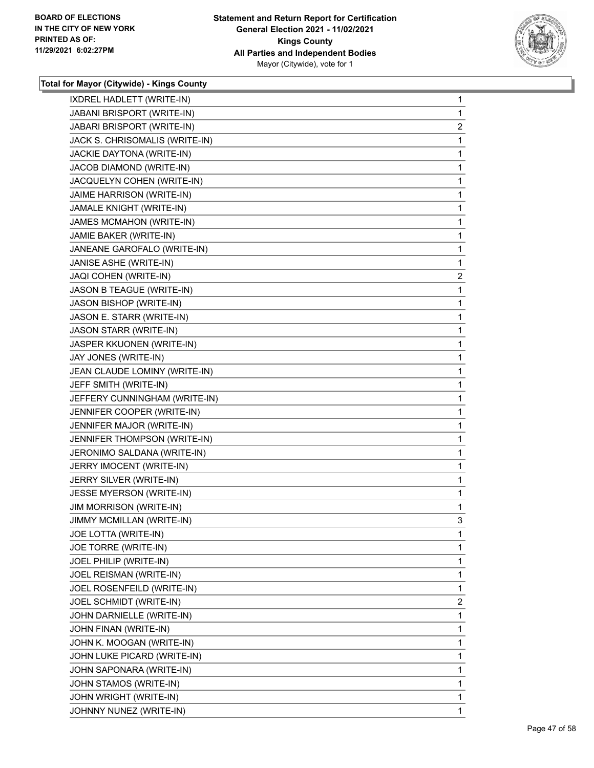### Total for Mayor (Citywide) - Kings County

| Candidate | Votes |
|---|---|
| IXDREL HADLETT (WRITE-IN) | 1 |
| JABANI BRISPORT (WRITE-IN) | 1 |
| JABARI BRISPORT (WRITE-IN) | 2 |
| JACK S. CHRISOMALIS (WRITE-IN) | 1 |
| JACKIE DAYTONA (WRITE-IN) | 1 |
| JACOB DIAMOND (WRITE-IN) | 1 |
| JACQUELYN COHEN (WRITE-IN) | 1 |
| JAIME HARRISON (WRITE-IN) | 1 |
| JAMALE KNIGHT (WRITE-IN) | 1 |
| JAMES MCMAHON (WRITE-IN) | 1 |
| JAMIE BAKER (WRITE-IN) | 1 |
| JANEANE GAROFALO (WRITE-IN) | 1 |
| JANISE ASHE (WRITE-IN) | 1 |
| JAQI COHEN (WRITE-IN) | 2 |
| JASON B TEAGUE (WRITE-IN) | 1 |
| JASON BISHOP (WRITE-IN) | 1 |
| JASON E. STARR (WRITE-IN) | 1 |
| JASON STARR (WRITE-IN) | 1 |
| JASPER KKUONEN (WRITE-IN) | 1 |
| JAY JONES (WRITE-IN) | 1 |
| JEAN CLAUDE LOMINY (WRITE-IN) | 1 |
| JEFF SMITH (WRITE-IN) | 1 |
| JEFFERY CUNNINGHAM (WRITE-IN) | 1 |
| JENNIFER COOPER (WRITE-IN) | 1 |
| JENNIFER MAJOR (WRITE-IN) | 1 |
| JENNIFER THOMPSON (WRITE-IN) | 1 |
| JERONIMO SALDANA (WRITE-IN) | 1 |
| JERRY IMOCENT (WRITE-IN) | 1 |
| JERRY SILVER (WRITE-IN) | 1 |
| JESSE MYERSON (WRITE-IN) | 1 |
| JIM MORRISON (WRITE-IN) | 1 |
| JIMMY MCMILLAN (WRITE-IN) | 3 |
| JOE LOTTA (WRITE-IN) | 1 |
| JOE TORRE (WRITE-IN) | 1 |
| JOEL PHILIP (WRITE-IN) | 1 |
| JOEL REISMAN (WRITE-IN) | 1 |
| JOEL ROSENFEILD (WRITE-IN) | 1 |
| JOEL SCHMIDT (WRITE-IN) | 2 |
| JOHN DARNIELLE (WRITE-IN) | 1 |
| JOHN FINAN (WRITE-IN) | 1 |
| JOHN K. MOOGAN (WRITE-IN) | 1 |
| JOHN LUKE PICARD (WRITE-IN) | 1 |
| JOHN SAPONARA (WRITE-IN) | 1 |
| JOHN STAMOS (WRITE-IN) | 1 |
| JOHN WRIGHT (WRITE-IN) | 1 |
| JOHNNY NUNEZ (WRITE-IN) | 1 |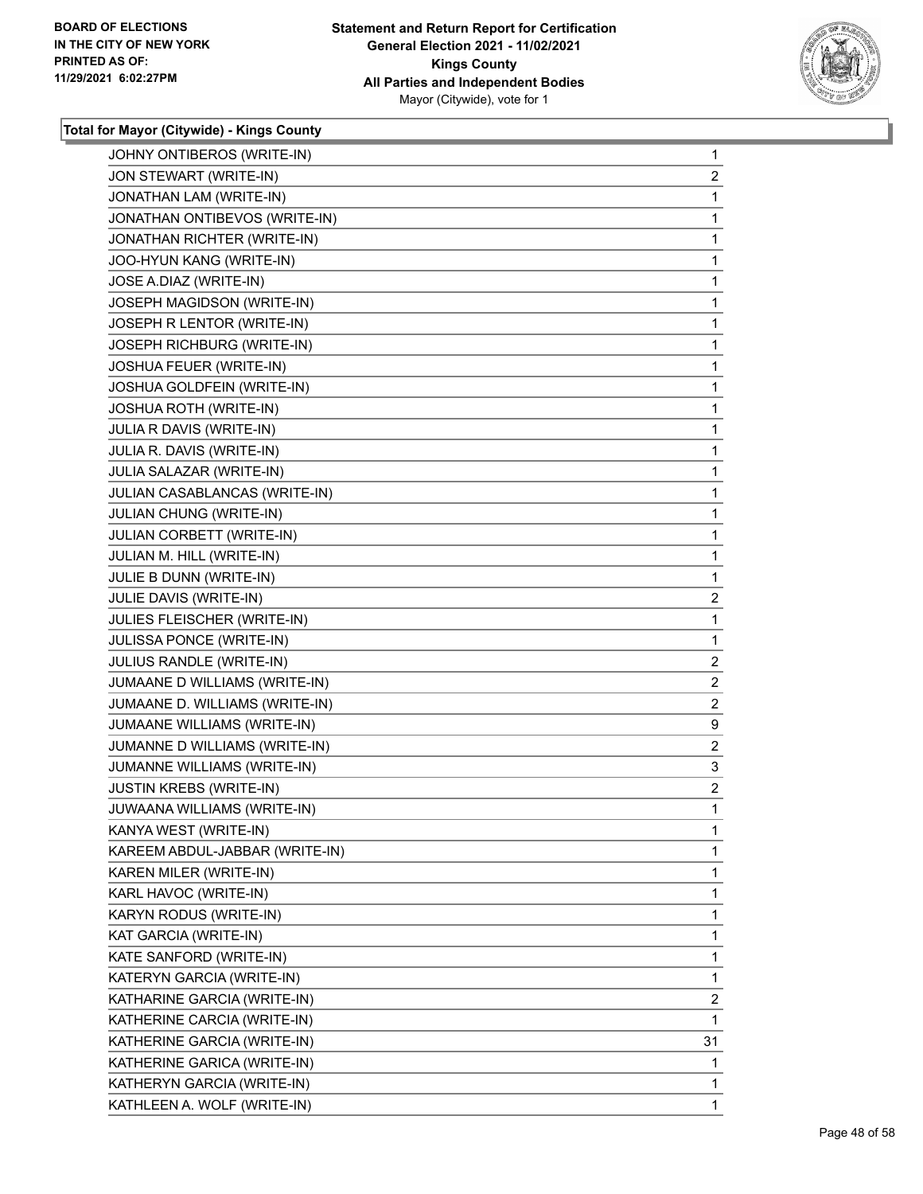BOARD OF ELECTIONS
IN THE CITY OF NEW YORK
PRINTED AS OF:
11/29/2021 6:02:27PM

**Statement and Return Report for Certification**
**General Election 2021 - 11/02/2021**
**Kings County**
**All Parties and Independent Bodies**
Mayor (Citywide), vote for 1

### Total for Mayor (Citywide) - Kings County

| Candidate | Votes |
|---|---|
| JOHNY ONTIBEROS (WRITE-IN) | 1 |
| JON STEWART (WRITE-IN) | 2 |
| JONATHAN LAM (WRITE-IN) | 1 |
| JONATHAN ONTIBEVOS (WRITE-IN) | 1 |
| JONATHAN RICHTER (WRITE-IN) | 1 |
| JOO-HYUN KANG (WRITE-IN) | 1 |
| JOSE A.DIAZ (WRITE-IN) | 1 |
| JOSEPH MAGIDSON (WRITE-IN) | 1 |
| JOSEPH R LENTOR (WRITE-IN) | 1 |
| JOSEPH RICHBURG (WRITE-IN) | 1 |
| JOSHUA FEUER (WRITE-IN) | 1 |
| JOSHUA GOLDFEIN (WRITE-IN) | 1 |
| JOSHUA ROTH (WRITE-IN) | 1 |
| JULIA R DAVIS (WRITE-IN) | 1 |
| JULIA R. DAVIS (WRITE-IN) | 1 |
| JULIA SALAZAR (WRITE-IN) | 1 |
| JULIAN CASABLANCAS (WRITE-IN) | 1 |
| JULIAN CHUNG (WRITE-IN) | 1 |
| JULIAN CORBETT (WRITE-IN) | 1 |
| JULIAN M. HILL (WRITE-IN) | 1 |
| JULIE B DUNN (WRITE-IN) | 1 |
| JULIE DAVIS (WRITE-IN) | 2 |
| JULIES FLEISCHER (WRITE-IN) | 1 |
| JULISSA PONCE (WRITE-IN) | 1 |
| JULIUS RANDLE (WRITE-IN) | 2 |
| JUMAANE D WILLIAMS (WRITE-IN) | 2 |
| JUMAANE D. WILLIAMS (WRITE-IN) | 2 |
| JUMAANE WILLIAMS (WRITE-IN) | 9 |
| JUMANNE D WILLIAMS (WRITE-IN) | 2 |
| JUMANNE WILLIAMS (WRITE-IN) | 3 |
| JUSTIN KREBS (WRITE-IN) | 2 |
| JUWAANA WILLIAMS (WRITE-IN) | 1 |
| KANYA WEST (WRITE-IN) | 1 |
| KAREEM ABDUL-JABBAR (WRITE-IN) | 1 |
| KAREN MILER (WRITE-IN) | 1 |
| KARL HAVOC (WRITE-IN) | 1 |
| KARYN RODUS (WRITE-IN) | 1 |
| KAT GARCIA (WRITE-IN) | 1 |
| KATE SANFORD (WRITE-IN) | 1 |
| KATERYN GARCIA (WRITE-IN) | 1 |
| KATHARINE GARCIA (WRITE-IN) | 2 |
| KATHERINE CARCIA (WRITE-IN) | 1 |
| KATHERINE GARCIA (WRITE-IN) | 31 |
| KATHERINE GARICA (WRITE-IN) | 1 |
| KATHERYN GARCIA (WRITE-IN) | 1 |
| KATHLEEN A. WOLF (WRITE-IN) | 1 |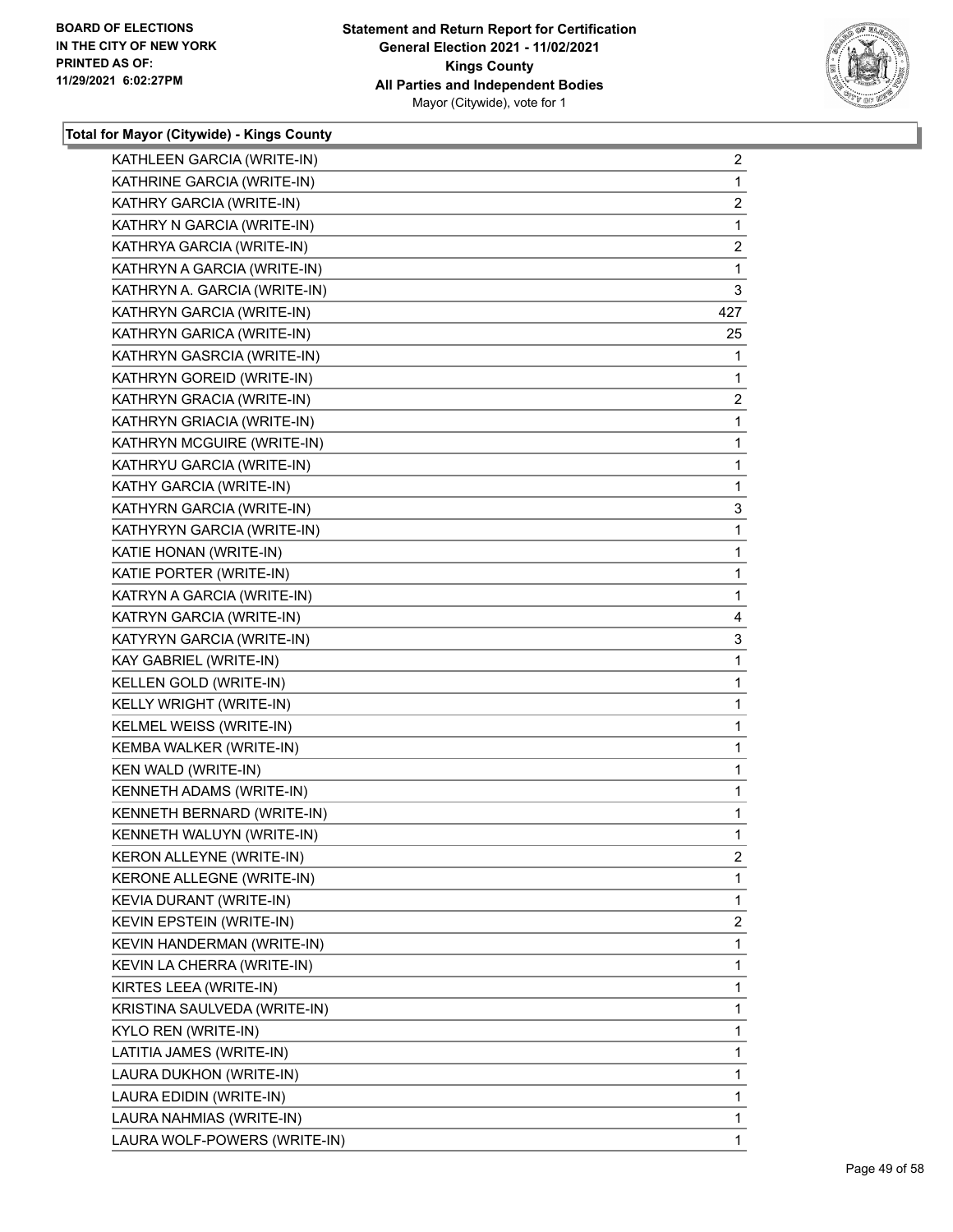**BOARD OF ELECTIONS IN THE CITY OF NEW YORK PRINTED AS OF: 11/29/2021 6:02:27PM**

**Statement and Return Report for Certification General Election 2021 - 11/02/2021 Kings County All Parties and Independent Bodies**
Mayor (Citywide), vote for 1

**Total for Mayor (Citywide) - Kings County**

| | |
|---|---|
| KATHLEEN GARCIA (WRITE-IN) | 2 |
| KATHRINE GARCIA (WRITE-IN) | 1 |
| KATHRY GARCIA (WRITE-IN) | 2 |
| KATHRY N GARCIA (WRITE-IN) | 1 |
| KATHRYA GARCIA (WRITE-IN) | 2 |
| KATHRYN A GARCIA (WRITE-IN) | 1 |
| KATHRYN A. GARCIA (WRITE-IN) | 3 |
| KATHRYN GARCIA (WRITE-IN) | 427 |
| KATHRYN GARICA (WRITE-IN) | 25 |
| KATHRYN GASRCIA (WRITE-IN) | 1 |
| KATHRYN GOREID (WRITE-IN) | 1 |
| KATHRYN GRACIA (WRITE-IN) | 2 |
| KATHRYN GRIACIA (WRITE-IN) | 1 |
| KATHRYN MCGUIRE (WRITE-IN) | 1 |
| KATHRYU GARCIA (WRITE-IN) | 1 |
| KATHY GARCIA (WRITE-IN) | 1 |
| KATHYRN GARCIA (WRITE-IN) | 3 |
| KATHYRYN GARCIA (WRITE-IN) | 1 |
| KATIE HONAN (WRITE-IN) | 1 |
| KATIE PORTER (WRITE-IN) | 1 |
| KATRYN A GARCIA (WRITE-IN) | 1 |
| KATRYN GARCIA (WRITE-IN) | 4 |
| KATYRYN GARCIA (WRITE-IN) | 3 |
| KAY GABRIEL (WRITE-IN) | 1 |
| KELLEN GOLD (WRITE-IN) | 1 |
| KELLY WRIGHT (WRITE-IN) | 1 |
| KELMEL WEISS (WRITE-IN) | 1 |
| KEMBA WALKER (WRITE-IN) | 1 |
| KEN WALD (WRITE-IN) | 1 |
| KENNETH ADAMS (WRITE-IN) | 1 |
| KENNETH BERNARD (WRITE-IN) | 1 |
| KENNETH WALUYN (WRITE-IN) | 1 |
| KERON ALLEYNE (WRITE-IN) | 2 |
| KERONE ALLEGNE (WRITE-IN) | 1 |
| KEVIA DURANT (WRITE-IN) | 1 |
| KEVIN EPSTEIN (WRITE-IN) | 2 |
| KEVIN HANDERMAN (WRITE-IN) | 1 |
| KEVIN LA CHERRA (WRITE-IN) | 1 |
| KIRTES LEEA (WRITE-IN) | 1 |
| KRISTINA SAULVEDA (WRITE-IN) | 1 |
| KYLO REN (WRITE-IN) | 1 |
| LATITIA JAMES (WRITE-IN) | 1 |
| LAURA DUKHON (WRITE-IN) | 1 |
| LAURA EDIDIN (WRITE-IN) | 1 |
| LAURA NAHMIAS (WRITE-IN) | 1 |
| LAURA WOLF-POWERS (WRITE-IN) | 1 |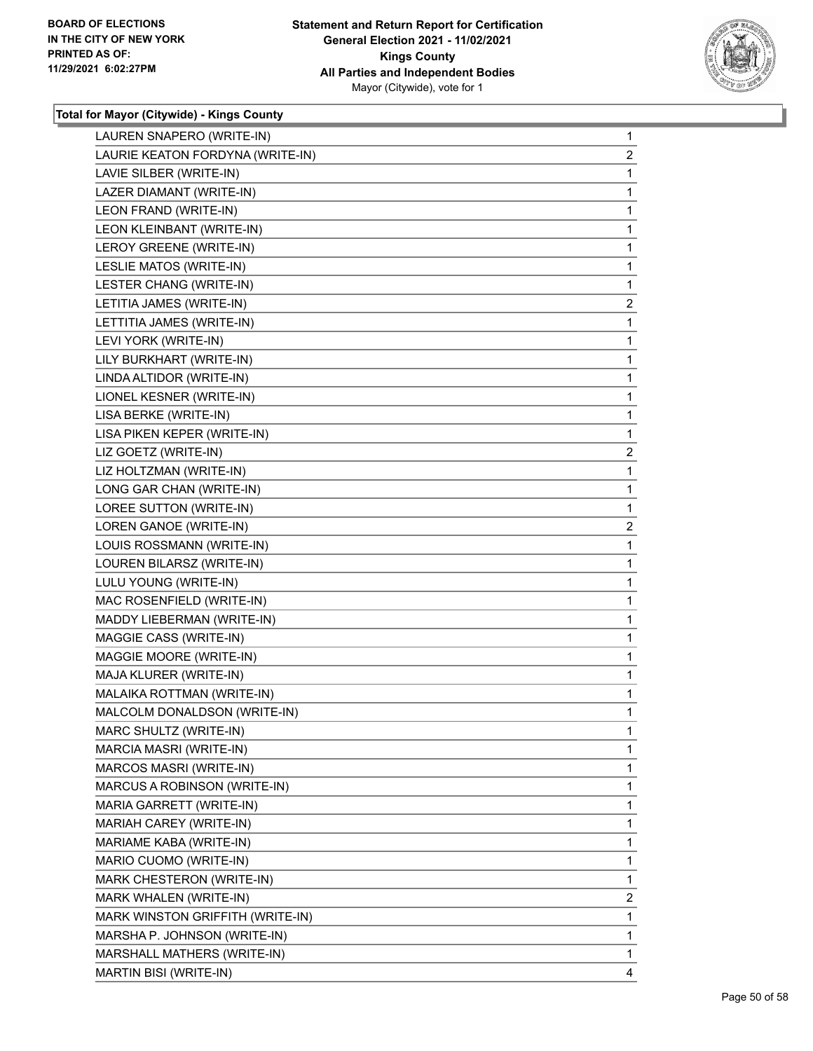**Total for Mayor (Citywide) - Kings County**

| | |
|---|---|
| LAUREN SNAPERO (WRITE-IN) | 1 |
| LAURIE KEATON FORDYNA (WRITE-IN) | 2 |
| LAVIE SILBER (WRITE-IN) | 1 |
| LAZER DIAMANT (WRITE-IN) | 1 |
| LEON FRAND (WRITE-IN) | 1 |
| LEON KLEINBANT (WRITE-IN) | 1 |
| LEROY GREENE (WRITE-IN) | 1 |
| LESLIE MATOS (WRITE-IN) | 1 |
| LESTER CHANG (WRITE-IN) | 1 |
| LETITIA JAMES (WRITE-IN) | 2 |
| LETTITIA JAMES (WRITE-IN) | 1 |
| LEVI YORK (WRITE-IN) | 1 |
| LILY BURKHART (WRITE-IN) | 1 |
| LINDA ALTIDOR (WRITE-IN) | 1 |
| LIONEL KESNER (WRITE-IN) | 1 |
| LISA BERKE (WRITE-IN) | 1 |
| LISA PIKEN KEPER (WRITE-IN) | 1 |
| LIZ GOETZ (WRITE-IN) | 2 |
| LIZ HOLTZMAN (WRITE-IN) | 1 |
| LONG GAR CHAN (WRITE-IN) | 1 |
| LOREE SUTTON (WRITE-IN) | 1 |
| LOREN GANOE (WRITE-IN) | 2 |
| LOUIS ROSSMANN (WRITE-IN) | 1 |
| LOUREN BILARSZ (WRITE-IN) | 1 |
| LULU YOUNG (WRITE-IN) | 1 |
| MAC ROSENFIELD (WRITE-IN) | 1 |
| MADDY LIEBERMAN (WRITE-IN) | 1 |
| MAGGIE CASS (WRITE-IN) | 1 |
| MAGGIE MOORE (WRITE-IN) | 1 |
| MAJA KLURER (WRITE-IN) | 1 |
| MALAIKA ROTTMAN (WRITE-IN) | 1 |
| MALCOLM DONALDSON (WRITE-IN) | 1 |
| MARC SHULTZ (WRITE-IN) | 1 |
| MARCIA MASRI (WRITE-IN) | 1 |
| MARCOS MASRI (WRITE-IN) | 1 |
| MARCUS A ROBINSON (WRITE-IN) | 1 |
| MARIA GARRETT (WRITE-IN) | 1 |
| MARIAH CAREY (WRITE-IN) | 1 |
| MARIAME KABA (WRITE-IN) | 1 |
| MARIO CUOMO (WRITE-IN) | 1 |
| MARK CHESTERON (WRITE-IN) | 1 |
| MARK WHALEN (WRITE-IN) | 2 |
| MARK WINSTON GRIFFITH (WRITE-IN) | 1 |
| MARSHA P. JOHNSON (WRITE-IN) | 1 |
| MARSHALL MATHERS (WRITE-IN) | 1 |
| MARTIN BISI (WRITE-IN) | 4 |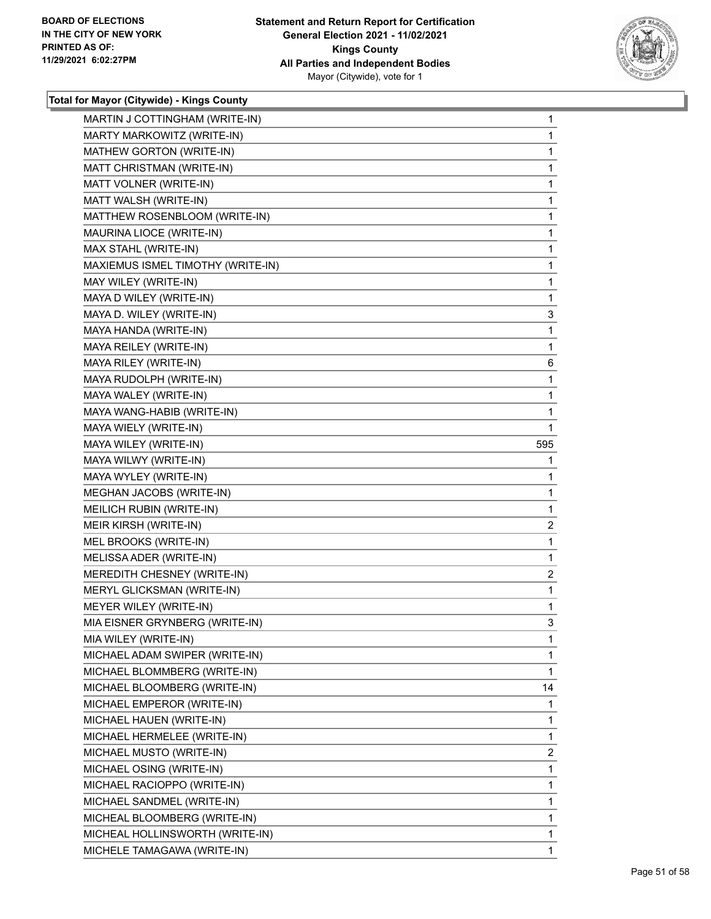## Total for Mayor (Citywide) - Kings County

| Candidate | Votes |
|---|---|
| MARTIN J COTTINGHAM (WRITE-IN) | 1 |
| MARTY MARKOWITZ (WRITE-IN) | 1 |
| MATHEW GORTON (WRITE-IN) | 1 |
| MATT CHRISTMAN (WRITE-IN) | 1 |
| MATT VOLNER (WRITE-IN) | 1 |
| MATT WALSH (WRITE-IN) | 1 |
| MATTHEW ROSENBLOOM (WRITE-IN) | 1 |
| MAURINA LIOCE (WRITE-IN) | 1 |
| MAX STAHL (WRITE-IN) | 1 |
| MAXIEMUS ISMEL TIMOTHY (WRITE-IN) | 1 |
| MAY WILEY (WRITE-IN) | 1 |
| MAYA D WILEY (WRITE-IN) | 1 |
| MAYA D. WILEY (WRITE-IN) | 3 |
| MAYA HANDA (WRITE-IN) | 1 |
| MAYA REILEY (WRITE-IN) | 1 |
| MAYA RILEY (WRITE-IN) | 6 |
| MAYA RUDOLPH (WRITE-IN) | 1 |
| MAYA WALEY (WRITE-IN) | 1 |
| MAYA WANG-HABIB (WRITE-IN) | 1 |
| MAYA WIELY (WRITE-IN) | 1 |
| MAYA WILEY (WRITE-IN) | 595 |
| MAYA WILWY (WRITE-IN) | 1 |
| MAYA WYLEY (WRITE-IN) | 1 |
| MEGHAN JACOBS (WRITE-IN) | 1 |
| MEILICH RUBIN (WRITE-IN) | 1 |
| MEIR KIRSH (WRITE-IN) | 2 |
| MEL BROOKS (WRITE-IN) | 1 |
| MELISSA ADER (WRITE-IN) | 1 |
| MEREDITH CHESNEY (WRITE-IN) | 2 |
| MERYL GLICKSMAN (WRITE-IN) | 1 |
| MEYER WILEY (WRITE-IN) | 1 |
| MIA EISNER GRYNBERG (WRITE-IN) | 3 |
| MIA WILEY (WRITE-IN) | 1 |
| MICHAEL ADAM SWIPER (WRITE-IN) | 1 |
| MICHAEL BLOMMBERG (WRITE-IN) | 1 |
| MICHAEL BLOOMBERG (WRITE-IN) | 14 |
| MICHAEL EMPEROR (WRITE-IN) | 1 |
| MICHAEL HAUEN (WRITE-IN) | 1 |
| MICHAEL HERMELEE (WRITE-IN) | 1 |
| MICHAEL MUSTO (WRITE-IN) | 2 |
| MICHAEL OSING (WRITE-IN) | 1 |
| MICHAEL RACIOPPO (WRITE-IN) | 1 |
| MICHAEL SANDMEL (WRITE-IN) | 1 |
| MICHEAL BLOOMBERG (WRITE-IN) | 1 |
| MICHEAL HOLLINSWORTH (WRITE-IN) | 1 |
| MICHELE TAMAGAWA (WRITE-IN) | 1 |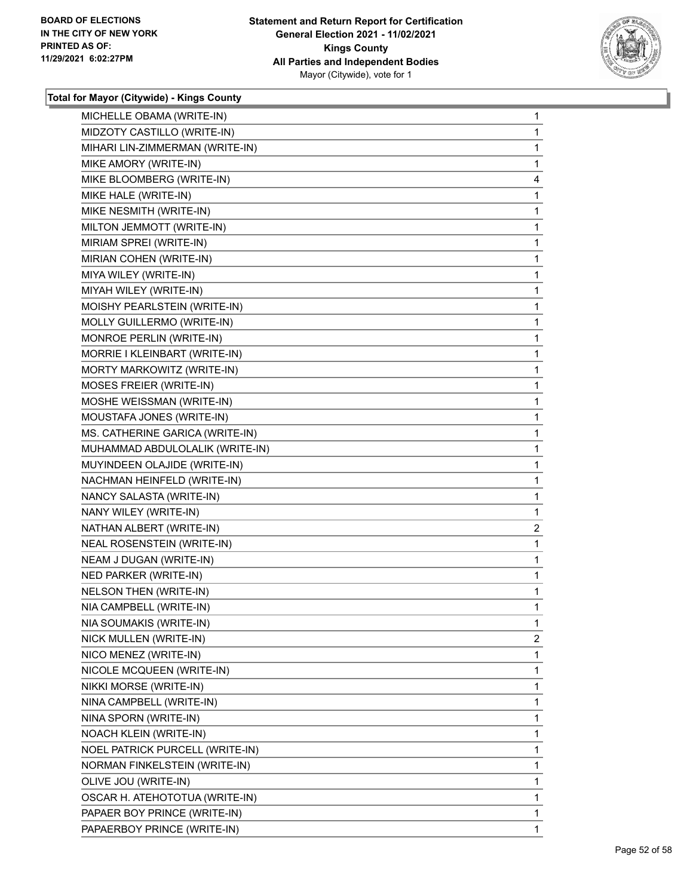### Total for Mayor (Citywide) - Kings County

| | |
|---|---|
| MICHELLE OBAMA (WRITE-IN) | 1 |
| MIDZOTY CASTILLO (WRITE-IN) | 1 |
| MIHARI LIN-ZIMMERMAN (WRITE-IN) | 1 |
| MIKE AMORY (WRITE-IN) | 1 |
| MIKE BLOOMBERG (WRITE-IN) | 4 |
| MIKE HALE (WRITE-IN) | 1 |
| MIKE NESMITH (WRITE-IN) | 1 |
| MILTON JEMMOTT (WRITE-IN) | 1 |
| MIRIAM SPREI (WRITE-IN) | 1 |
| MIRIAN COHEN (WRITE-IN) | 1 |
| MIYA WILEY (WRITE-IN) | 1 |
| MIYAH WILEY (WRITE-IN) | 1 |
| MOISHY PEARLSTEIN (WRITE-IN) | 1 |
| MOLLY GUILLERMO (WRITE-IN) | 1 |
| MONROE PERLIN (WRITE-IN) | 1 |
| MORRIE I KLEINBART (WRITE-IN) | 1 |
| MORTY MARKOWITZ (WRITE-IN) | 1 |
| MOSES FREIER (WRITE-IN) | 1 |
| MOSHE WEISSMAN (WRITE-IN) | 1 |
| MOUSTAFA JONES (WRITE-IN) | 1 |
| MS. CATHERINE GARICA (WRITE-IN) | 1 |
| MUHAMMAD ABDULOLALIK (WRITE-IN) | 1 |
| MUYINDEEN OLAJIDE (WRITE-IN) | 1 |
| NACHMAN HEINFELD (WRITE-IN) | 1 |
| NANCY SALASTA (WRITE-IN) | 1 |
| NANY WILEY (WRITE-IN) | 1 |
| NATHAN ALBERT (WRITE-IN) | 2 |
| NEAL ROSENSTEIN (WRITE-IN) | 1 |
| NEAM J DUGAN (WRITE-IN) | 1 |
| NED PARKER (WRITE-IN) | 1 |
| NELSON THEN (WRITE-IN) | 1 |
| NIA CAMPBELL (WRITE-IN) | 1 |
| NIA SOUMAKIS (WRITE-IN) | 1 |
| NICK MULLEN (WRITE-IN) | 2 |
| NICO MENEZ (WRITE-IN) | 1 |
| NICOLE MCQUEEN (WRITE-IN) | 1 |
| NIKKI MORSE (WRITE-IN) | 1 |
| NINA CAMPBELL (WRITE-IN) | 1 |
| NINA SPORN (WRITE-IN) | 1 |
| NOACH KLEIN (WRITE-IN) | 1 |
| NOEL PATRICK PURCELL (WRITE-IN) | 1 |
| NORMAN FINKELSTEIN (WRITE-IN) | 1 |
| OLIVE JOU (WRITE-IN) | 1 |
| OSCAR H. ATEHOTOTUA (WRITE-IN) | 1 |
| PAPAER BOY PRINCE (WRITE-IN) | 1 |
| PAPAERBOY PRINCE (WRITE-IN) | 1 |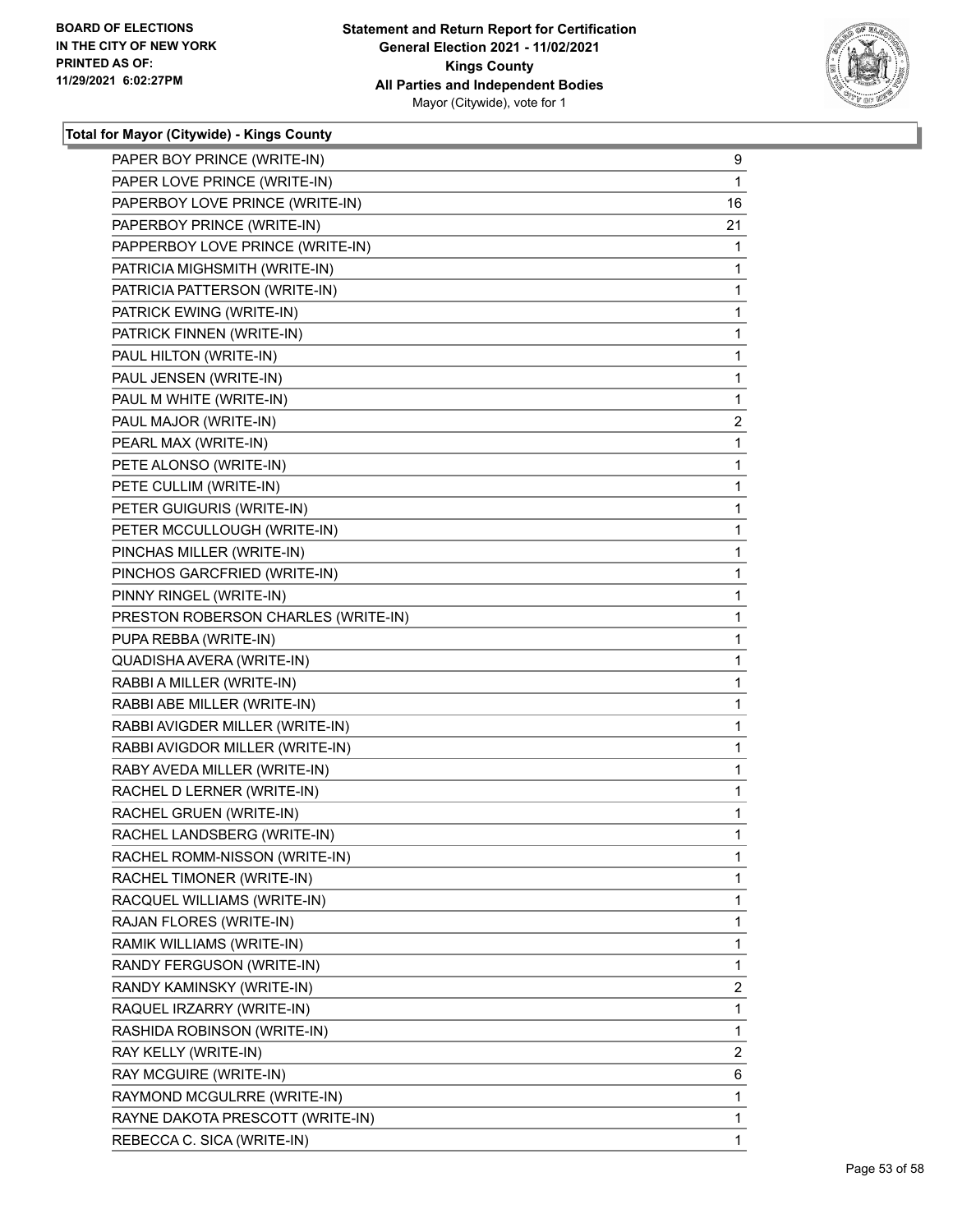**BOARD OF ELECTIONS IN THE CITY OF NEW YORK PRINTED AS OF: 11/29/2021 6:02:27PM**

**Statement and Return Report for Certification General Election 2021 - 11/02/2021 Kings County All Parties and Independent Bodies** Mayor (Citywide), vote for 1

### Total for Mayor (Citywide) - Kings County

| | |
|---|---|
| PAPER BOY PRINCE (WRITE-IN) | 9 |
| PAPER LOVE PRINCE (WRITE-IN) | 1 |
| PAPERBOY LOVE PRINCE (WRITE-IN) | 16 |
| PAPERBOY PRINCE (WRITE-IN) | 21 |
| PAPPERBOY LOVE PRINCE (WRITE-IN) | 1 |
| PATRICIA MIGHSMITH (WRITE-IN) | 1 |
| PATRICIA PATTERSON (WRITE-IN) | 1 |
| PATRICK EWING (WRITE-IN) | 1 |
| PATRICK FINNEN (WRITE-IN) | 1 |
| PAUL HILTON (WRITE-IN) | 1 |
| PAUL JENSEN (WRITE-IN) | 1 |
| PAUL M WHITE (WRITE-IN) | 1 |
| PAUL MAJOR (WRITE-IN) | 2 |
| PEARL MAX (WRITE-IN) | 1 |
| PETE ALONSO (WRITE-IN) | 1 |
| PETE CULLIM (WRITE-IN) | 1 |
| PETER GUIGURIS (WRITE-IN) | 1 |
| PETER MCCULLOUGH (WRITE-IN) | 1 |
| PINCHAS MILLER (WRITE-IN) | 1 |
| PINCHOS GARCFRIED (WRITE-IN) | 1 |
| PINNY RINGEL (WRITE-IN) | 1 |
| PRESTON ROBERSON CHARLES (WRITE-IN) | 1 |
| PUPA REBBA (WRITE-IN) | 1 |
| QUADISHA AVERA (WRITE-IN) | 1 |
| RABBI A MILLER (WRITE-IN) | 1 |
| RABBI ABE MILLER (WRITE-IN) | 1 |
| RABBI AVIGDER MILLER (WRITE-IN) | 1 |
| RABBI AVIGDOR MILLER (WRITE-IN) | 1 |
| RABY AVEDA MILLER (WRITE-IN) | 1 |
| RACHEL D LERNER (WRITE-IN) | 1 |
| RACHEL GRUEN (WRITE-IN) | 1 |
| RACHEL LANDSBERG (WRITE-IN) | 1 |
| RACHEL ROMM-NISSON (WRITE-IN) | 1 |
| RACHEL TIMONER (WRITE-IN) | 1 |
| RACQUEL WILLIAMS (WRITE-IN) | 1 |
| RAJAN FLORES (WRITE-IN) | 1 |
| RAMIK WILLIAMS (WRITE-IN) | 1 |
| RANDY FERGUSON (WRITE-IN) | 1 |
| RANDY KAMINSKY (WRITE-IN) | 2 |
| RAQUEL IRZARRY (WRITE-IN) | 1 |
| RASHIDA ROBINSON (WRITE-IN) | 1 |
| RAY KELLY (WRITE-IN) | 2 |
| RAY MCGUIRE (WRITE-IN) | 6 |
| RAYMOND MCGULRRE (WRITE-IN) | 1 |
| RAYNE DAKOTA PRESCOTT (WRITE-IN) | 1 |
| REBECCA C. SICA (WRITE-IN) | 1 |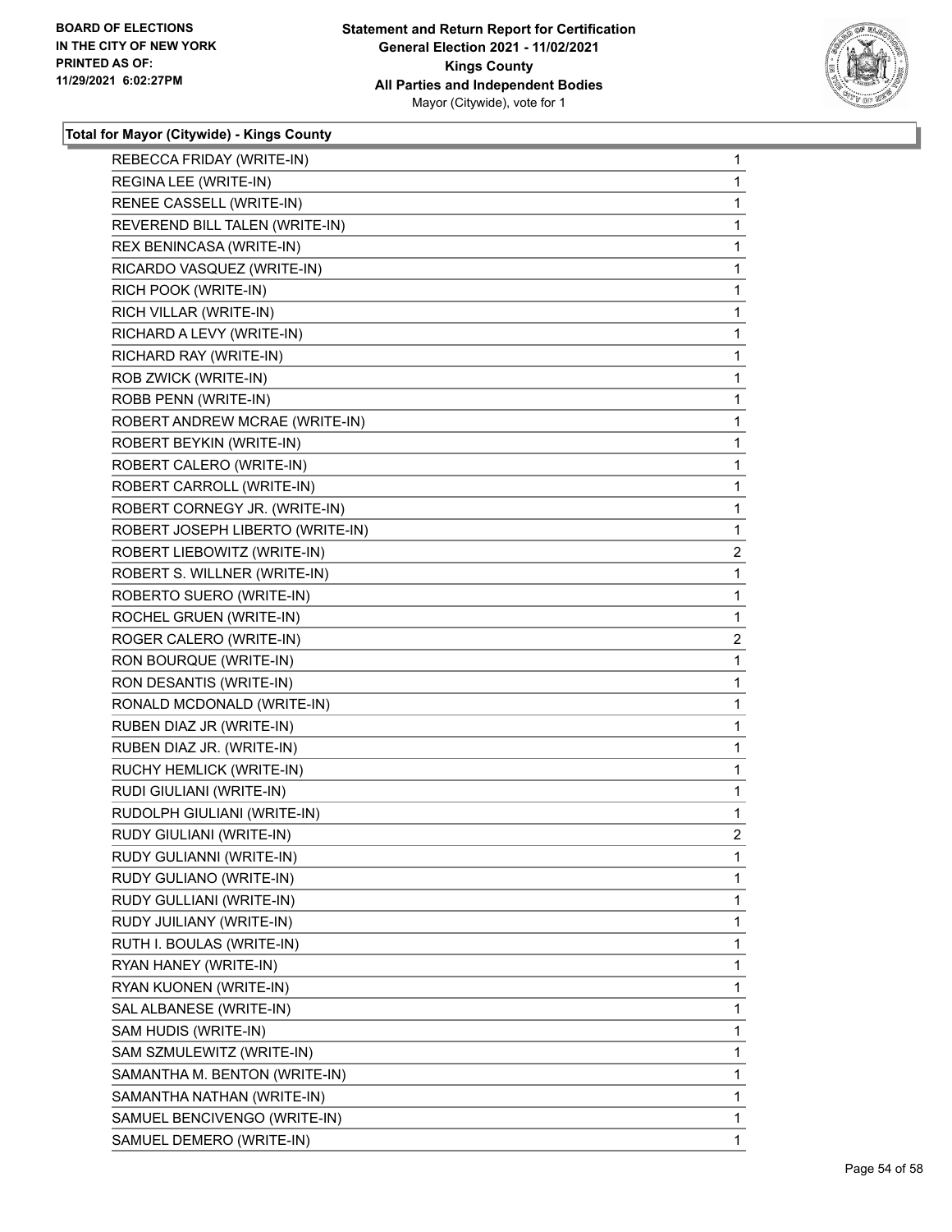### Total for Mayor (Citywide) - Kings County

| | |
|---|---|
| REBECCA FRIDAY (WRITE-IN) | 1 |
| REGINA LEE (WRITE-IN) | 1 |
| RENEE CASSELL (WRITE-IN) | 1 |
| REVEREND BILL TALEN (WRITE-IN) | 1 |
| REX BENINCASA (WRITE-IN) | 1 |
| RICARDO VASQUEZ (WRITE-IN) | 1 |
| RICH POOK (WRITE-IN) | 1 |
| RICH VILLAR (WRITE-IN) | 1 |
| RICHARD A LEVY (WRITE-IN) | 1 |
| RICHARD RAY (WRITE-IN) | 1 |
| ROB ZWICK (WRITE-IN) | 1 |
| ROBB PENN (WRITE-IN) | 1 |
| ROBERT ANDREW MCRAE (WRITE-IN) | 1 |
| ROBERT BEYKIN (WRITE-IN) | 1 |
| ROBERT CALERO (WRITE-IN) | 1 |
| ROBERT CARROLL (WRITE-IN) | 1 |
| ROBERT CORNEGY JR. (WRITE-IN) | 1 |
| ROBERT JOSEPH LIBERTO (WRITE-IN) | 1 |
| ROBERT LIEBOWITZ (WRITE-IN) | 2 |
| ROBERT S. WILLNER (WRITE-IN) | 1 |
| ROBERTO SUERO (WRITE-IN) | 1 |
| ROCHEL GRUEN (WRITE-IN) | 1 |
| ROGER CALERO (WRITE-IN) | 2 |
| RON BOURQUE (WRITE-IN) | 1 |
| RON DESANTIS (WRITE-IN) | 1 |
| RONALD MCDONALD (WRITE-IN) | 1 |
| RUBEN DIAZ JR (WRITE-IN) | 1 |
| RUBEN DIAZ JR. (WRITE-IN) | 1 |
| RUCHY HEMLICK (WRITE-IN) | 1 |
| RUDI GIULIANI (WRITE-IN) | 1 |
| RUDOLPH GIULIANI (WRITE-IN) | 1 |
| RUDY GIULIANI (WRITE-IN) | 2 |
| RUDY GULIANNI (WRITE-IN) | 1 |
| RUDY GULIANO (WRITE-IN) | 1 |
| RUDY GULLIANI (WRITE-IN) | 1 |
| RUDY JUILIANY (WRITE-IN) | 1 |
| RUTH I. BOULAS (WRITE-IN) | 1 |
| RYAN HANEY (WRITE-IN) | 1 |
| RYAN KUONEN (WRITE-IN) | 1 |
| SAL ALBANESE (WRITE-IN) | 1 |
| SAM HUDIS (WRITE-IN) | 1 |
| SAM SZMULEWITZ (WRITE-IN) | 1 |
| SAMANTHA M. BENTON (WRITE-IN) | 1 |
| SAMANTHA NATHAN (WRITE-IN) | 1 |
| SAMUEL BENCIVENGO (WRITE-IN) | 1 |
| SAMUEL DEMERO (WRITE-IN) | 1 |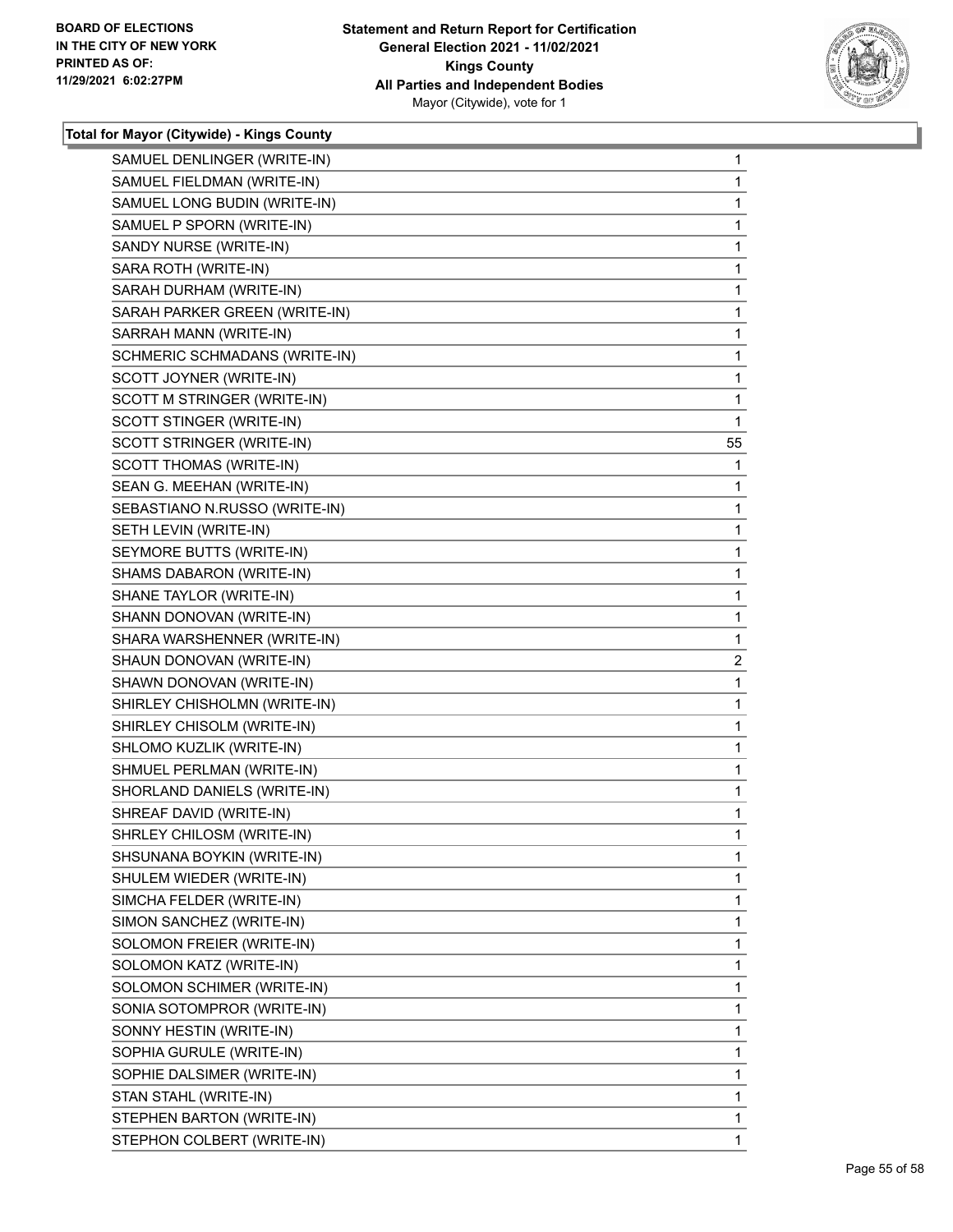**BOARD OF ELECTIONS IN THE CITY OF NEW YORK PRINTED AS OF: 11/29/2021 6:02:27PM**

**Statement and Return Report for Certification General Election 2021 - 11/02/2021 Kings County All Parties and Independent Bodies** Mayor (Citywide), vote for 1

### Total for Mayor (Citywide) - Kings County

| Candidate | Votes |
|---|---|
| SAMUEL DENLINGER (WRITE-IN) | 1 |
| SAMUEL FIELDMAN (WRITE-IN) | 1 |
| SAMUEL LONG BUDIN (WRITE-IN) | 1 |
| SAMUEL P SPORN (WRITE-IN) | 1 |
| SANDY NURSE (WRITE-IN) | 1 |
| SARA ROTH (WRITE-IN) | 1 |
| SARAH DURHAM (WRITE-IN) | 1 |
| SARAH PARKER GREEN (WRITE-IN) | 1 |
| SARRAH MANN (WRITE-IN) | 1 |
| SCHMERIC SCHMADANS (WRITE-IN) | 1 |
| SCOTT JOYNER (WRITE-IN) | 1 |
| SCOTT M STRINGER (WRITE-IN) | 1 |
| SCOTT STINGER (WRITE-IN) | 1 |
| SCOTT STRINGER (WRITE-IN) | 55 |
| SCOTT THOMAS (WRITE-IN) | 1 |
| SEAN G. MEEHAN (WRITE-IN) | 1 |
| SEBASTIANO N.RUSSO (WRITE-IN) | 1 |
| SETH LEVIN (WRITE-IN) | 1 |
| SEYMORE BUTTS (WRITE-IN) | 1 |
| SHAMS DABARON (WRITE-IN) | 1 |
| SHANE TAYLOR (WRITE-IN) | 1 |
| SHANN DONOVAN (WRITE-IN) | 1 |
| SHARA WARSHENNER (WRITE-IN) | 1 |
| SHAUN DONOVAN (WRITE-IN) | 2 |
| SHAWN DONOVAN (WRITE-IN) | 1 |
| SHIRLEY CHISHOLMN (WRITE-IN) | 1 |
| SHIRLEY CHISOLM (WRITE-IN) | 1 |
| SHLOMO KUZLIK (WRITE-IN) | 1 |
| SHMUEL PERLMAN (WRITE-IN) | 1 |
| SHORLAND DANIELS (WRITE-IN) | 1 |
| SHREAF DAVID (WRITE-IN) | 1 |
| SHRLEY CHILOSM (WRITE-IN) | 1 |
| SHSUNANA BOYKIN (WRITE-IN) | 1 |
| SHULEM WIEDER (WRITE-IN) | 1 |
| SIMCHA FELDER (WRITE-IN) | 1 |
| SIMON SANCHEZ (WRITE-IN) | 1 |
| SOLOMON FREIER (WRITE-IN) | 1 |
| SOLOMON KATZ (WRITE-IN) | 1 |
| SOLOMON SCHIMER (WRITE-IN) | 1 |
| SONIA SOTOMPROR (WRITE-IN) | 1 |
| SONNY HESTIN (WRITE-IN) | 1 |
| SOPHIA GURULE (WRITE-IN) | 1 |
| SOPHIE DALSIMER (WRITE-IN) | 1 |
| STAN STAHL (WRITE-IN) | 1 |
| STEPHEN BARTON (WRITE-IN) | 1 |
| STEPHON COLBERT (WRITE-IN) | 1 |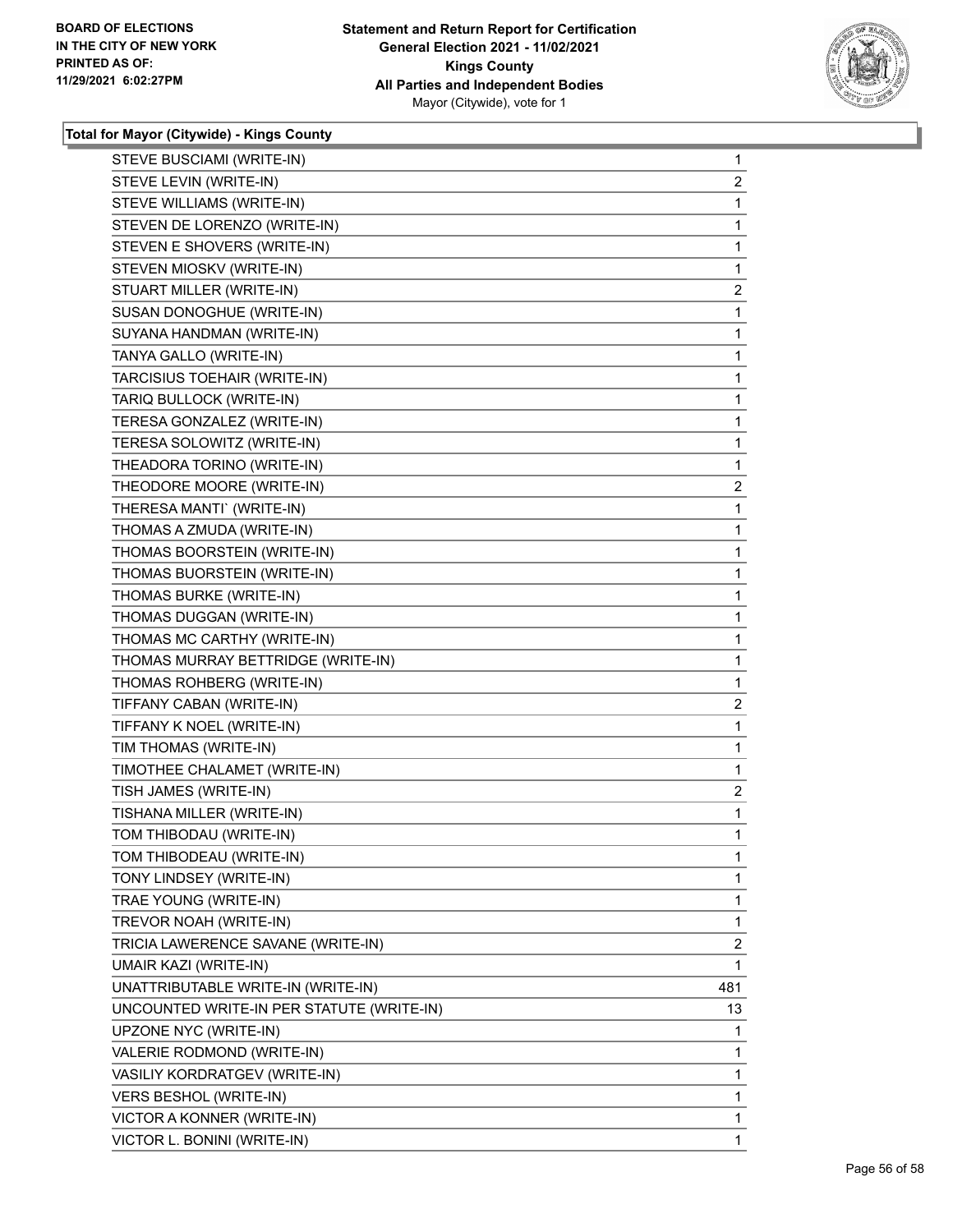**Total for Mayor (Citywide) - Kings County**

| Candidate | Votes |
|---|---|
| STEVE BUSCIAMI (WRITE-IN) | 1 |
| STEVE LEVIN (WRITE-IN) | 2 |
| STEVE WILLIAMS (WRITE-IN) | 1 |
| STEVEN DE LORENZO (WRITE-IN) | 1 |
| STEVEN E SHOVERS (WRITE-IN) | 1 |
| STEVEN MIOSKV (WRITE-IN) | 1 |
| STUART MILLER (WRITE-IN) | 2 |
| SUSAN DONOGHUE (WRITE-IN) | 1 |
| SUYANA HANDMAN (WRITE-IN) | 1 |
| TANYA GALLO (WRITE-IN) | 1 |
| TARCISIUS TOEHAIR (WRITE-IN) | 1 |
| TARIQ BULLOCK (WRITE-IN) | 1 |
| TERESA GONZALEZ (WRITE-IN) | 1 |
| TERESA SOLOWITZ (WRITE-IN) | 1 |
| THEADORA TORINO (WRITE-IN) | 1 |
| THEODORE MOORE (WRITE-IN) | 2 |
| THERESA MANTI` (WRITE-IN) | 1 |
| THOMAS A ZMUDA (WRITE-IN) | 1 |
| THOMAS BOORSTEIN (WRITE-IN) | 1 |
| THOMAS BUORSTEIN (WRITE-IN) | 1 |
| THOMAS BURKE (WRITE-IN) | 1 |
| THOMAS DUGGAN (WRITE-IN) | 1 |
| THOMAS MC CARTHY (WRITE-IN) | 1 |
| THOMAS MURRAY BETTRIDGE (WRITE-IN) | 1 |
| THOMAS ROHBERG (WRITE-IN) | 1 |
| TIFFANY CABAN (WRITE-IN) | 2 |
| TIFFANY K NOEL (WRITE-IN) | 1 |
| TIM THOMAS (WRITE-IN) | 1 |
| TIMOTHEE CHALAMET (WRITE-IN) | 1 |
| TISH JAMES (WRITE-IN) | 2 |
| TISHANA MILLER (WRITE-IN) | 1 |
| TOM THIBODAU (WRITE-IN) | 1 |
| TOM THIBODEAU (WRITE-IN) | 1 |
| TONY LINDSEY (WRITE-IN) | 1 |
| TRAE YOUNG (WRITE-IN) | 1 |
| TREVOR NOAH (WRITE-IN) | 1 |
| TRICIA LAWERENCE SAVANE (WRITE-IN) | 2 |
| UMAIR KAZI (WRITE-IN) | 1 |
| UNATTRIBUTABLE WRITE-IN (WRITE-IN) | 481 |
| UNCOUNTED WRITE-IN PER STATUTE (WRITE-IN) | 13 |
| UPZONE NYC (WRITE-IN) | 1 |
| VALERIE RODMOND (WRITE-IN) | 1 |
| VASILIY KORDRATGEV (WRITE-IN) | 1 |
| VERS BESHOL (WRITE-IN) | 1 |
| VICTOR A KONNER (WRITE-IN) | 1 |
| VICTOR L. BONINI (WRITE-IN) | 1 |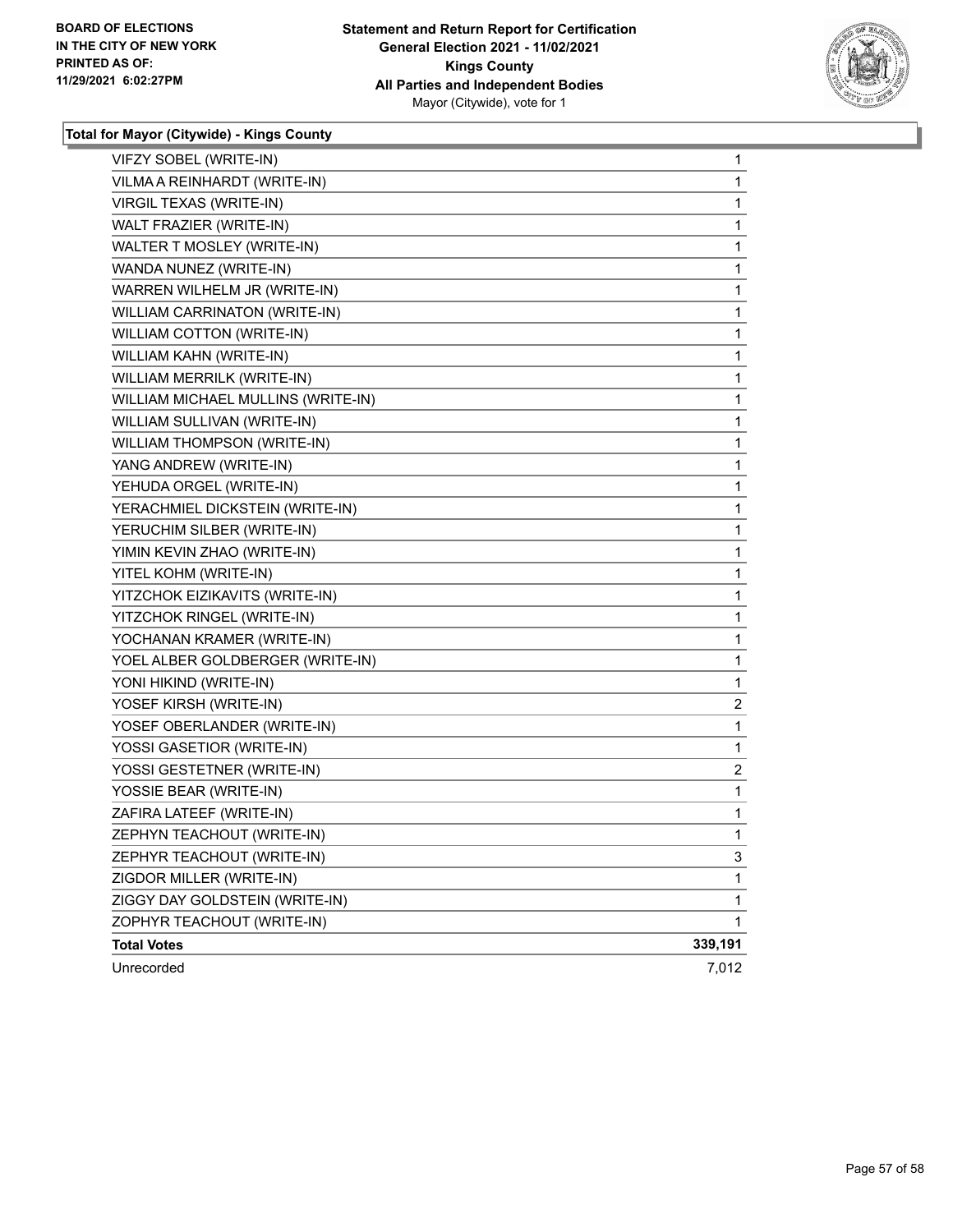**BOARD OF ELECTIONS IN THE CITY OF NEW YORK PRINTED AS OF: 11/29/2021 6:02:27PM**

**Statement and Return Report for Certification General Election 2021 - 11/02/2021 Kings County All Parties and Independent Bodies**
Mayor (Citywide), vote for 1

### Total for Mayor (Citywide) - Kings County

| Candidate | Votes |
|---|---|
| VIFZY SOBEL (WRITE-IN) | 1 |
| VILMA A REINHARDT (WRITE-IN) | 1 |
| VIRGIL TEXAS (WRITE-IN) | 1 |
| WALT FRAZIER (WRITE-IN) | 1 |
| WALTER T MOSLEY (WRITE-IN) | 1 |
| WANDA NUNEZ (WRITE-IN) | 1 |
| WARREN WILHELM JR (WRITE-IN) | 1 |
| WILLIAM CARRINATON (WRITE-IN) | 1 |
| WILLIAM COTTON (WRITE-IN) | 1 |
| WILLIAM KAHN (WRITE-IN) | 1 |
| WILLIAM MERRILK (WRITE-IN) | 1 |
| WILLIAM MICHAEL MULLINS (WRITE-IN) | 1 |
| WILLIAM SULLIVAN (WRITE-IN) | 1 |
| WILLIAM THOMPSON (WRITE-IN) | 1 |
| YANG ANDREW (WRITE-IN) | 1 |
| YEHUDA ORGEL (WRITE-IN) | 1 |
| YERACHMIEL DICKSTEIN (WRITE-IN) | 1 |
| YERUCHIM SILBER (WRITE-IN) | 1 |
| YIMIN KEVIN ZHAO (WRITE-IN) | 1 |
| YITEL KOHM (WRITE-IN) | 1 |
| YITZCHOK EIZIKAVITS (WRITE-IN) | 1 |
| YITZCHOK RINGEL (WRITE-IN) | 1 |
| YOCHANAN KRAMER (WRITE-IN) | 1 |
| YOEL ALBER GOLDBERGER (WRITE-IN) | 1 |
| YONI HIKIND (WRITE-IN) | 1 |
| YOSEF KIRSH (WRITE-IN) | 2 |
| YOSEF OBERLANDER (WRITE-IN) | 1 |
| YOSSI GASETIOR (WRITE-IN) | 1 |
| YOSSI GESTETNER (WRITE-IN) | 2 |
| YOSSIE BEAR (WRITE-IN) | 1 |
| ZAFIRA LATEEF (WRITE-IN) | 1 |
| ZEPHYN TEACHOUT (WRITE-IN) | 1 |
| ZEPHYR TEACHOUT (WRITE-IN) | 3 |
| ZIGDOR MILLER (WRITE-IN) | 1 |
| ZIGGY DAY GOLDSTEIN (WRITE-IN) | 1 |
| ZOPHYR TEACHOUT (WRITE-IN) | 1 |
| **Total Votes** | **339,191** |
| Unrecorded | 7,012 |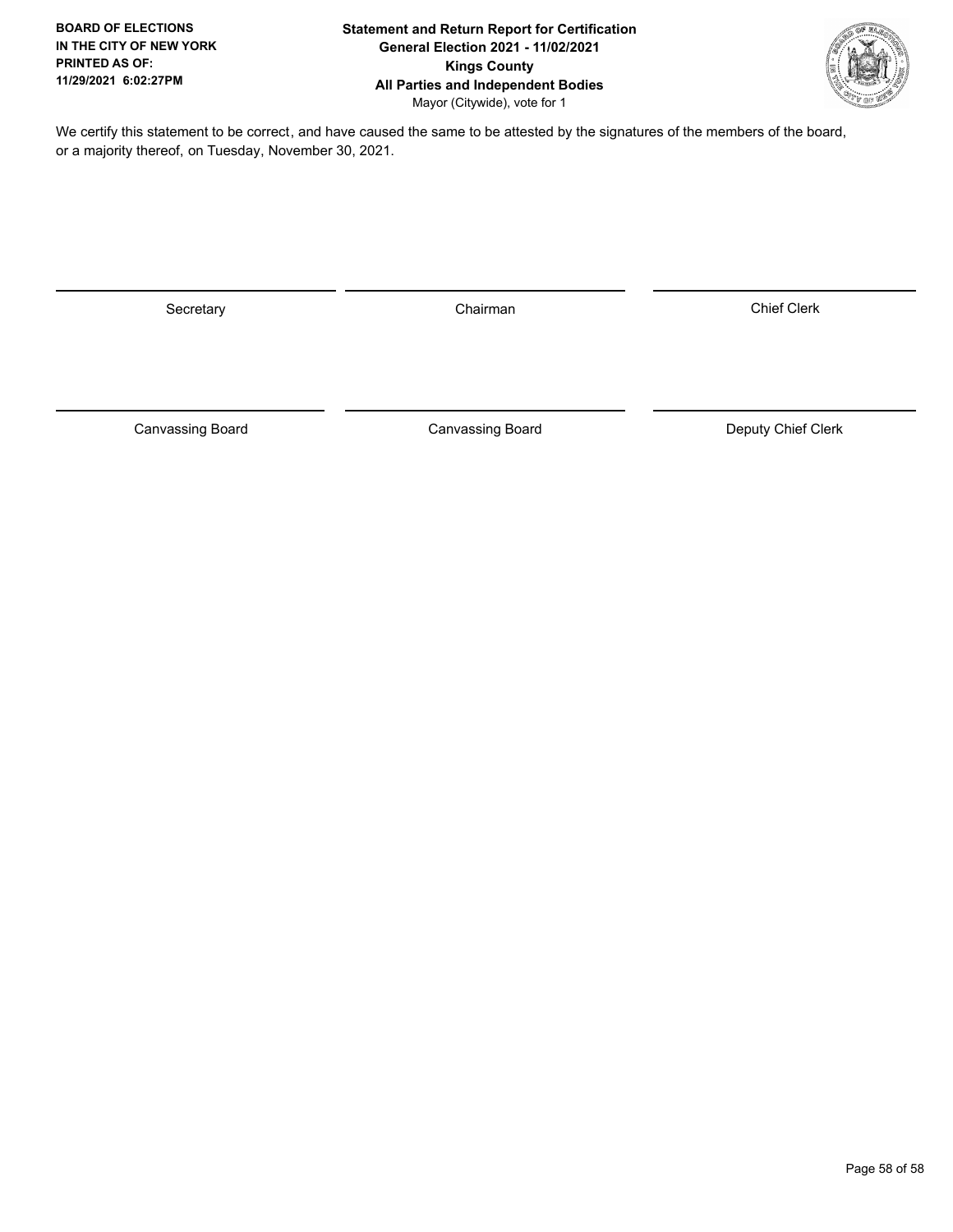**BOARD OF ELECTIONS IN THE CITY OF NEW YORK**
**PRINTED AS OF: 11/29/2021 6:02:27PM**

**Statement and Return Report for Certification**
**General Election 2021 - 11/02/2021**
**Kings County**
**All Parties and Independent Bodies**
Mayor (Citywide), vote for 1

We certify this statement to be correct, and have caused the same to be attested by the signatures of the members of the board, or a majority thereof, on Tuesday, November 30, 2021.

| | | |
|---|---|---|
| Secretary | Chairman | Chief Clerk |
| Canvassing Board | Canvassing Board | Deputy Chief Clerk |